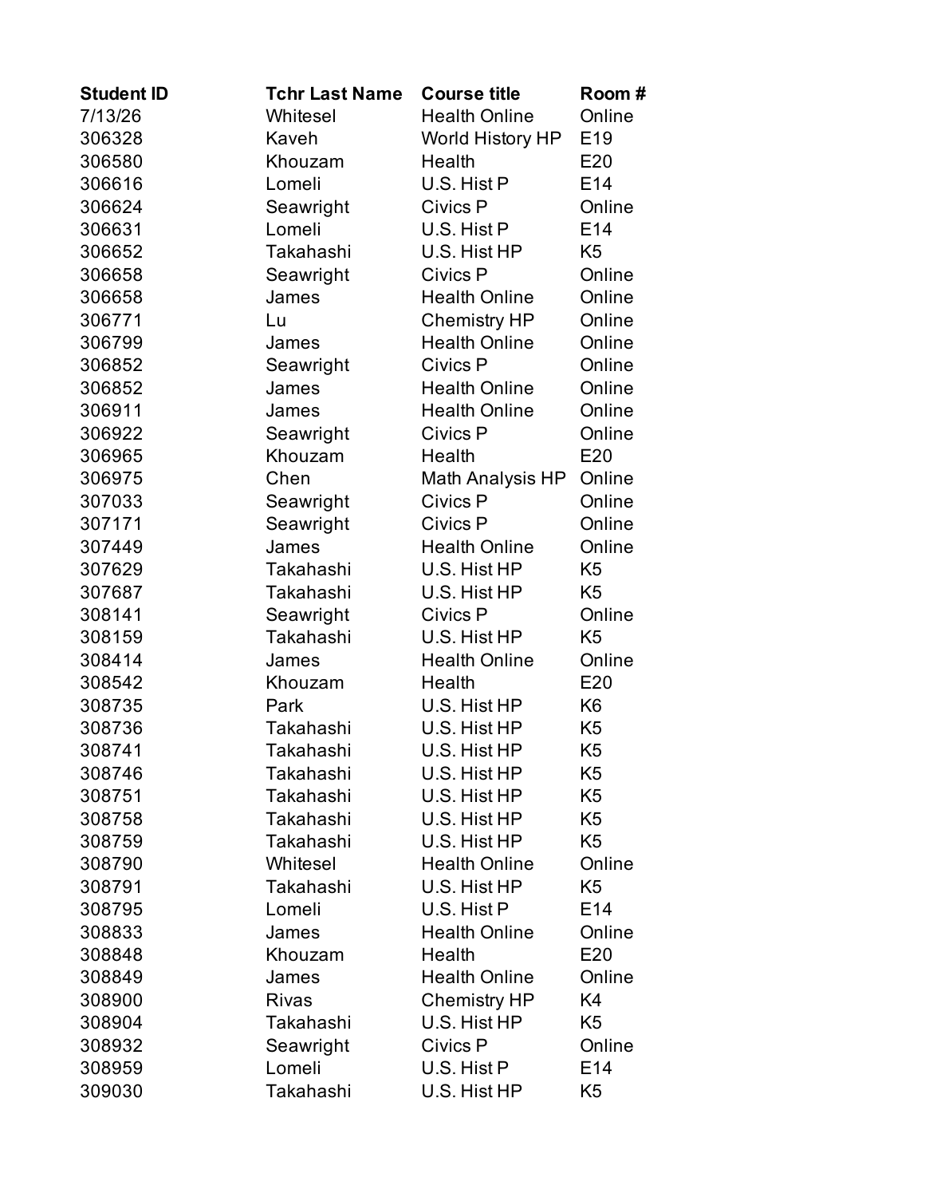| Student ID | Tchr Last Name | Course title | Room # |
|---|---|---|---|
| 7/13/26 | Whitesel | Health Online | Online |
| 306328 | Kaveh | World History HP | E19 |
| 306580 | Khouzam | Health | E20 |
| 306616 | Lomeli | U.S. Hist P | E14 |
| 306624 | Seawright | Civics P | Online |
| 306631 | Lomeli | U.S. Hist P | E14 |
| 306652 | Takahashi | U.S. Hist HP | K5 |
| 306658 | Seawright | Civics P | Online |
| 306658 | James | Health Online | Online |
| 306771 | Lu | Chemistry HP | Online |
| 306799 | James | Health Online | Online |
| 306852 | Seawright | Civics P | Online |
| 306852 | James | Health Online | Online |
| 306911 | James | Health Online | Online |
| 306922 | Seawright | Civics P | Online |
| 306965 | Khouzam | Health | E20 |
| 306975 | Chen | Math Analysis HP | Online |
| 307033 | Seawright | Civics P | Online |
| 307171 | Seawright | Civics P | Online |
| 307449 | James | Health Online | Online |
| 307629 | Takahashi | U.S. Hist HP | K5 |
| 307687 | Takahashi | U.S. Hist HP | K5 |
| 308141 | Seawright | Civics P | Online |
| 308159 | Takahashi | U.S. Hist HP | K5 |
| 308414 | James | Health Online | Online |
| 308542 | Khouzam | Health | E20 |
| 308735 | Park | U.S. Hist HP | K6 |
| 308736 | Takahashi | U.S. Hist HP | K5 |
| 308741 | Takahashi | U.S. Hist HP | K5 |
| 308746 | Takahashi | U.S. Hist HP | K5 |
| 308751 | Takahashi | U.S. Hist HP | K5 |
| 308758 | Takahashi | U.S. Hist HP | K5 |
| 308759 | Takahashi | U.S. Hist HP | K5 |
| 308790 | Whitesel | Health Online | Online |
| 308791 | Takahashi | U.S. Hist HP | K5 |
| 308795 | Lomeli | U.S. Hist P | E14 |
| 308833 | James | Health Online | Online |
| 308848 | Khouzam | Health | E20 |
| 308849 | James | Health Online | Online |
| 308900 | Rivas | Chemistry HP | K4 |
| 308904 | Takahashi | U.S. Hist HP | K5 |
| 308932 | Seawright | Civics P | Online |
| 308959 | Lomeli | U.S. Hist P | E14 |
| 309030 | Takahashi | U.S. Hist HP | K5 |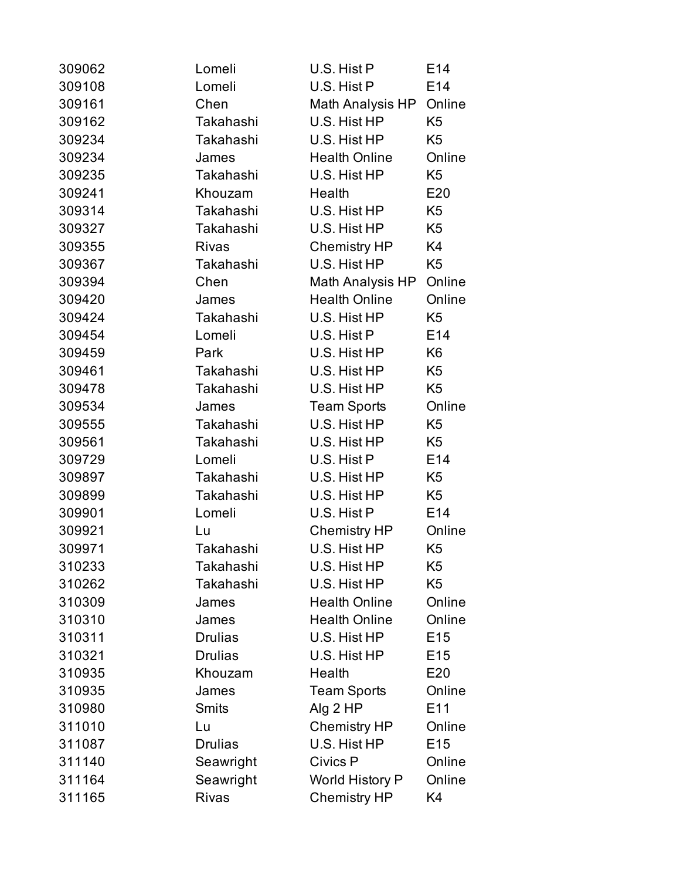| | | | |
|---|---|---|---|
| 309062 | Lomeli | U.S. Hist P | E14 |
| 309108 | Lomeli | U.S. Hist P | E14 |
| 309161 | Chen | Math Analysis HP | Online |
| 309162 | Takahashi | U.S. Hist HP | K5 |
| 309234 | Takahashi | U.S. Hist HP | K5 |
| 309234 | James | Health Online | Online |
| 309235 | Takahashi | U.S. Hist HP | K5 |
| 309241 | Khouzam | Health | E20 |
| 309314 | Takahashi | U.S. Hist HP | K5 |
| 309327 | Takahashi | U.S. Hist HP | K5 |
| 309355 | Rivas | Chemistry HP | K4 |
| 309367 | Takahashi | U.S. Hist HP | K5 |
| 309394 | Chen | Math Analysis HP | Online |
| 309420 | James | Health Online | Online |
| 309424 | Takahashi | U.S. Hist HP | K5 |
| 309454 | Lomeli | U.S. Hist P | E14 |
| 309459 | Park | U.S. Hist HP | K6 |
| 309461 | Takahashi | U.S. Hist HP | K5 |
| 309478 | Takahashi | U.S. Hist HP | K5 |
| 309534 | James | Team Sports | Online |
| 309555 | Takahashi | U.S. Hist HP | K5 |
| 309561 | Takahashi | U.S. Hist HP | K5 |
| 309729 | Lomeli | U.S. Hist P | E14 |
| 309897 | Takahashi | U.S. Hist HP | K5 |
| 309899 | Takahashi | U.S. Hist HP | K5 |
| 309901 | Lomeli | U.S. Hist P | E14 |
| 309921 | Lu | Chemistry HP | Online |
| 309971 | Takahashi | U.S. Hist HP | K5 |
| 310233 | Takahashi | U.S. Hist HP | K5 |
| 310262 | Takahashi | U.S. Hist HP | K5 |
| 310309 | James | Health Online | Online |
| 310310 | James | Health Online | Online |
| 310311 | Drulias | U.S. Hist HP | E15 |
| 310321 | Drulias | U.S. Hist HP | E15 |
| 310935 | Khouzam | Health | E20 |
| 310935 | James | Team Sports | Online |
| 310980 | Smits | Alg 2 HP | E11 |
| 311010 | Lu | Chemistry HP | Online |
| 311087 | Drulias | U.S. Hist HP | E15 |
| 311140 | Seawright | Civics P | Online |
| 311164 | Seawright | World History P | Online |
| 311165 | Rivas | Chemistry HP | K4 |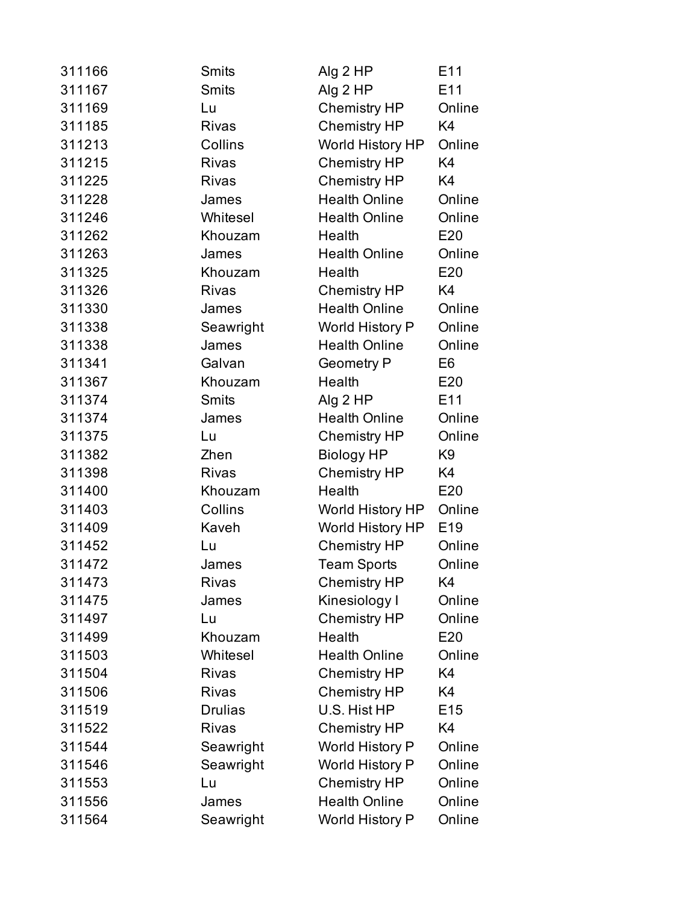| | | | |
|---|---|---|---|
| 311166 | Smits | Alg 2 HP | E11 |
| 311167 | Smits | Alg 2 HP | E11 |
| 311169 | Lu | Chemistry HP | Online |
| 311185 | Rivas | Chemistry HP | K4 |
| 311213 | Collins | World History HP | Online |
| 311215 | Rivas | Chemistry HP | K4 |
| 311225 | Rivas | Chemistry HP | K4 |
| 311228 | James | Health Online | Online |
| 311246 | Whitesel | Health Online | Online |
| 311262 | Khouzam | Health | E20 |
| 311263 | James | Health Online | Online |
| 311325 | Khouzam | Health | E20 |
| 311326 | Rivas | Chemistry HP | K4 |
| 311330 | James | Health Online | Online |
| 311338 | Seawright | World History P | Online |
| 311338 | James | Health Online | Online |
| 311341 | Galvan | Geometry P | E6 |
| 311367 | Khouzam | Health | E20 |
| 311374 | Smits | Alg 2 HP | E11 |
| 311374 | James | Health Online | Online |
| 311375 | Lu | Chemistry HP | Online |
| 311382 | Zhen | Biology HP | K9 |
| 311398 | Rivas | Chemistry HP | K4 |
| 311400 | Khouzam | Health | E20 |
| 311403 | Collins | World History HP | Online |
| 311409 | Kaveh | World History HP | E19 |
| 311452 | Lu | Chemistry HP | Online |
| 311472 | James | Team Sports | Online |
| 311473 | Rivas | Chemistry HP | K4 |
| 311475 | James | Kinesiology I | Online |
| 311497 | Lu | Chemistry HP | Online |
| 311499 | Khouzam | Health | E20 |
| 311503 | Whitesel | Health Online | Online |
| 311504 | Rivas | Chemistry HP | K4 |
| 311506 | Rivas | Chemistry HP | K4 |
| 311519 | Drulias | U.S. Hist HP | E15 |
| 311522 | Rivas | Chemistry HP | K4 |
| 311544 | Seawright | World History P | Online |
| 311546 | Seawright | World History P | Online |
| 311553 | Lu | Chemistry HP | Online |
| 311556 | James | Health Online | Online |
| 311564 | Seawright | World History P | Online |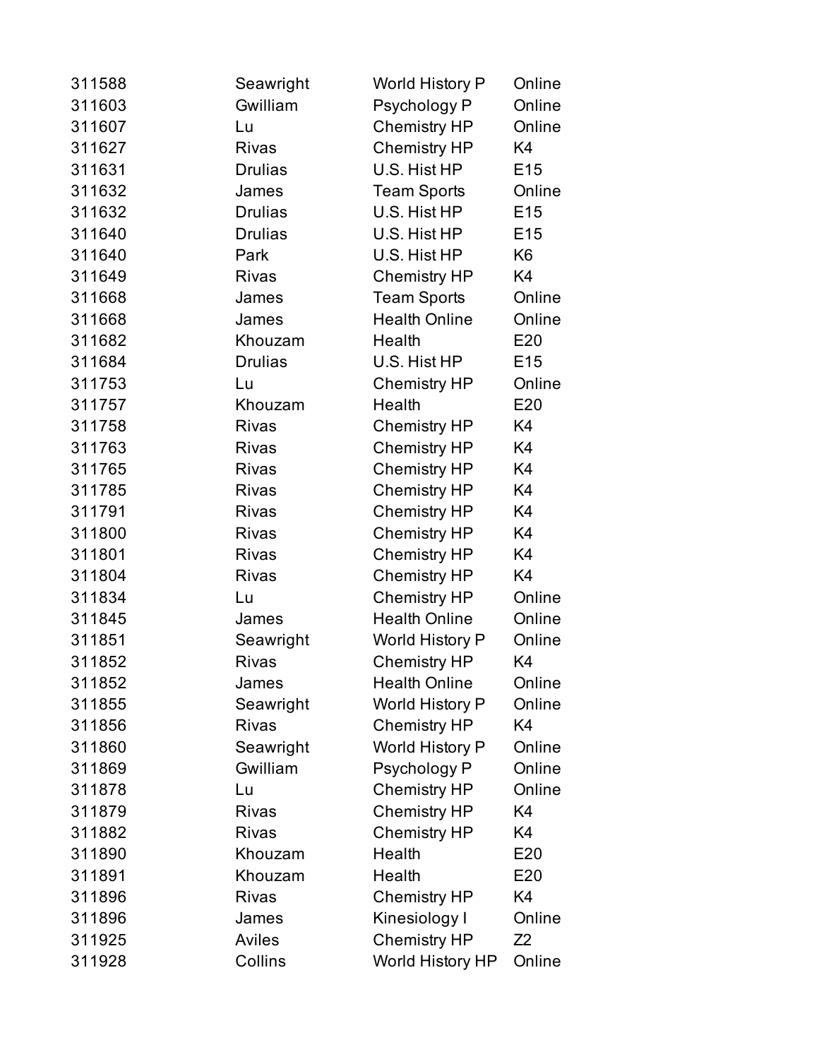| | | | |
|---|---|---|---|
| 311588 | Seawright | World History P | Online |
| 311603 | Gwilliam | Psychology P | Online |
| 311607 | Lu | Chemistry HP | Online |
| 311627 | Rivas | Chemistry HP | K4 |
| 311631 | Drulias | U.S. Hist HP | E15 |
| 311632 | James | Team Sports | Online |
| 311632 | Drulias | U.S. Hist HP | E15 |
| 311640 | Drulias | U.S. Hist HP | E15 |
| 311640 | Park | U.S. Hist HP | K6 |
| 311649 | Rivas | Chemistry HP | K4 |
| 311668 | James | Team Sports | Online |
| 311668 | James | Health Online | Online |
| 311682 | Khouzam | Health | E20 |
| 311684 | Drulias | U.S. Hist HP | E15 |
| 311753 | Lu | Chemistry HP | Online |
| 311757 | Khouzam | Health | E20 |
| 311758 | Rivas | Chemistry HP | K4 |
| 311763 | Rivas | Chemistry HP | K4 |
| 311765 | Rivas | Chemistry HP | K4 |
| 311785 | Rivas | Chemistry HP | K4 |
| 311791 | Rivas | Chemistry HP | K4 |
| 311800 | Rivas | Chemistry HP | K4 |
| 311801 | Rivas | Chemistry HP | K4 |
| 311804 | Rivas | Chemistry HP | K4 |
| 311834 | Lu | Chemistry HP | Online |
| 311845 | James | Health Online | Online |
| 311851 | Seawright | World History P | Online |
| 311852 | Rivas | Chemistry HP | K4 |
| 311852 | James | Health Online | Online |
| 311855 | Seawright | World History P | Online |
| 311856 | Rivas | Chemistry HP | K4 |
| 311860 | Seawright | World History P | Online |
| 311869 | Gwilliam | Psychology P | Online |
| 311878 | Lu | Chemistry HP | Online |
| 311879 | Rivas | Chemistry HP | K4 |
| 311882 | Rivas | Chemistry HP | K4 |
| 311890 | Khouzam | Health | E20 |
| 311891 | Khouzam | Health | E20 |
| 311896 | Rivas | Chemistry HP | K4 |
| 311896 | James | Kinesiology I | Online |
| 311925 | Aviles | Chemistry HP | Z2 |
| 311928 | Collins | World History HP | Online |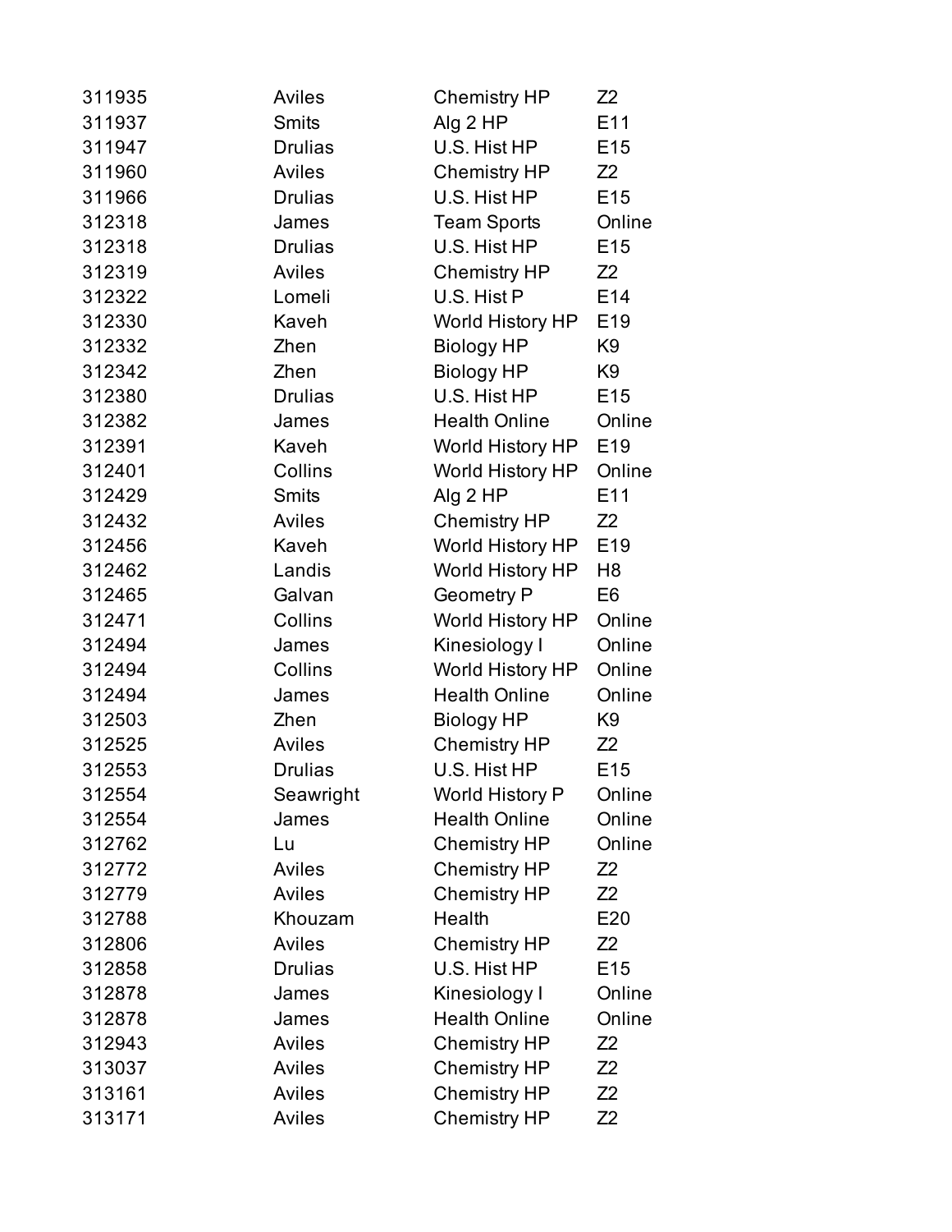| | | | |
|---|---|---|---|
| 311935 | Aviles | Chemistry HP | Z2 |
| 311937 | Smits | Alg 2 HP | E11 |
| 311947 | Drulias | U.S. Hist HP | E15 |
| 311960 | Aviles | Chemistry HP | Z2 |
| 311966 | Drulias | U.S. Hist HP | E15 |
| 312318 | James | Team Sports | Online |
| 312318 | Drulias | U.S. Hist HP | E15 |
| 312319 | Aviles | Chemistry HP | Z2 |
| 312322 | Lomeli | U.S. Hist P | E14 |
| 312330 | Kaveh | World History HP | E19 |
| 312332 | Zhen | Biology HP | K9 |
| 312342 | Zhen | Biology HP | K9 |
| 312380 | Drulias | U.S. Hist HP | E15 |
| 312382 | James | Health Online | Online |
| 312391 | Kaveh | World History HP | E19 |
| 312401 | Collins | World History HP | Online |
| 312429 | Smits | Alg 2 HP | E11 |
| 312432 | Aviles | Chemistry HP | Z2 |
| 312456 | Kaveh | World History HP | E19 |
| 312462 | Landis | World History HP | H8 |
| 312465 | Galvan | Geometry P | E6 |
| 312471 | Collins | World History HP | Online |
| 312494 | James | Kinesiology I | Online |
| 312494 | Collins | World History HP | Online |
| 312494 | James | Health Online | Online |
| 312503 | Zhen | Biology HP | K9 |
| 312525 | Aviles | Chemistry HP | Z2 |
| 312553 | Drulias | U.S. Hist HP | E15 |
| 312554 | Seawright | World History P | Online |
| 312554 | James | Health Online | Online |
| 312762 | Lu | Chemistry HP | Online |
| 312772 | Aviles | Chemistry HP | Z2 |
| 312779 | Aviles | Chemistry HP | Z2 |
| 312788 | Khouzam | Health | E20 |
| 312806 | Aviles | Chemistry HP | Z2 |
| 312858 | Drulias | U.S. Hist HP | E15 |
| 312878 | James | Kinesiology I | Online |
| 312878 | James | Health Online | Online |
| 312943 | Aviles | Chemistry HP | Z2 |
| 313037 | Aviles | Chemistry HP | Z2 |
| 313161 | Aviles | Chemistry HP | Z2 |
| 313171 | Aviles | Chemistry HP | Z2 |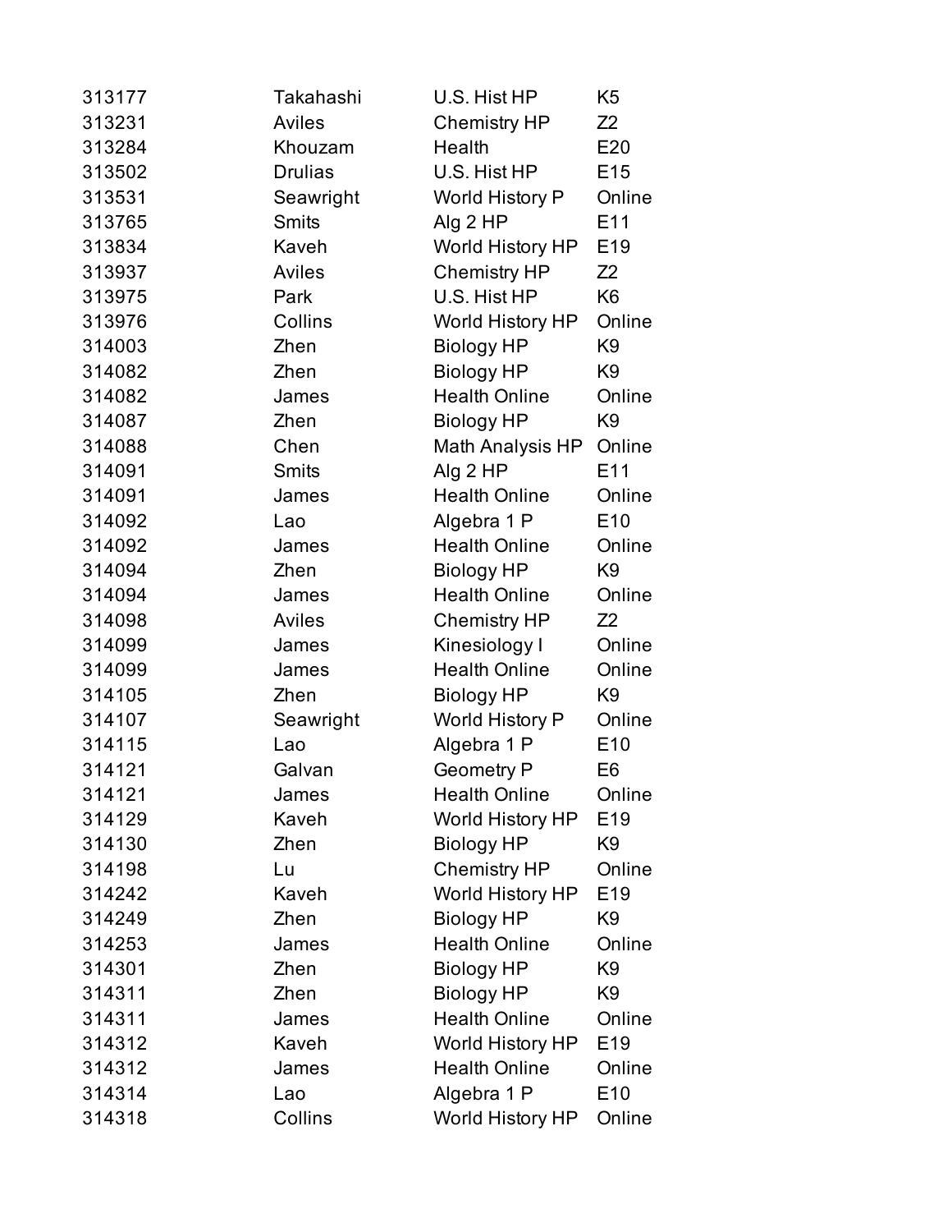| | | | |
|---|---|---|---|
| 313177 | Takahashi | U.S. Hist HP | K5 |
| 313231 | Aviles | Chemistry HP | Z2 |
| 313284 | Khouzam | Health | E20 |
| 313502 | Drulias | U.S. Hist HP | E15 |
| 313531 | Seawright | World History P | Online |
| 313765 | Smits | Alg 2 HP | E11 |
| 313834 | Kaveh | World History HP | E19 |
| 313937 | Aviles | Chemistry HP | Z2 |
| 313975 | Park | U.S. Hist HP | K6 |
| 313976 | Collins | World History HP | Online |
| 314003 | Zhen | Biology HP | K9 |
| 314082 | Zhen | Biology HP | K9 |
| 314082 | James | Health Online | Online |
| 314087 | Zhen | Biology HP | K9 |
| 314088 | Chen | Math Analysis HP | Online |
| 314091 | Smits | Alg 2 HP | E11 |
| 314091 | James | Health Online | Online |
| 314092 | Lao | Algebra 1 P | E10 |
| 314092 | James | Health Online | Online |
| 314094 | Zhen | Biology HP | K9 |
| 314094 | James | Health Online | Online |
| 314098 | Aviles | Chemistry HP | Z2 |
| 314099 | James | Kinesiology I | Online |
| 314099 | James | Health Online | Online |
| 314105 | Zhen | Biology HP | K9 |
| 314107 | Seawright | World History P | Online |
| 314115 | Lao | Algebra 1 P | E10 |
| 314121 | Galvan | Geometry P | E6 |
| 314121 | James | Health Online | Online |
| 314129 | Kaveh | World History HP | E19 |
| 314130 | Zhen | Biology HP | K9 |
| 314198 | Lu | Chemistry HP | Online |
| 314242 | Kaveh | World History HP | E19 |
| 314249 | Zhen | Biology HP | K9 |
| 314253 | James | Health Online | Online |
| 314301 | Zhen | Biology HP | K9 |
| 314311 | Zhen | Biology HP | K9 |
| 314311 | James | Health Online | Online |
| 314312 | Kaveh | World History HP | E19 |
| 314312 | James | Health Online | Online |
| 314314 | Lao | Algebra 1 P | E10 |
| 314318 | Collins | World History HP | Online |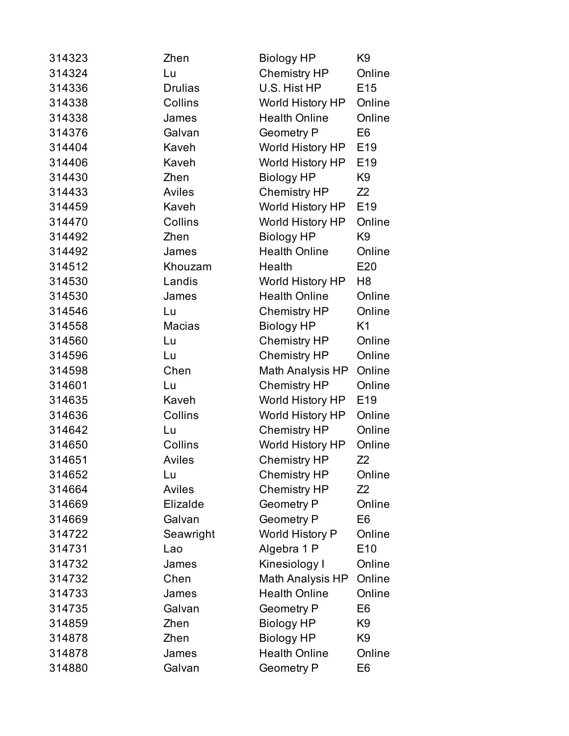| | | | |
|---|---|---|---|
| 314323 | Zhen | Biology HP | K9 |
| 314324 | Lu | Chemistry HP | Online |
| 314336 | Drulias | U.S. Hist HP | E15 |
| 314338 | Collins | World History HP | Online |
| 314338 | James | Health Online | Online |
| 314376 | Galvan | Geometry P | E6 |
| 314404 | Kaveh | World History HP | E19 |
| 314406 | Kaveh | World History HP | E19 |
| 314430 | Zhen | Biology HP | K9 |
| 314433 | Aviles | Chemistry HP | Z2 |
| 314459 | Kaveh | World History HP | E19 |
| 314470 | Collins | World History HP | Online |
| 314492 | Zhen | Biology HP | K9 |
| 314492 | James | Health Online | Online |
| 314512 | Khouzam | Health | E20 |
| 314530 | Landis | World History HP | H8 |
| 314530 | James | Health Online | Online |
| 314546 | Lu | Chemistry HP | Online |
| 314558 | Macias | Biology HP | K1 |
| 314560 | Lu | Chemistry HP | Online |
| 314596 | Lu | Chemistry HP | Online |
| 314598 | Chen | Math Analysis HP | Online |
| 314601 | Lu | Chemistry HP | Online |
| 314635 | Kaveh | World History HP | E19 |
| 314636 | Collins | World History HP | Online |
| 314642 | Lu | Chemistry HP | Online |
| 314650 | Collins | World History HP | Online |
| 314651 | Aviles | Chemistry HP | Z2 |
| 314652 | Lu | Chemistry HP | Online |
| 314664 | Aviles | Chemistry HP | Z2 |
| 314669 | Elizalde | Geometry P | Online |
| 314669 | Galvan | Geometry P | E6 |
| 314722 | Seawright | World History P | Online |
| 314731 | Lao | Algebra 1 P | E10 |
| 314732 | James | Kinesiology I | Online |
| 314732 | Chen | Math Analysis HP | Online |
| 314733 | James | Health Online | Online |
| 314735 | Galvan | Geometry P | E6 |
| 314859 | Zhen | Biology HP | K9 |
| 314878 | Zhen | Biology HP | K9 |
| 314878 | James | Health Online | Online |
| 314880 | Galvan | Geometry P | E6 |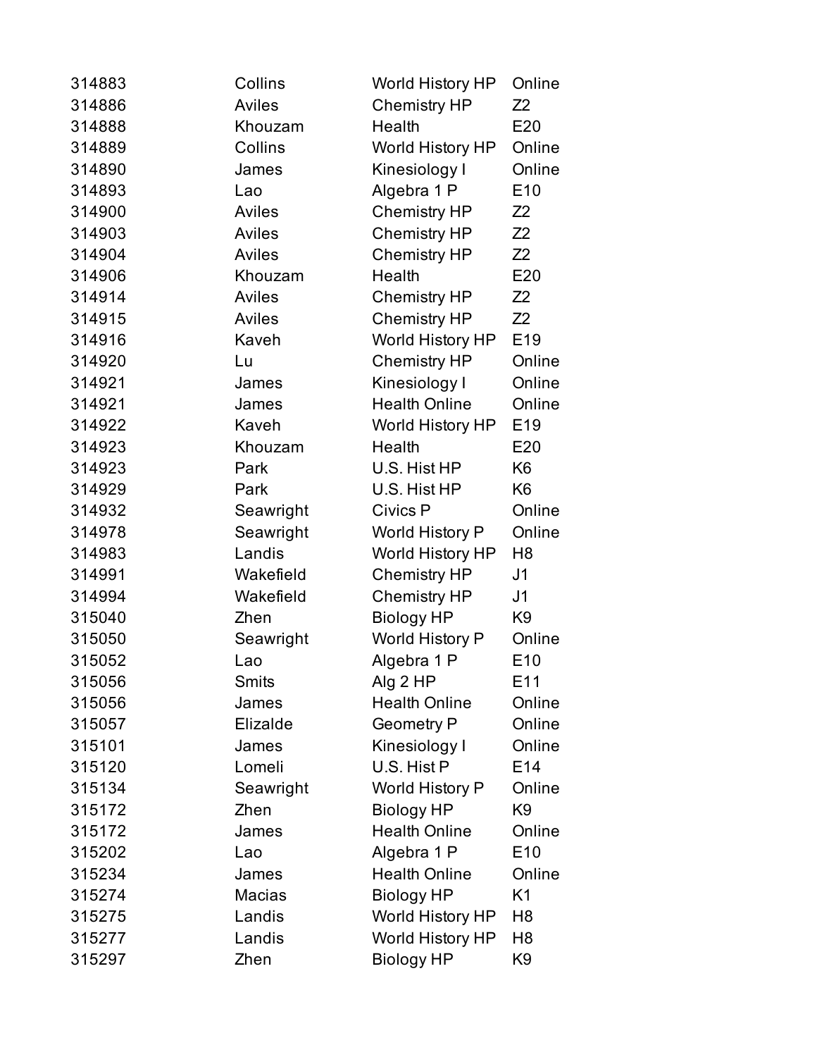| | | | |
|---|---|---|---|
| 314883 | Collins | World History HP | Online |
| 314886 | Aviles | Chemistry HP | Z2 |
| 314888 | Khouzam | Health | E20 |
| 314889 | Collins | World History HP | Online |
| 314890 | James | Kinesiology I | Online |
| 314893 | Lao | Algebra 1 P | E10 |
| 314900 | Aviles | Chemistry HP | Z2 |
| 314903 | Aviles | Chemistry HP | Z2 |
| 314904 | Aviles | Chemistry HP | Z2 |
| 314906 | Khouzam | Health | E20 |
| 314914 | Aviles | Chemistry HP | Z2 |
| 314915 | Aviles | Chemistry HP | Z2 |
| 314916 | Kaveh | World History HP | E19 |
| 314920 | Lu | Chemistry HP | Online |
| 314921 | James | Kinesiology I | Online |
| 314921 | James | Health Online | Online |
| 314922 | Kaveh | World History HP | E19 |
| 314923 | Khouzam | Health | E20 |
| 314923 | Park | U.S. Hist HP | K6 |
| 314929 | Park | U.S. Hist HP | K6 |
| 314932 | Seawright | Civics P | Online |
| 314978 | Seawright | World History P | Online |
| 314983 | Landis | World History HP | H8 |
| 314991 | Wakefield | Chemistry HP | J1 |
| 314994 | Wakefield | Chemistry HP | J1 |
| 315040 | Zhen | Biology HP | K9 |
| 315050 | Seawright | World History P | Online |
| 315052 | Lao | Algebra 1 P | E10 |
| 315056 | Smits | Alg 2 HP | E11 |
| 315056 | James | Health Online | Online |
| 315057 | Elizalde | Geometry P | Online |
| 315101 | James | Kinesiology I | Online |
| 315120 | Lomeli | U.S. Hist P | E14 |
| 315134 | Seawright | World History P | Online |
| 315172 | Zhen | Biology HP | K9 |
| 315172 | James | Health Online | Online |
| 315202 | Lao | Algebra 1 P | E10 |
| 315234 | James | Health Online | Online |
| 315274 | Macias | Biology HP | K1 |
| 315275 | Landis | World History HP | H8 |
| 315277 | Landis | World History HP | H8 |
| 315297 | Zhen | Biology HP | K9 |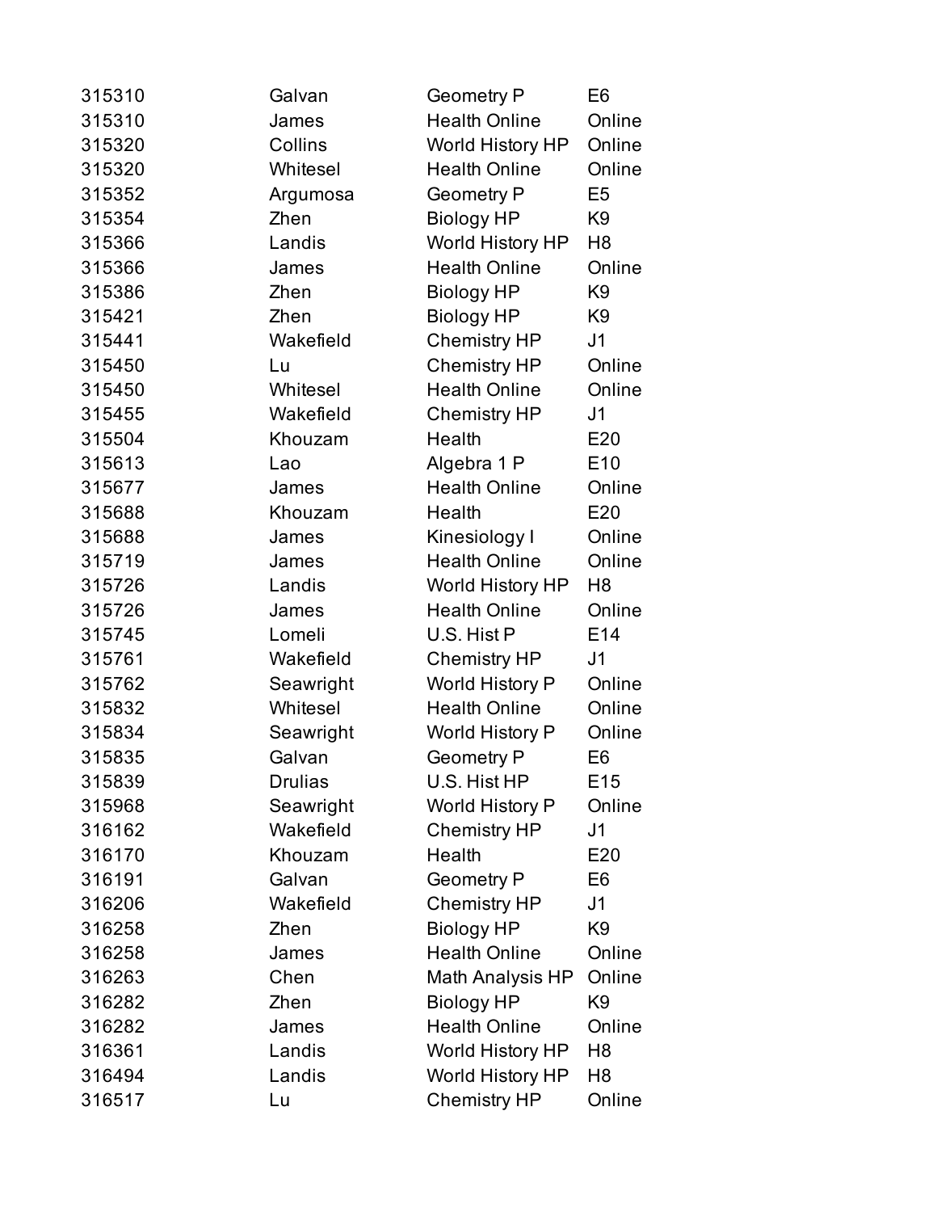| | | | |
|---|---|---|---|
| 315310 | Galvan | Geometry P | E6 |
| 315310 | James | Health Online | Online |
| 315320 | Collins | World History HP | Online |
| 315320 | Whitesel | Health Online | Online |
| 315352 | Argumosa | Geometry P | E5 |
| 315354 | Zhen | Biology HP | K9 |
| 315366 | Landis | World History HP | H8 |
| 315366 | James | Health Online | Online |
| 315386 | Zhen | Biology HP | K9 |
| 315421 | Zhen | Biology HP | K9 |
| 315441 | Wakefield | Chemistry HP | J1 |
| 315450 | Lu | Chemistry HP | Online |
| 315450 | Whitesel | Health Online | Online |
| 315455 | Wakefield | Chemistry HP | J1 |
| 315504 | Khouzam | Health | E20 |
| 315613 | Lao | Algebra 1 P | E10 |
| 315677 | James | Health Online | Online |
| 315688 | Khouzam | Health | E20 |
| 315688 | James | Kinesiology I | Online |
| 315719 | James | Health Online | Online |
| 315726 | Landis | World History HP | H8 |
| 315726 | James | Health Online | Online |
| 315745 | Lomeli | U.S. Hist P | E14 |
| 315761 | Wakefield | Chemistry HP | J1 |
| 315762 | Seawright | World History P | Online |
| 315832 | Whitesel | Health Online | Online |
| 315834 | Seawright | World History P | Online |
| 315835 | Galvan | Geometry P | E6 |
| 315839 | Drulias | U.S. Hist HP | E15 |
| 315968 | Seawright | World History P | Online |
| 316162 | Wakefield | Chemistry HP | J1 |
| 316170 | Khouzam | Health | E20 |
| 316191 | Galvan | Geometry P | E6 |
| 316206 | Wakefield | Chemistry HP | J1 |
| 316258 | Zhen | Biology HP | K9 |
| 316258 | James | Health Online | Online |
| 316263 | Chen | Math Analysis HP | Online |
| 316282 | Zhen | Biology HP | K9 |
| 316282 | James | Health Online | Online |
| 316361 | Landis | World History HP | H8 |
| 316494 | Landis | World History HP | H8 |
| 316517 | Lu | Chemistry HP | Online |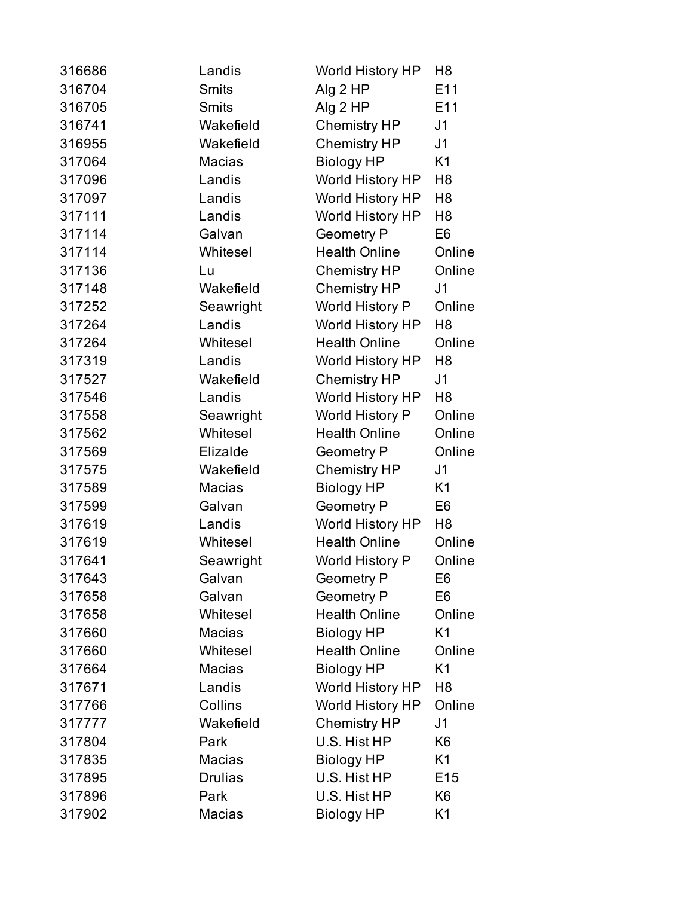| | | | |
|---|---|---|---|
| 316686 | Landis | World History HP | H8 |
| 316704 | Smits | Alg 2 HP | E11 |
| 316705 | Smits | Alg 2 HP | E11 |
| 316741 | Wakefield | Chemistry HP | J1 |
| 316955 | Wakefield | Chemistry HP | J1 |
| 317064 | Macias | Biology HP | K1 |
| 317096 | Landis | World History HP | H8 |
| 317097 | Landis | World History HP | H8 |
| 317111 | Landis | World History HP | H8 |
| 317114 | Galvan | Geometry P | E6 |
| 317114 | Whitesel | Health Online | Online |
| 317136 | Lu | Chemistry HP | Online |
| 317148 | Wakefield | Chemistry HP | J1 |
| 317252 | Seawright | World History P | Online |
| 317264 | Landis | World History HP | H8 |
| 317264 | Whitesel | Health Online | Online |
| 317319 | Landis | World History HP | H8 |
| 317527 | Wakefield | Chemistry HP | J1 |
| 317546 | Landis | World History HP | H8 |
| 317558 | Seawright | World History P | Online |
| 317562 | Whitesel | Health Online | Online |
| 317569 | Elizalde | Geometry P | Online |
| 317575 | Wakefield | Chemistry HP | J1 |
| 317589 | Macias | Biology HP | K1 |
| 317599 | Galvan | Geometry P | E6 |
| 317619 | Landis | World History HP | H8 |
| 317619 | Whitesel | Health Online | Online |
| 317641 | Seawright | World History P | Online |
| 317643 | Galvan | Geometry P | E6 |
| 317658 | Galvan | Geometry P | E6 |
| 317658 | Whitesel | Health Online | Online |
| 317660 | Macias | Biology HP | K1 |
| 317660 | Whitesel | Health Online | Online |
| 317664 | Macias | Biology HP | K1 |
| 317671 | Landis | World History HP | H8 |
| 317766 | Collins | World History HP | Online |
| 317777 | Wakefield | Chemistry HP | J1 |
| 317804 | Park | U.S. Hist HP | K6 |
| 317835 | Macias | Biology HP | K1 |
| 317895 | Drulias | U.S. Hist HP | E15 |
| 317896 | Park | U.S. Hist HP | K6 |
| 317902 | Macias | Biology HP | K1 |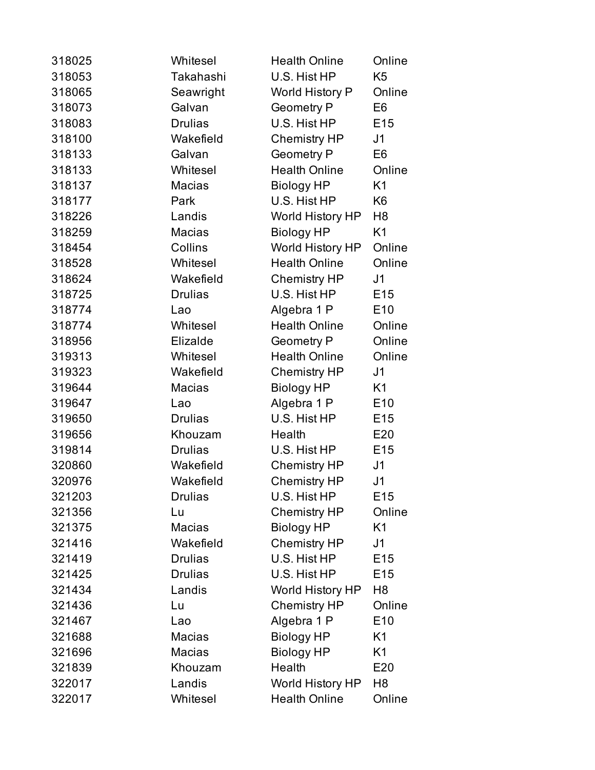| | | | |
|---|---|---|---|
| 318025 | Whitesel | Health Online | Online |
| 318053 | Takahashi | U.S. Hist HP | K5 |
| 318065 | Seawright | World History P | Online |
| 318073 | Galvan | Geometry P | E6 |
| 318083 | Drulias | U.S. Hist HP | E15 |
| 318100 | Wakefield | Chemistry HP | J1 |
| 318133 | Galvan | Geometry P | E6 |
| 318133 | Whitesel | Health Online | Online |
| 318137 | Macias | Biology HP | K1 |
| 318177 | Park | U.S. Hist HP | K6 |
| 318226 | Landis | World History HP | H8 |
| 318259 | Macias | Biology HP | K1 |
| 318454 | Collins | World History HP | Online |
| 318528 | Whitesel | Health Online | Online |
| 318624 | Wakefield | Chemistry HP | J1 |
| 318725 | Drulias | U.S. Hist HP | E15 |
| 318774 | Lao | Algebra 1 P | E10 |
| 318774 | Whitesel | Health Online | Online |
| 318956 | Elizalde | Geometry P | Online |
| 319313 | Whitesel | Health Online | Online |
| 319323 | Wakefield | Chemistry HP | J1 |
| 319644 | Macias | Biology HP | K1 |
| 319647 | Lao | Algebra 1 P | E10 |
| 319650 | Drulias | U.S. Hist HP | E15 |
| 319656 | Khouzam | Health | E20 |
| 319814 | Drulias | U.S. Hist HP | E15 |
| 320860 | Wakefield | Chemistry HP | J1 |
| 320976 | Wakefield | Chemistry HP | J1 |
| 321203 | Drulias | U.S. Hist HP | E15 |
| 321356 | Lu | Chemistry HP | Online |
| 321375 | Macias | Biology HP | K1 |
| 321416 | Wakefield | Chemistry HP | J1 |
| 321419 | Drulias | U.S. Hist HP | E15 |
| 321425 | Drulias | U.S. Hist HP | E15 |
| 321434 | Landis | World History HP | H8 |
| 321436 | Lu | Chemistry HP | Online |
| 321467 | Lao | Algebra 1 P | E10 |
| 321688 | Macias | Biology HP | K1 |
| 321696 | Macias | Biology HP | K1 |
| 321839 | Khouzam | Health | E20 |
| 322017 | Landis | World History HP | H8 |
| 322017 | Whitesel | Health Online | Online |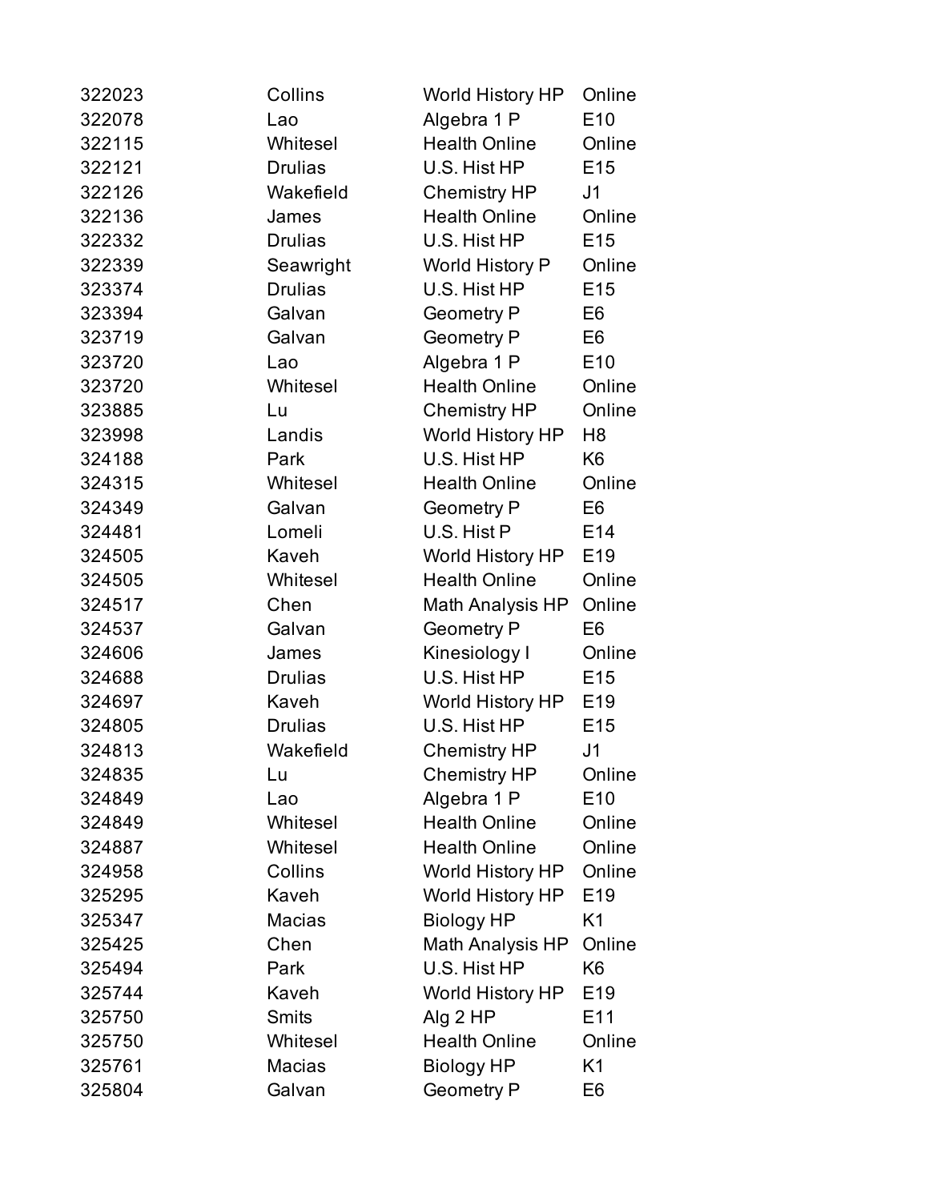| | | | |
|---|---|---|---|
| 322023 | Collins | World History HP | Online |
| 322078 | Lao | Algebra 1 P | E10 |
| 322115 | Whitesel | Health Online | Online |
| 322121 | Drulias | U.S. Hist HP | E15 |
| 322126 | Wakefield | Chemistry HP | J1 |
| 322136 | James | Health Online | Online |
| 322332 | Drulias | U.S. Hist HP | E15 |
| 322339 | Seawright | World History P | Online |
| 323374 | Drulias | U.S. Hist HP | E15 |
| 323394 | Galvan | Geometry P | E6 |
| 323719 | Galvan | Geometry P | E6 |
| 323720 | Lao | Algebra 1 P | E10 |
| 323720 | Whitesel | Health Online | Online |
| 323885 | Lu | Chemistry HP | Online |
| 323998 | Landis | World History HP | H8 |
| 324188 | Park | U.S. Hist HP | K6 |
| 324315 | Whitesel | Health Online | Online |
| 324349 | Galvan | Geometry P | E6 |
| 324481 | Lomeli | U.S. Hist P | E14 |
| 324505 | Kaveh | World History HP | E19 |
| 324505 | Whitesel | Health Online | Online |
| 324517 | Chen | Math Analysis HP | Online |
| 324537 | Galvan | Geometry P | E6 |
| 324606 | James | Kinesiology I | Online |
| 324688 | Drulias | U.S. Hist HP | E15 |
| 324697 | Kaveh | World History HP | E19 |
| 324805 | Drulias | U.S. Hist HP | E15 |
| 324813 | Wakefield | Chemistry HP | J1 |
| 324835 | Lu | Chemistry HP | Online |
| 324849 | Lao | Algebra 1 P | E10 |
| 324849 | Whitesel | Health Online | Online |
| 324887 | Whitesel | Health Online | Online |
| 324958 | Collins | World History HP | Online |
| 325295 | Kaveh | World History HP | E19 |
| 325347 | Macias | Biology HP | K1 |
| 325425 | Chen | Math Analysis HP | Online |
| 325494 | Park | U.S. Hist HP | K6 |
| 325744 | Kaveh | World History HP | E19 |
| 325750 | Smits | Alg 2 HP | E11 |
| 325750 | Whitesel | Health Online | Online |
| 325761 | Macias | Biology HP | K1 |
| 325804 | Galvan | Geometry P | E6 |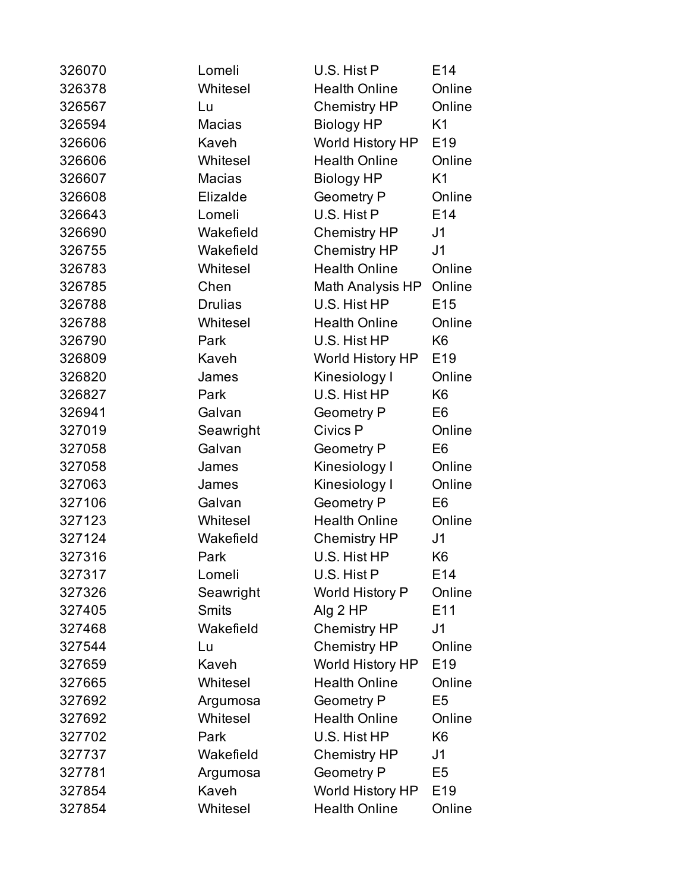| | | | |
|---|---|---|---|
| 326070 | Lomeli | U.S. Hist P | E14 |
| 326378 | Whitesel | Health Online | Online |
| 326567 | Lu | Chemistry HP | Online |
| 326594 | Macias | Biology HP | K1 |
| 326606 | Kaveh | World History HP | E19 |
| 326606 | Whitesel | Health Online | Online |
| 326607 | Macias | Biology HP | K1 |
| 326608 | Elizalde | Geometry P | Online |
| 326643 | Lomeli | U.S. Hist P | E14 |
| 326690 | Wakefield | Chemistry HP | J1 |
| 326755 | Wakefield | Chemistry HP | J1 |
| 326783 | Whitesel | Health Online | Online |
| 326785 | Chen | Math Analysis HP | Online |
| 326788 | Drulias | U.S. Hist HP | E15 |
| 326788 | Whitesel | Health Online | Online |
| 326790 | Park | U.S. Hist HP | K6 |
| 326809 | Kaveh | World History HP | E19 |
| 326820 | James | Kinesiology I | Online |
| 326827 | Park | U.S. Hist HP | K6 |
| 326941 | Galvan | Geometry P | E6 |
| 327019 | Seawright | Civics P | Online |
| 327058 | Galvan | Geometry P | E6 |
| 327058 | James | Kinesiology I | Online |
| 327063 | James | Kinesiology I | Online |
| 327106 | Galvan | Geometry P | E6 |
| 327123 | Whitesel | Health Online | Online |
| 327124 | Wakefield | Chemistry HP | J1 |
| 327316 | Park | U.S. Hist HP | K6 |
| 327317 | Lomeli | U.S. Hist P | E14 |
| 327326 | Seawright | World History P | Online |
| 327405 | Smits | Alg 2 HP | E11 |
| 327468 | Wakefield | Chemistry HP | J1 |
| 327544 | Lu | Chemistry HP | Online |
| 327659 | Kaveh | World History HP | E19 |
| 327665 | Whitesel | Health Online | Online |
| 327692 | Argumosa | Geometry P | E5 |
| 327692 | Whitesel | Health Online | Online |
| 327702 | Park | U.S. Hist HP | K6 |
| 327737 | Wakefield | Chemistry HP | J1 |
| 327781 | Argumosa | Geometry P | E5 |
| 327854 | Kaveh | World History HP | E19 |
| 327854 | Whitesel | Health Online | Online |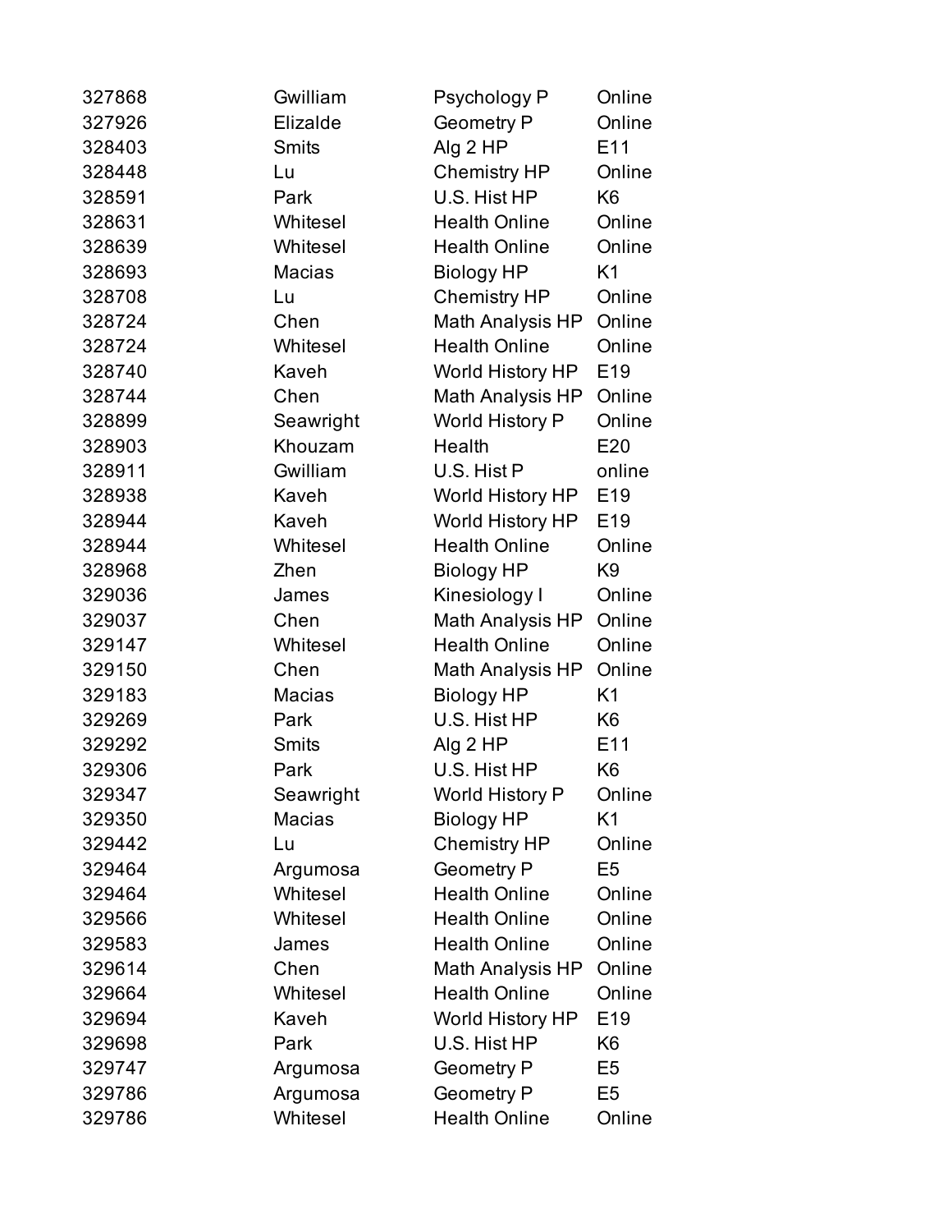| | | | |
|---|---|---|---|
| 327868 | Gwilliam | Psychology P | Online |
| 327926 | Elizalde | Geometry P | Online |
| 328403 | Smits | Alg 2 HP | E11 |
| 328448 | Lu | Chemistry HP | Online |
| 328591 | Park | U.S. Hist HP | K6 |
| 328631 | Whitesel | Health Online | Online |
| 328639 | Whitesel | Health Online | Online |
| 328693 | Macias | Biology HP | K1 |
| 328708 | Lu | Chemistry HP | Online |
| 328724 | Chen | Math Analysis HP | Online |
| 328724 | Whitesel | Health Online | Online |
| 328740 | Kaveh | World History HP | E19 |
| 328744 | Chen | Math Analysis HP | Online |
| 328899 | Seawright | World History P | Online |
| 328903 | Khouzam | Health | E20 |
| 328911 | Gwilliam | U.S. Hist P | online |
| 328938 | Kaveh | World History HP | E19 |
| 328944 | Kaveh | World History HP | E19 |
| 328944 | Whitesel | Health Online | Online |
| 328968 | Zhen | Biology HP | K9 |
| 329036 | James | Kinesiology I | Online |
| 329037 | Chen | Math Analysis HP | Online |
| 329147 | Whitesel | Health Online | Online |
| 329150 | Chen | Math Analysis HP | Online |
| 329183 | Macias | Biology HP | K1 |
| 329269 | Park | U.S. Hist HP | K6 |
| 329292 | Smits | Alg 2 HP | E11 |
| 329306 | Park | U.S. Hist HP | K6 |
| 329347 | Seawright | World History P | Online |
| 329350 | Macias | Biology HP | K1 |
| 329442 | Lu | Chemistry HP | Online |
| 329464 | Argumosa | Geometry P | E5 |
| 329464 | Whitesel | Health Online | Online |
| 329566 | Whitesel | Health Online | Online |
| 329583 | James | Health Online | Online |
| 329614 | Chen | Math Analysis HP | Online |
| 329664 | Whitesel | Health Online | Online |
| 329694 | Kaveh | World History HP | E19 |
| 329698 | Park | U.S. Hist HP | K6 |
| 329747 | Argumosa | Geometry P | E5 |
| 329786 | Argumosa | Geometry P | E5 |
| 329786 | Whitesel | Health Online | Online |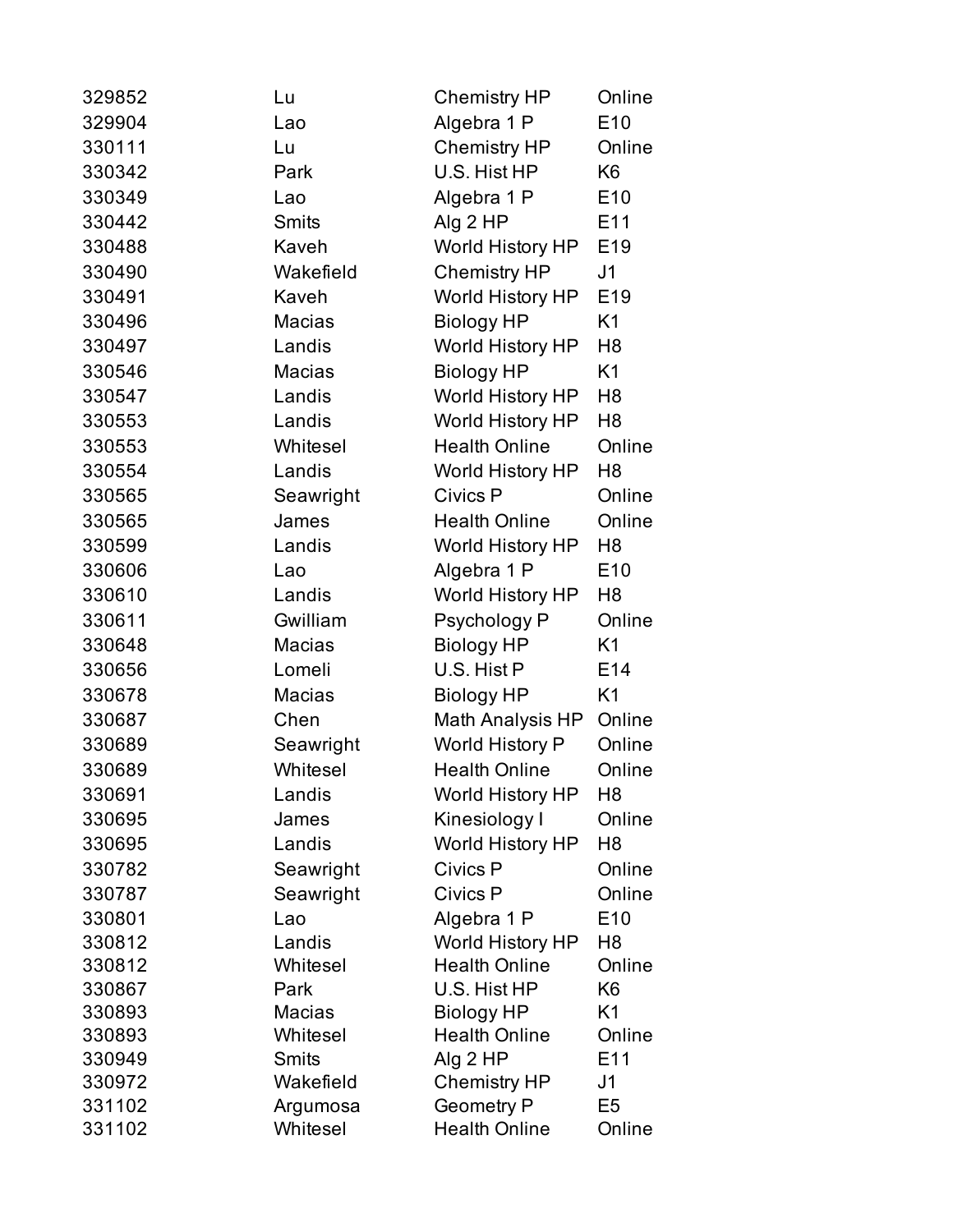| | | | |
|---|---|---|---|
| 329852 | Lu | Chemistry HP | Online |
| 329904 | Lao | Algebra 1 P | E10 |
| 330111 | Lu | Chemistry HP | Online |
| 330342 | Park | U.S. Hist HP | K6 |
| 330349 | Lao | Algebra 1 P | E10 |
| 330442 | Smits | Alg 2 HP | E11 |
| 330488 | Kaveh | World History HP | E19 |
| 330490 | Wakefield | Chemistry HP | J1 |
| 330491 | Kaveh | World History HP | E19 |
| 330496 | Macias | Biology HP | K1 |
| 330497 | Landis | World History HP | H8 |
| 330546 | Macias | Biology HP | K1 |
| 330547 | Landis | World History HP | H8 |
| 330553 | Landis | World History HP | H8 |
| 330553 | Whitesel | Health Online | Online |
| 330554 | Landis | World History HP | H8 |
| 330565 | Seawright | Civics P | Online |
| 330565 | James | Health Online | Online |
| 330599 | Landis | World History HP | H8 |
| 330606 | Lao | Algebra 1 P | E10 |
| 330610 | Landis | World History HP | H8 |
| 330611 | Gwilliam | Psychology P | Online |
| 330648 | Macias | Biology HP | K1 |
| 330656 | Lomeli | U.S. Hist P | E14 |
| 330678 | Macias | Biology HP | K1 |
| 330687 | Chen | Math Analysis HP | Online |
| 330689 | Seawright | World History P | Online |
| 330689 | Whitesel | Health Online | Online |
| 330691 | Landis | World History HP | H8 |
| 330695 | James | Kinesiology I | Online |
| 330695 | Landis | World History HP | H8 |
| 330782 | Seawright | Civics P | Online |
| 330787 | Seawright | Civics P | Online |
| 330801 | Lao | Algebra 1 P | E10 |
| 330812 | Landis | World History HP | H8 |
| 330812 | Whitesel | Health Online | Online |
| 330867 | Park | U.S. Hist HP | K6 |
| 330893 | Macias | Biology HP | K1 |
| 330893 | Whitesel | Health Online | Online |
| 330949 | Smits | Alg 2 HP | E11 |
| 330972 | Wakefield | Chemistry HP | J1 |
| 331102 | Argumosa | Geometry P | E5 |
| 331102 | Whitesel | Health Online | Online |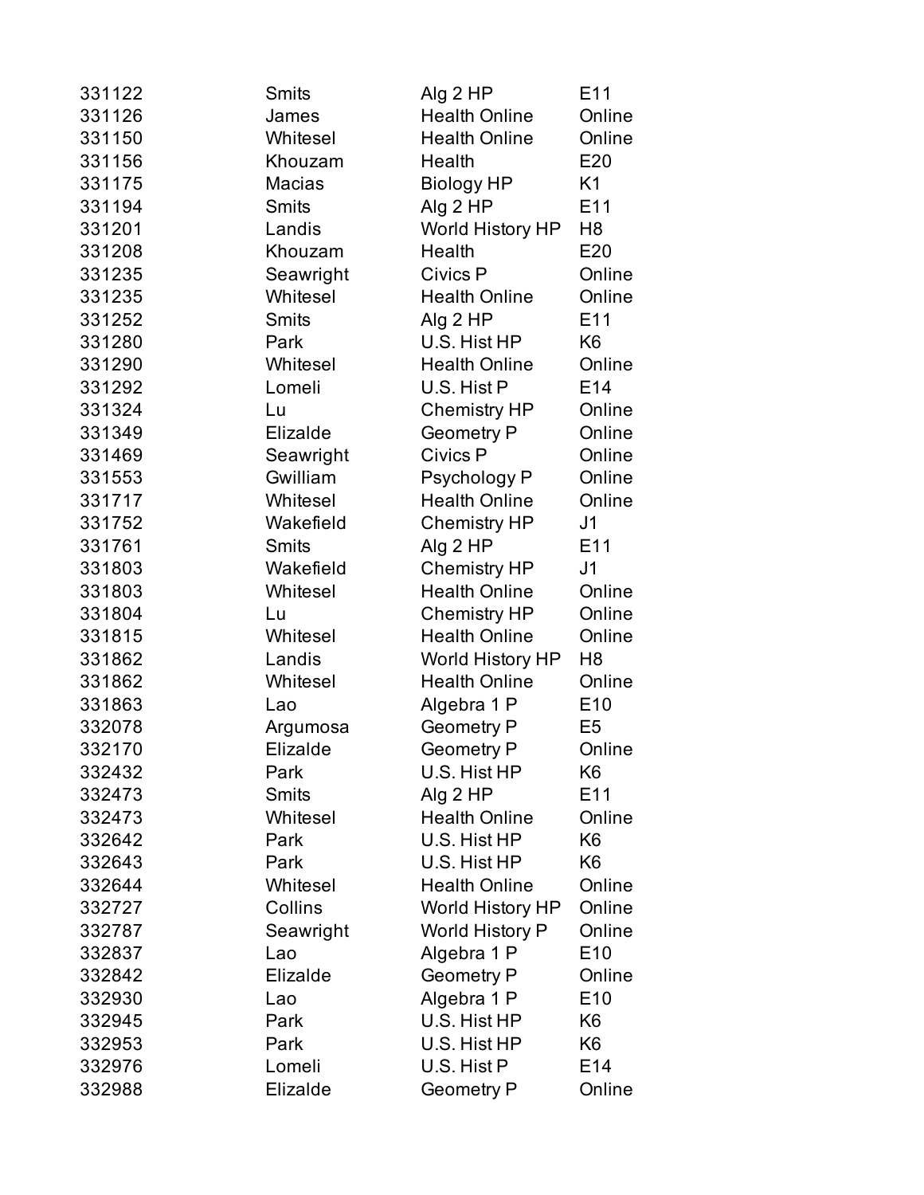| | | | |
|---|---|---|---|
| 331122 | Smits | Alg 2 HP | E11 |
| 331126 | James | Health Online | Online |
| 331150 | Whitesel | Health Online | Online |
| 331156 | Khouzam | Health | E20 |
| 331175 | Macias | Biology HP | K1 |
| 331194 | Smits | Alg 2 HP | E11 |
| 331201 | Landis | World History HP | H8 |
| 331208 | Khouzam | Health | E20 |
| 331235 | Seawright | Civics P | Online |
| 331235 | Whitesel | Health Online | Online |
| 331252 | Smits | Alg 2 HP | E11 |
| 331280 | Park | U.S. Hist HP | K6 |
| 331290 | Whitesel | Health Online | Online |
| 331292 | Lomeli | U.S. Hist P | E14 |
| 331324 | Lu | Chemistry HP | Online |
| 331349 | Elizalde | Geometry P | Online |
| 331469 | Seawright | Civics P | Online |
| 331553 | Gwilliam | Psychology P | Online |
| 331717 | Whitesel | Health Online | Online |
| 331752 | Wakefield | Chemistry HP | J1 |
| 331761 | Smits | Alg 2 HP | E11 |
| 331803 | Wakefield | Chemistry HP | J1 |
| 331803 | Whitesel | Health Online | Online |
| 331804 | Lu | Chemistry HP | Online |
| 331815 | Whitesel | Health Online | Online |
| 331862 | Landis | World History HP | H8 |
| 331862 | Whitesel | Health Online | Online |
| 331863 | Lao | Algebra 1 P | E10 |
| 332078 | Argumosa | Geometry P | E5 |
| 332170 | Elizalde | Geometry P | Online |
| 332432 | Park | U.S. Hist HP | K6 |
| 332473 | Smits | Alg 2 HP | E11 |
| 332473 | Whitesel | Health Online | Online |
| 332642 | Park | U.S. Hist HP | K6 |
| 332643 | Park | U.S. Hist HP | K6 |
| 332644 | Whitesel | Health Online | Online |
| 332727 | Collins | World History HP | Online |
| 332787 | Seawright | World History P | Online |
| 332837 | Lao | Algebra 1 P | E10 |
| 332842 | Elizalde | Geometry P | Online |
| 332930 | Lao | Algebra 1 P | E10 |
| 332945 | Park | U.S. Hist HP | K6 |
| 332953 | Park | U.S. Hist HP | K6 |
| 332976 | Lomeli | U.S. Hist P | E14 |
| 332988 | Elizalde | Geometry P | Online |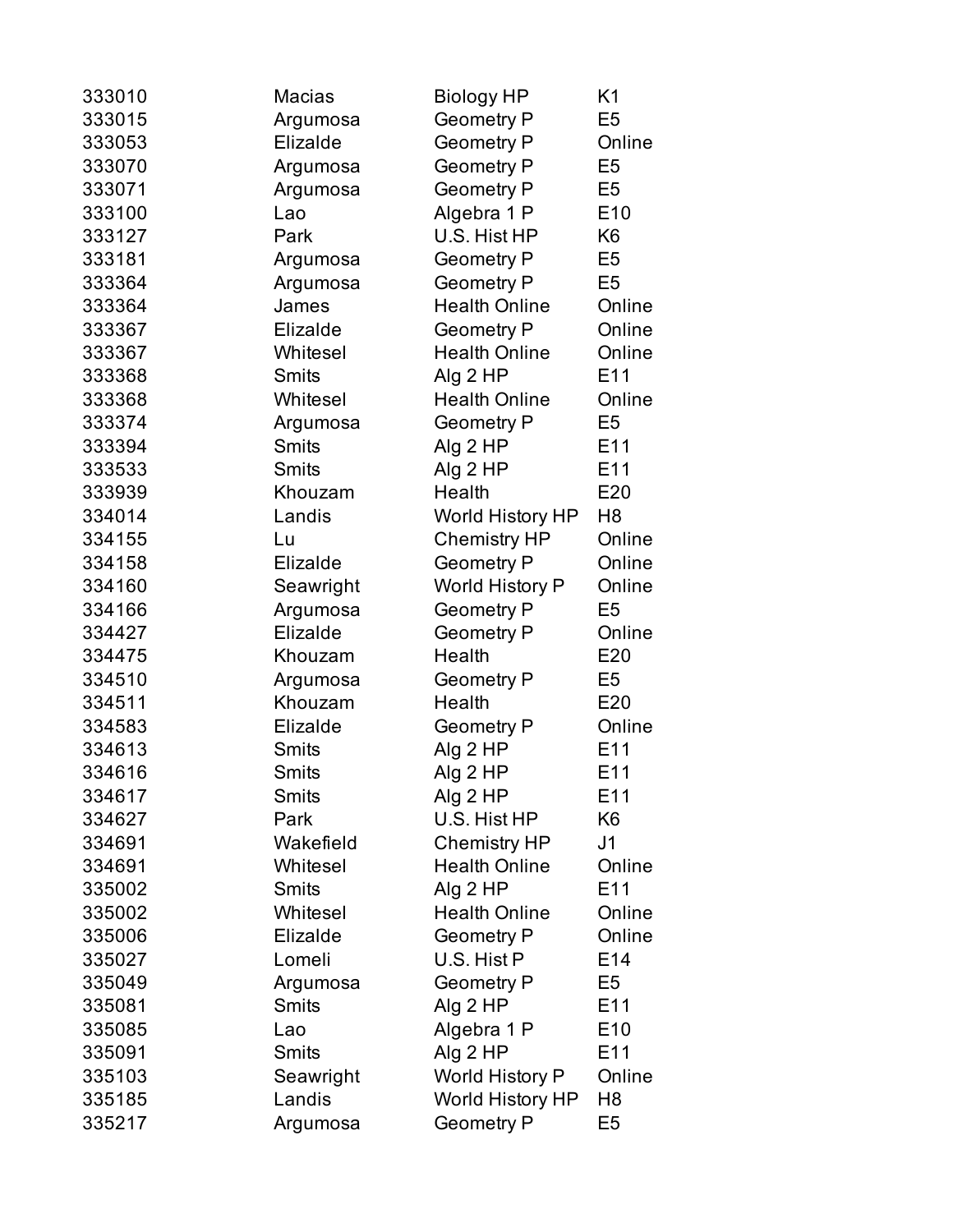| | | | |
|---|---|---|---|
| 333010 | Macias | Biology HP | K1 |
| 333015 | Argumosa | Geometry P | E5 |
| 333053 | Elizalde | Geometry P | Online |
| 333070 | Argumosa | Geometry P | E5 |
| 333071 | Argumosa | Geometry P | E5 |
| 333100 | Lao | Algebra 1 P | E10 |
| 333127 | Park | U.S. Hist HP | K6 |
| 333181 | Argumosa | Geometry P | E5 |
| 333364 | Argumosa | Geometry P | E5 |
| 333364 | James | Health Online | Online |
| 333367 | Elizalde | Geometry P | Online |
| 333367 | Whitesel | Health Online | Online |
| 333368 | Smits | Alg 2 HP | E11 |
| 333368 | Whitesel | Health Online | Online |
| 333374 | Argumosa | Geometry P | E5 |
| 333394 | Smits | Alg 2 HP | E11 |
| 333533 | Smits | Alg 2 HP | E11 |
| 333939 | Khouzam | Health | E20 |
| 334014 | Landis | World History HP | H8 |
| 334155 | Lu | Chemistry HP | Online |
| 334158 | Elizalde | Geometry P | Online |
| 334160 | Seawright | World History P | Online |
| 334166 | Argumosa | Geometry P | E5 |
| 334427 | Elizalde | Geometry P | Online |
| 334475 | Khouzam | Health | E20 |
| 334510 | Argumosa | Geometry P | E5 |
| 334511 | Khouzam | Health | E20 |
| 334583 | Elizalde | Geometry P | Online |
| 334613 | Smits | Alg 2 HP | E11 |
| 334616 | Smits | Alg 2 HP | E11 |
| 334617 | Smits | Alg 2 HP | E11 |
| 334627 | Park | U.S. Hist HP | K6 |
| 334691 | Wakefield | Chemistry HP | J1 |
| 334691 | Whitesel | Health Online | Online |
| 335002 | Smits | Alg 2 HP | E11 |
| 335002 | Whitesel | Health Online | Online |
| 335006 | Elizalde | Geometry P | Online |
| 335027 | Lomeli | U.S. Hist P | E14 |
| 335049 | Argumosa | Geometry P | E5 |
| 335081 | Smits | Alg 2 HP | E11 |
| 335085 | Lao | Algebra 1 P | E10 |
| 335091 | Smits | Alg 2 HP | E11 |
| 335103 | Seawright | World History P | Online |
| 335185 | Landis | World History HP | H8 |
| 335217 | Argumosa | Geometry P | E5 |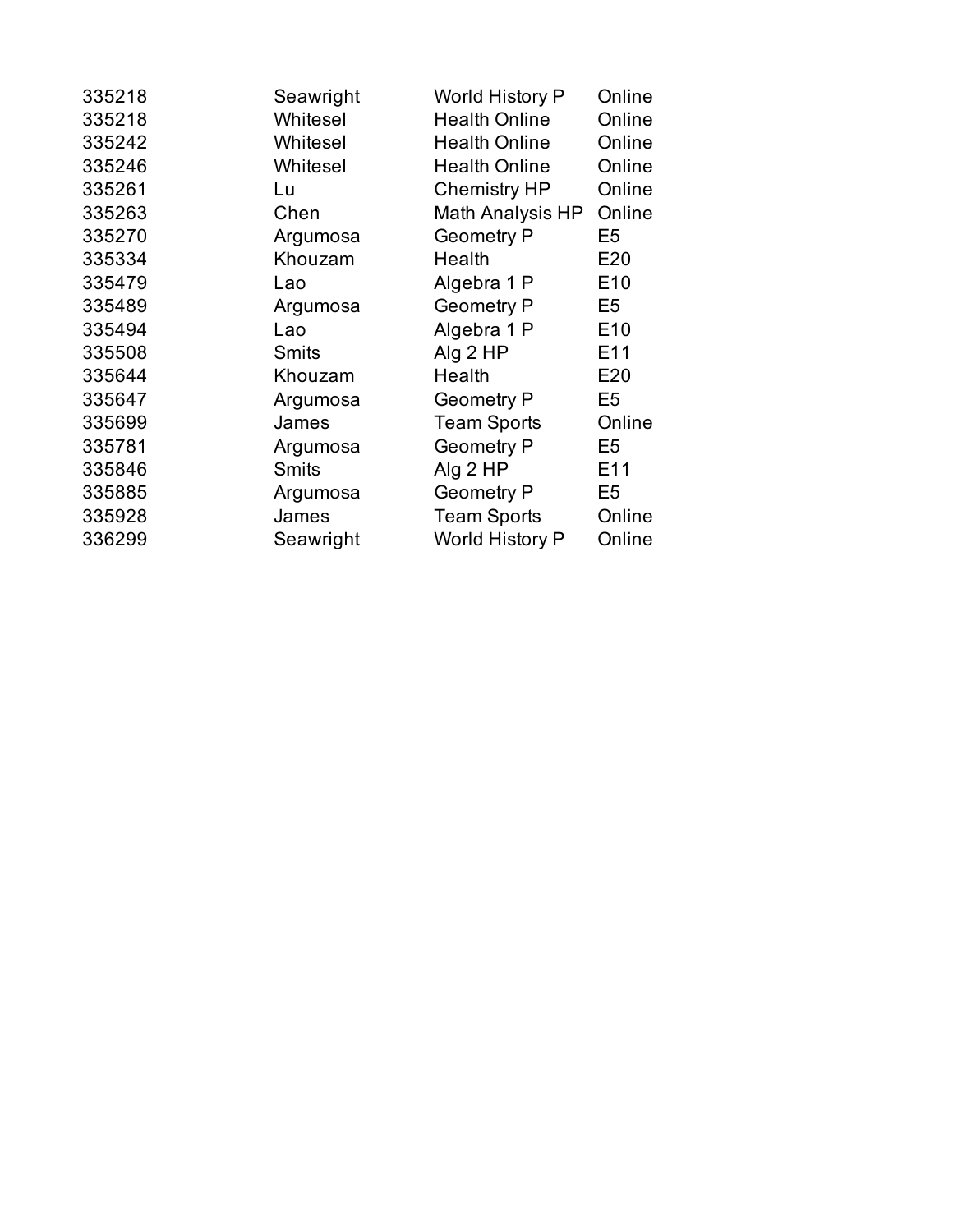| | | | |
|---|---|---|---|
| 335218 | Seawright | World History P | Online |
| 335218 | Whitesel | Health Online | Online |
| 335242 | Whitesel | Health Online | Online |
| 335246 | Whitesel | Health Online | Online |
| 335261 | Lu | Chemistry HP | Online |
| 335263 | Chen | Math Analysis HP | Online |
| 335270 | Argumosa | Geometry P | E5 |
| 335334 | Khouzam | Health | E20 |
| 335479 | Lao | Algebra 1 P | E10 |
| 335489 | Argumosa | Geometry P | E5 |
| 335494 | Lao | Algebra 1 P | E10 |
| 335508 | Smits | Alg 2 HP | E11 |
| 335644 | Khouzam | Health | E20 |
| 335647 | Argumosa | Geometry P | E5 |
| 335699 | James | Team Sports | Online |
| 335781 | Argumosa | Geometry P | E5 |
| 335846 | Smits | Alg 2 HP | E11 |
| 335885 | Argumosa | Geometry P | E5 |
| 335928 | James | Team Sports | Online |
| 336299 | Seawright | World History P | Online |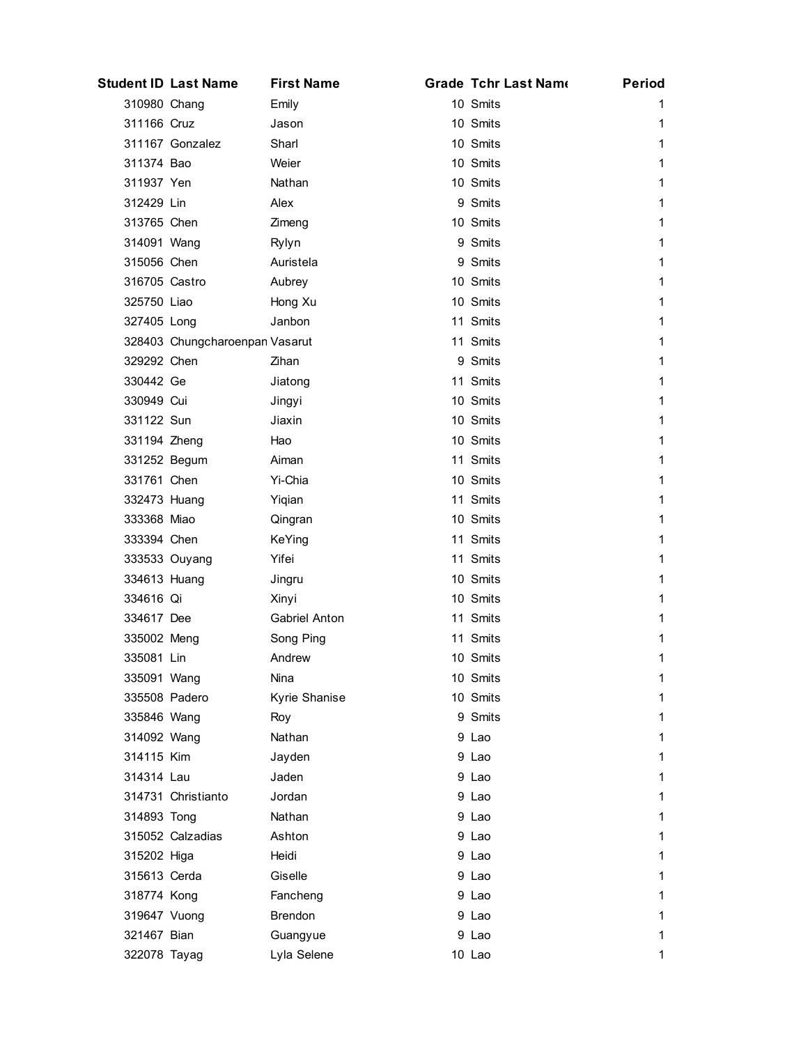| Student ID | Last Name | First Name | Grade | Tchr Last Name | Period |
|---|---|---|---|---|---|
| 310980 | Chang | Emily | 10 | Smits | 1 |
| 311166 | Cruz | Jason | 10 | Smits | 1 |
| 311167 | Gonzalez | Sharl | 10 | Smits | 1 |
| 311374 | Bao | Weier | 10 | Smits | 1 |
| 311937 | Yen | Nathan | 10 | Smits | 1 |
| 312429 | Lin | Alex | 9 | Smits | 1 |
| 313765 | Chen | Zimeng | 10 | Smits | 1 |
| 314091 | Wang | Rylyn | 9 | Smits | 1 |
| 315056 | Chen | Auristela | 9 | Smits | 1 |
| 316705 | Castro | Aubrey | 10 | Smits | 1 |
| 325750 | Liao | Hong Xu | 10 | Smits | 1 |
| 327405 | Long | Janbon | 11 | Smits | 1 |
| 328403 | Chungcharoenpan | Vasarut | 11 | Smits | 1 |
| 329292 | Chen | Zihan | 9 | Smits | 1 |
| 330442 | Ge | Jiatong | 11 | Smits | 1 |
| 330949 | Cui | Jingyi | 10 | Smits | 1 |
| 331122 | Sun | Jiaxin | 10 | Smits | 1 |
| 331194 | Zheng | Hao | 10 | Smits | 1 |
| 331252 | Begum | Aiman | 11 | Smits | 1 |
| 331761 | Chen | Yi-Chia | 10 | Smits | 1 |
| 332473 | Huang | Yiqian | 11 | Smits | 1 |
| 333368 | Miao | Qingran | 10 | Smits | 1 |
| 333394 | Chen | KeYing | 11 | Smits | 1 |
| 333533 | Ouyang | Yifei | 11 | Smits | 1 |
| 334613 | Huang | Jingru | 10 | Smits | 1 |
| 334616 | Qi | Xinyi | 10 | Smits | 1 |
| 334617 | Dee | Gabriel Anton | 11 | Smits | 1 |
| 335002 | Meng | Song Ping | 11 | Smits | 1 |
| 335081 | Lin | Andrew | 10 | Smits | 1 |
| 335091 | Wang | Nina | 10 | Smits | 1 |
| 335508 | Padero | Kyrie Shanise | 10 | Smits | 1 |
| 335846 | Wang | Roy | 9 | Smits | 1 |
| 314092 | Wang | Nathan | 9 | Lao | 1 |
| 314115 | Kim | Jayden | 9 | Lao | 1 |
| 314314 | Lau | Jaden | 9 | Lao | 1 |
| 314731 | Christianto | Jordan | 9 | Lao | 1 |
| 314893 | Tong | Nathan | 9 | Lao | 1 |
| 315052 | Calzadias | Ashton | 9 | Lao | 1 |
| 315202 | Higa | Heidi | 9 | Lao | 1 |
| 315613 | Cerda | Giselle | 9 | Lao | 1 |
| 318774 | Kong | Fancheng | 9 | Lao | 1 |
| 319647 | Vuong | Brendon | 9 | Lao | 1 |
| 321467 | Bian | Guangyue | 9 | Lao | 1 |
| 322078 | Tayag | Lyla Selene | 10 | Lao | 1 |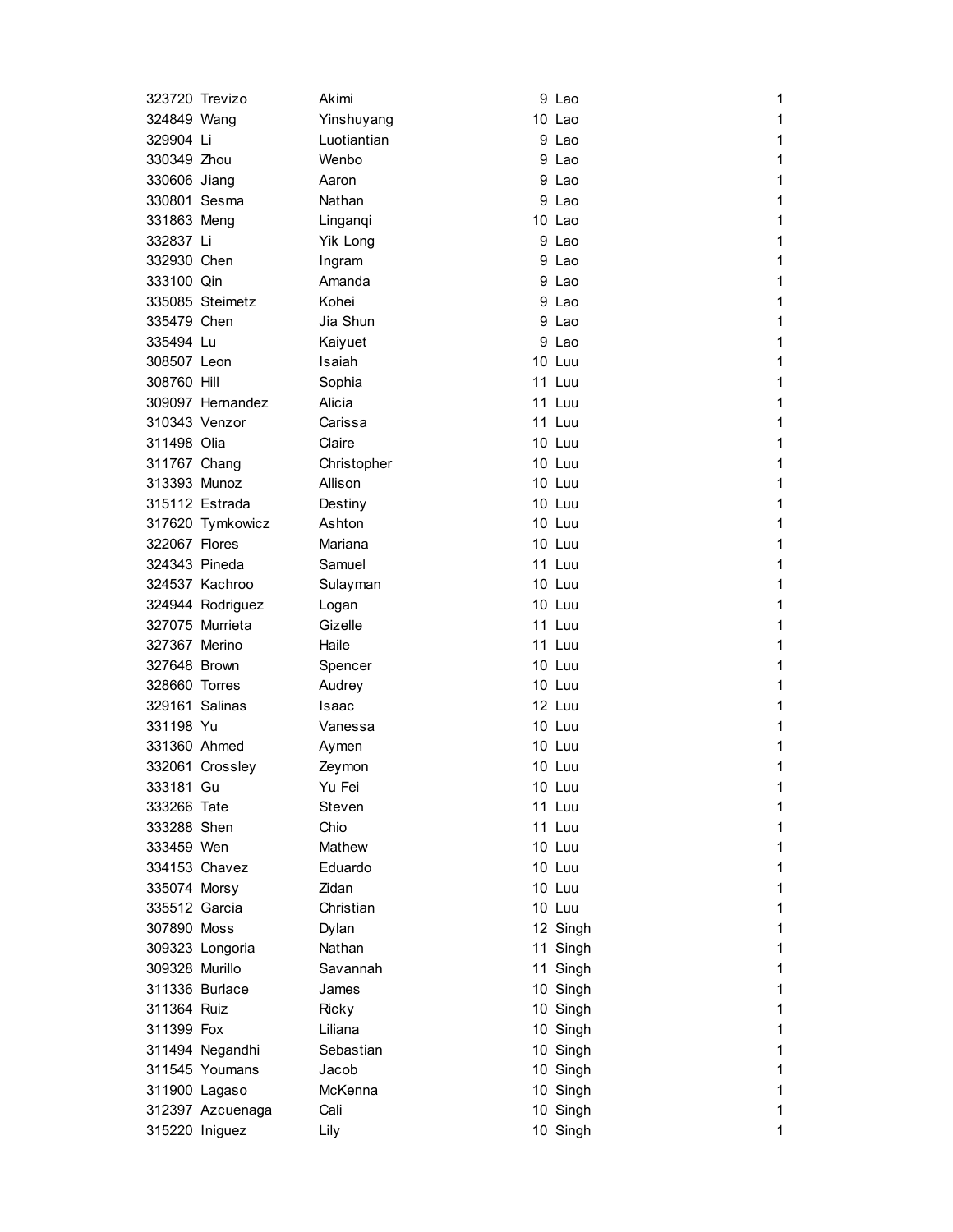| | | | | | |
|---|---|---|---|---|---|
| 323720 | Trevizo | Akimi | 9 | Lao | 1 |
| 324849 | Wang | Yinshuyang | 10 | Lao | 1 |
| 329904 | Li | Luotiantian | 9 | Lao | 1 |
| 330349 | Zhou | Wenbo | 9 | Lao | 1 |
| 330606 | Jiang | Aaron | 9 | Lao | 1 |
| 330801 | Sesma | Nathan | 9 | Lao | 1 |
| 331863 | Meng | Linganqi | 10 | Lao | 1 |
| 332837 | Li | Yik Long | 9 | Lao | 1 |
| 332930 | Chen | Ingram | 9 | Lao | 1 |
| 333100 | Qin | Amanda | 9 | Lao | 1 |
| 335085 | Steimetz | Kohei | 9 | Lao | 1 |
| 335479 | Chen | Jia Shun | 9 | Lao | 1 |
| 335494 | Lu | Kaiyuet | 9 | Lao | 1 |
| 308507 | Leon | Isaiah | 10 | Luu | 1 |
| 308760 | Hill | Sophia | 11 | Luu | 1 |
| 309097 | Hernandez | Alicia | 11 | Luu | 1 |
| 310343 | Venzor | Carissa | 11 | Luu | 1 |
| 311498 | Olia | Claire | 10 | Luu | 1 |
| 311767 | Chang | Christopher | 10 | Luu | 1 |
| 313393 | Munoz | Allison | 10 | Luu | 1 |
| 315112 | Estrada | Destiny | 10 | Luu | 1 |
| 317620 | Tymkowicz | Ashton | 10 | Luu | 1 |
| 322067 | Flores | Mariana | 10 | Luu | 1 |
| 324343 | Pineda | Samuel | 11 | Luu | 1 |
| 324537 | Kachroo | Sulayman | 10 | Luu | 1 |
| 324944 | Rodriguez | Logan | 10 | Luu | 1 |
| 327075 | Murrieta | Gizelle | 11 | Luu | 1 |
| 327367 | Merino | Haile | 11 | Luu | 1 |
| 327648 | Brown | Spencer | 10 | Luu | 1 |
| 328660 | Torres | Audrey | 10 | Luu | 1 |
| 329161 | Salinas | Isaac | 12 | Luu | 1 |
| 331198 | Yu | Vanessa | 10 | Luu | 1 |
| 331360 | Ahmed | Aymen | 10 | Luu | 1 |
| 332061 | Crossley | Zeymon | 10 | Luu | 1 |
| 333181 | Gu | Yu Fei | 10 | Luu | 1 |
| 333266 | Tate | Steven | 11 | Luu | 1 |
| 333288 | Shen | Chio | 11 | Luu | 1 |
| 333459 | Wen | Mathew | 10 | Luu | 1 |
| 334153 | Chavez | Eduardo | 10 | Luu | 1 |
| 335074 | Morsy | Zidan | 10 | Luu | 1 |
| 335512 | Garcia | Christian | 10 | Luu | 1 |
| 307890 | Moss | Dylan | 12 | Singh | 1 |
| 309323 | Longoria | Nathan | 11 | Singh | 1 |
| 309328 | Murillo | Savannah | 11 | Singh | 1 |
| 311336 | Burlace | James | 10 | Singh | 1 |
| 311364 | Ruiz | Ricky | 10 | Singh | 1 |
| 311399 | Fox | Liliana | 10 | Singh | 1 |
| 311494 | Negandhi | Sebastian | 10 | Singh | 1 |
| 311545 | Youmans | Jacob | 10 | Singh | 1 |
| 311900 | Lagaso | McKenna | 10 | Singh | 1 |
| 312397 | Azcuenaga | Cali | 10 | Singh | 1 |
| 315220 | Iniguez | Lily | 10 | Singh | 1 |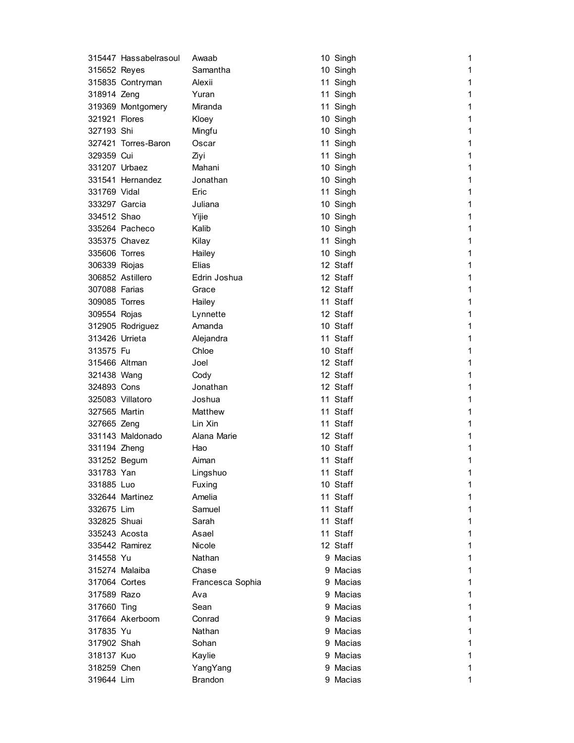| | | | | | |
|---|---|---|---|---|---|
| 315447 | Hassabelrasoul | Awaab | 10 | Singh | 1 |
| 315652 | Reyes | Samantha | 10 | Singh | 1 |
| 315835 | Contryman | Alexii | 11 | Singh | 1 |
| 318914 | Zeng | Yuran | 11 | Singh | 1 |
| 319369 | Montgomery | Miranda | 11 | Singh | 1 |
| 321921 | Flores | Kloey | 10 | Singh | 1 |
| 327193 | Shi | Mingfu | 10 | Singh | 1 |
| 327421 | Torres-Baron | Oscar | 11 | Singh | 1 |
| 329359 | Cui | Ziyi | 11 | Singh | 1 |
| 331207 | Urbaez | Mahani | 10 | Singh | 1 |
| 331541 | Hernandez | Jonathan | 10 | Singh | 1 |
| 331769 | Vidal | Eric | 11 | Singh | 1 |
| 333297 | Garcia | Juliana | 10 | Singh | 1 |
| 334512 | Shao | Yijie | 10 | Singh | 1 |
| 335264 | Pacheco | Kalib | 10 | Singh | 1 |
| 335375 | Chavez | Kilay | 11 | Singh | 1 |
| 335606 | Torres | Hailey | 10 | Singh | 1 |
| 306339 | Riojas | Elias | 12 | Staff | 1 |
| 306852 | Astillero | Edrin Joshua | 12 | Staff | 1 |
| 307088 | Farias | Grace | 12 | Staff | 1 |
| 309085 | Torres | Hailey | 11 | Staff | 1 |
| 309554 | Rojas | Lynnette | 12 | Staff | 1 |
| 312905 | Rodriguez | Amanda | 10 | Staff | 1 |
| 313426 | Urrieta | Alejandra | 11 | Staff | 1 |
| 313575 | Fu | Chloe | 10 | Staff | 1 |
| 315466 | Altman | Joel | 12 | Staff | 1 |
| 321438 | Wang | Cody | 12 | Staff | 1 |
| 324893 | Cons | Jonathan | 12 | Staff | 1 |
| 325083 | Villatoro | Joshua | 11 | Staff | 1 |
| 327565 | Martin | Matthew | 11 | Staff | 1 |
| 327665 | Zeng | Lin Xin | 11 | Staff | 1 |
| 331143 | Maldonado | Alana Marie | 12 | Staff | 1 |
| 331194 | Zheng | Hao | 10 | Staff | 1 |
| 331252 | Begum | Aiman | 11 | Staff | 1 |
| 331783 | Yan | Lingshuo | 11 | Staff | 1 |
| 331885 | Luo | Fuxing | 10 | Staff | 1 |
| 332644 | Martinez | Amelia | 11 | Staff | 1 |
| 332675 | Lim | Samuel | 11 | Staff | 1 |
| 332825 | Shuai | Sarah | 11 | Staff | 1 |
| 335243 | Acosta | Asael | 11 | Staff | 1 |
| 335442 | Ramirez | Nicole | 12 | Staff | 1 |
| 314558 | Yu | Nathan | 9 | Macias | 1 |
| 315274 | Malaiba | Chase | 9 | Macias | 1 |
| 317064 | Cortes | Francesca Sophia | 9 | Macias | 1 |
| 317589 | Razo | Ava | 9 | Macias | 1 |
| 317660 | Ting | Sean | 9 | Macias | 1 |
| 317664 | Akerboom | Conrad | 9 | Macias | 1 |
| 317835 | Yu | Nathan | 9 | Macias | 1 |
| 317902 | Shah | Sohan | 9 | Macias | 1 |
| 318137 | Kuo | Kaylie | 9 | Macias | 1 |
| 318259 | Chen | YangYang | 9 | Macias | 1 |
| 319644 | Lim | Brandon | 9 | Macias | 1 |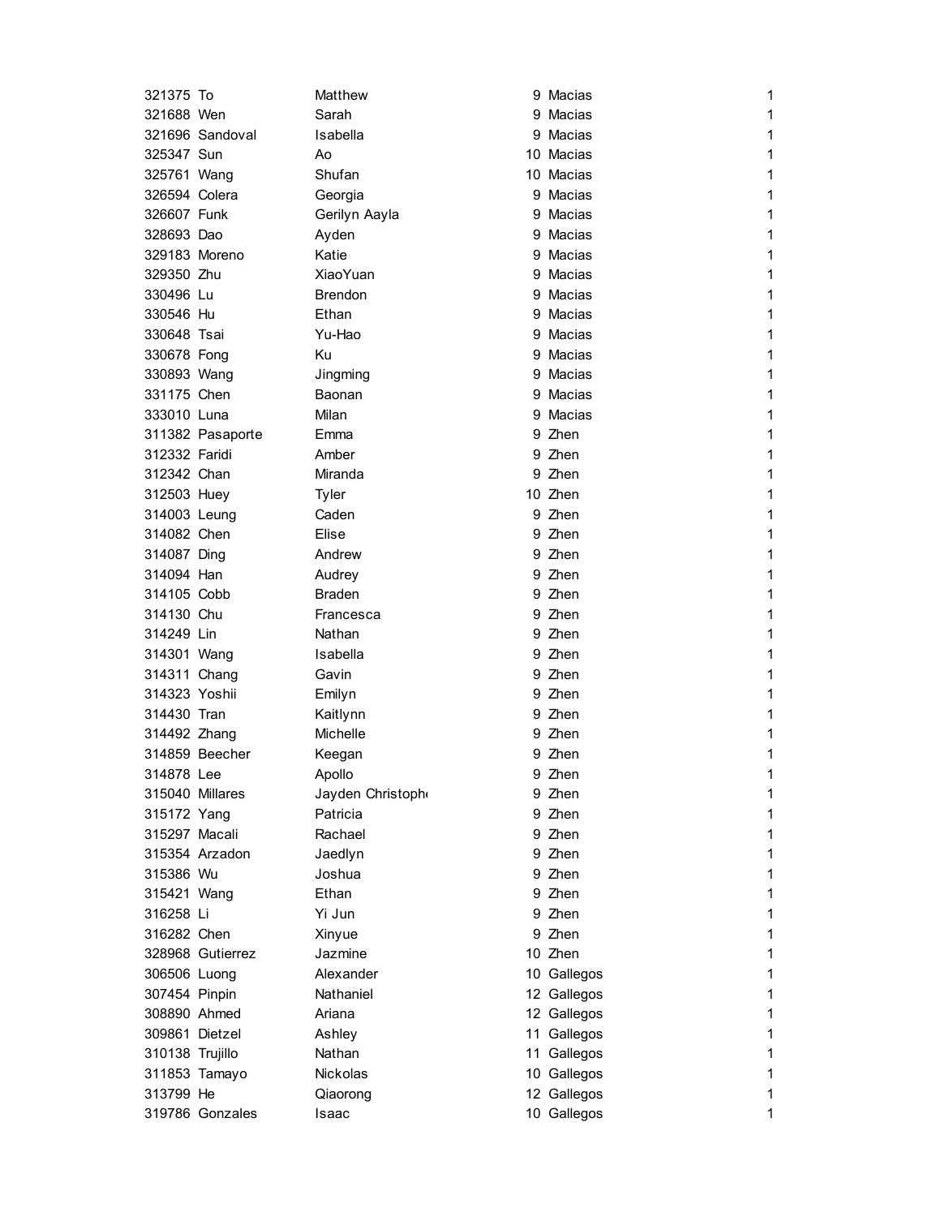| | | | | |
|---|---|---|---|---|
| 321375 | To | Matthew | 9 | Macias | 1 |
| 321688 | Wen | Sarah | 9 | Macias | 1 |
| 321696 | Sandoval | Isabella | 9 | Macias | 1 |
| 325347 | Sun | Ao | 10 | Macias | 1 |
| 325761 | Wang | Shufan | 10 | Macias | 1 |
| 326594 | Colera | Georgia | 9 | Macias | 1 |
| 326607 | Funk | Gerilyn Aayla | 9 | Macias | 1 |
| 328693 | Dao | Ayden | 9 | Macias | 1 |
| 329183 | Moreno | Katie | 9 | Macias | 1 |
| 329350 | Zhu | XiaoYuan | 9 | Macias | 1 |
| 330496 | Lu | Brendon | 9 | Macias | 1 |
| 330546 | Hu | Ethan | 9 | Macias | 1 |
| 330648 | Tsai | Yu-Hao | 9 | Macias | 1 |
| 330678 | Fong | Ku | 9 | Macias | 1 |
| 330893 | Wang | Jingming | 9 | Macias | 1 |
| 331175 | Chen | Baonan | 9 | Macias | 1 |
| 333010 | Luna | Milan | 9 | Macias | 1 |
| 311382 | Pasaporte | Emma | 9 | Zhen | 1 |
| 312332 | Faridi | Amber | 9 | Zhen | 1 |
| 312342 | Chan | Miranda | 9 | Zhen | 1 |
| 312503 | Huey | Tyler | 10 | Zhen | 1 |
| 314003 | Leung | Caden | 9 | Zhen | 1 |
| 314082 | Chen | Elise | 9 | Zhen | 1 |
| 314087 | Ding | Andrew | 9 | Zhen | 1 |
| 314094 | Han | Audrey | 9 | Zhen | 1 |
| 314105 | Cobb | Braden | 9 | Zhen | 1 |
| 314130 | Chu | Francesca | 9 | Zhen | 1 |
| 314249 | Lin | Nathan | 9 | Zhen | 1 |
| 314301 | Wang | Isabella | 9 | Zhen | 1 |
| 314311 | Chang | Gavin | 9 | Zhen | 1 |
| 314323 | Yoshii | Emilyn | 9 | Zhen | 1 |
| 314430 | Tran | Kaitlynn | 9 | Zhen | 1 |
| 314492 | Zhang | Michelle | 9 | Zhen | 1 |
| 314859 | Beecher | Keegan | 9 | Zhen | 1 |
| 314878 | Lee | Apollo | 9 | Zhen | 1 |
| 315040 | Millares | Jayden Christophe | 9 | Zhen | 1 |
| 315172 | Yang | Patricia | 9 | Zhen | 1 |
| 315297 | Macali | Rachael | 9 | Zhen | 1 |
| 315354 | Arzadon | Jaedlyn | 9 | Zhen | 1 |
| 315386 | Wu | Joshua | 9 | Zhen | 1 |
| 315421 | Wang | Ethan | 9 | Zhen | 1 |
| 316258 | Li | Yi Jun | 9 | Zhen | 1 |
| 316282 | Chen | Xinyue | 9 | Zhen | 1 |
| 328968 | Gutierrez | Jazmine | 10 | Zhen | 1 |
| 306506 | Luong | Alexander | 10 | Gallegos | 1 |
| 307454 | Pinpin | Nathaniel | 12 | Gallegos | 1 |
| 308890 | Ahmed | Ariana | 12 | Gallegos | 1 |
| 309861 | Dietzel | Ashley | 11 | Gallegos | 1 |
| 310138 | Trujillo | Nathan | 11 | Gallegos | 1 |
| 311853 | Tamayo | Nickolas | 10 | Gallegos | 1 |
| 313799 | He | Qiaorong | 12 | Gallegos | 1 |
| 319786 | Gonzales | Isaac | 10 | Gallegos | 1 |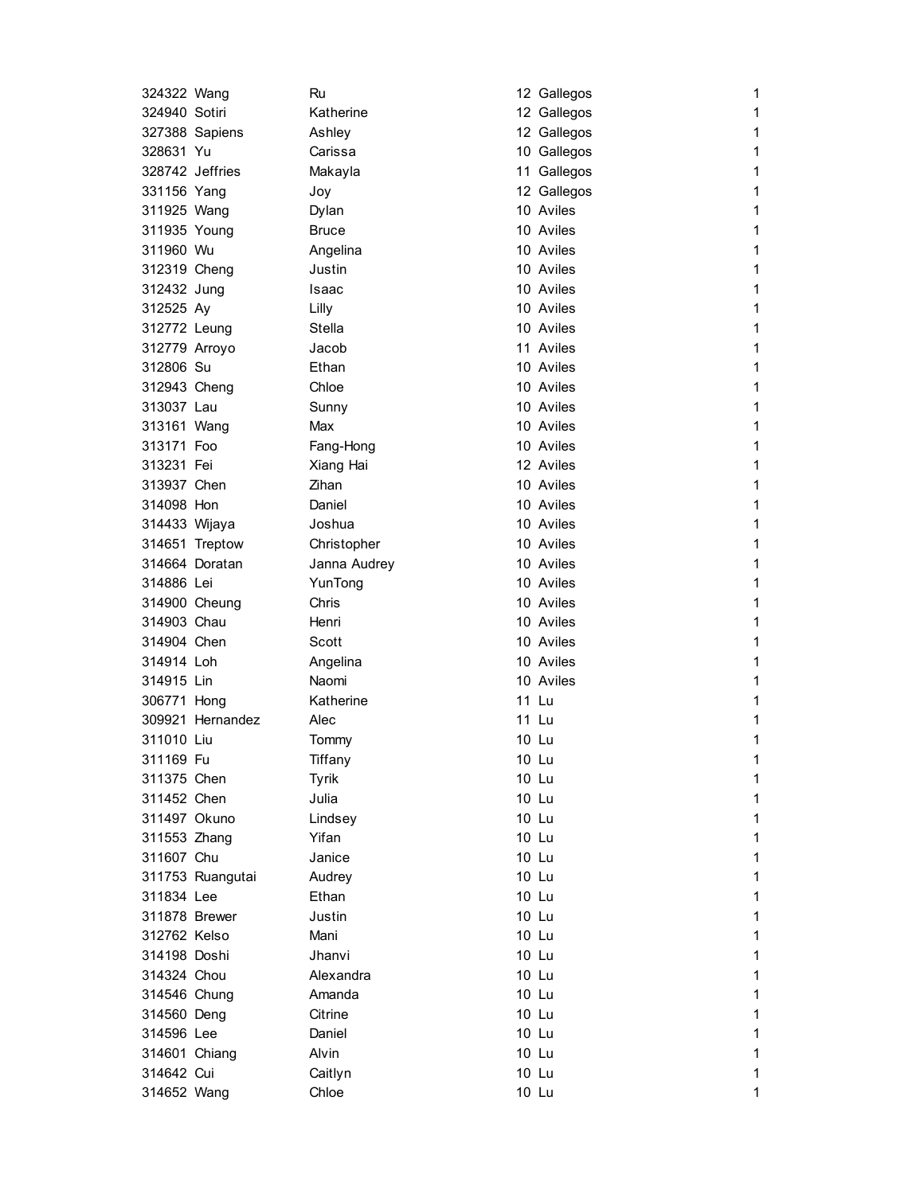| | | | | | |
|---|---|---|---|---|---|
| 324322 | Wang | Ru | 12 | Gallegos | 1 |
| 324940 | Sotiri | Katherine | 12 | Gallegos | 1 |
| 327388 | Sapiens | Ashley | 12 | Gallegos | 1 |
| 328631 | Yu | Carissa | 10 | Gallegos | 1 |
| 328742 | Jeffries | Makayla | 11 | Gallegos | 1 |
| 331156 | Yang | Joy | 12 | Gallegos | 1 |
| 311925 | Wang | Dylan | 10 | Aviles | 1 |
| 311935 | Young | Bruce | 10 | Aviles | 1 |
| 311960 | Wu | Angelina | 10 | Aviles | 1 |
| 312319 | Cheng | Justin | 10 | Aviles | 1 |
| 312432 | Jung | Isaac | 10 | Aviles | 1 |
| 312525 | Ay | Lilly | 10 | Aviles | 1 |
| 312772 | Leung | Stella | 10 | Aviles | 1 |
| 312779 | Arroyo | Jacob | 11 | Aviles | 1 |
| 312806 | Su | Ethan | 10 | Aviles | 1 |
| 312943 | Cheng | Chloe | 10 | Aviles | 1 |
| 313037 | Lau | Sunny | 10 | Aviles | 1 |
| 313161 | Wang | Max | 10 | Aviles | 1 |
| 313171 | Foo | Fang-Hong | 10 | Aviles | 1 |
| 313231 | Fei | Xiang Hai | 12 | Aviles | 1 |
| 313937 | Chen | Zihan | 10 | Aviles | 1 |
| 314098 | Hon | Daniel | 10 | Aviles | 1 |
| 314433 | Wijaya | Joshua | 10 | Aviles | 1 |
| 314651 | Treptow | Christopher | 10 | Aviles | 1 |
| 314664 | Doratan | Janna Audrey | 10 | Aviles | 1 |
| 314886 | Lei | YunTong | 10 | Aviles | 1 |
| 314900 | Cheung | Chris | 10 | Aviles | 1 |
| 314903 | Chau | Henri | 10 | Aviles | 1 |
| 314904 | Chen | Scott | 10 | Aviles | 1 |
| 314914 | Loh | Angelina | 10 | Aviles | 1 |
| 314915 | Lin | Naomi | 10 | Aviles | 1 |
| 306771 | Hong | Katherine | 11 | Lu | 1 |
| 309921 | Hernandez | Alec | 11 | Lu | 1 |
| 311010 | Liu | Tommy | 10 | Lu | 1 |
| 311169 | Fu | Tiffany | 10 | Lu | 1 |
| 311375 | Chen | Tyrik | 10 | Lu | 1 |
| 311452 | Chen | Julia | 10 | Lu | 1 |
| 311497 | Okuno | Lindsey | 10 | Lu | 1 |
| 311553 | Zhang | Yifan | 10 | Lu | 1 |
| 311607 | Chu | Janice | 10 | Lu | 1 |
| 311753 | Ruangutai | Audrey | 10 | Lu | 1 |
| 311834 | Lee | Ethan | 10 | Lu | 1 |
| 311878 | Brewer | Justin | 10 | Lu | 1 |
| 312762 | Kelso | Mani | 10 | Lu | 1 |
| 314198 | Doshi | Jhanvi | 10 | Lu | 1 |
| 314324 | Chou | Alexandra | 10 | Lu | 1 |
| 314546 | Chung | Amanda | 10 | Lu | 1 |
| 314560 | Deng | Citrine | 10 | Lu | 1 |
| 314596 | Lee | Daniel | 10 | Lu | 1 |
| 314601 | Chiang | Alvin | 10 | Lu | 1 |
| 314642 | Cui | Caitlyn | 10 | Lu | 1 |
| 314652 | Wang | Chloe | 10 | Lu | 1 |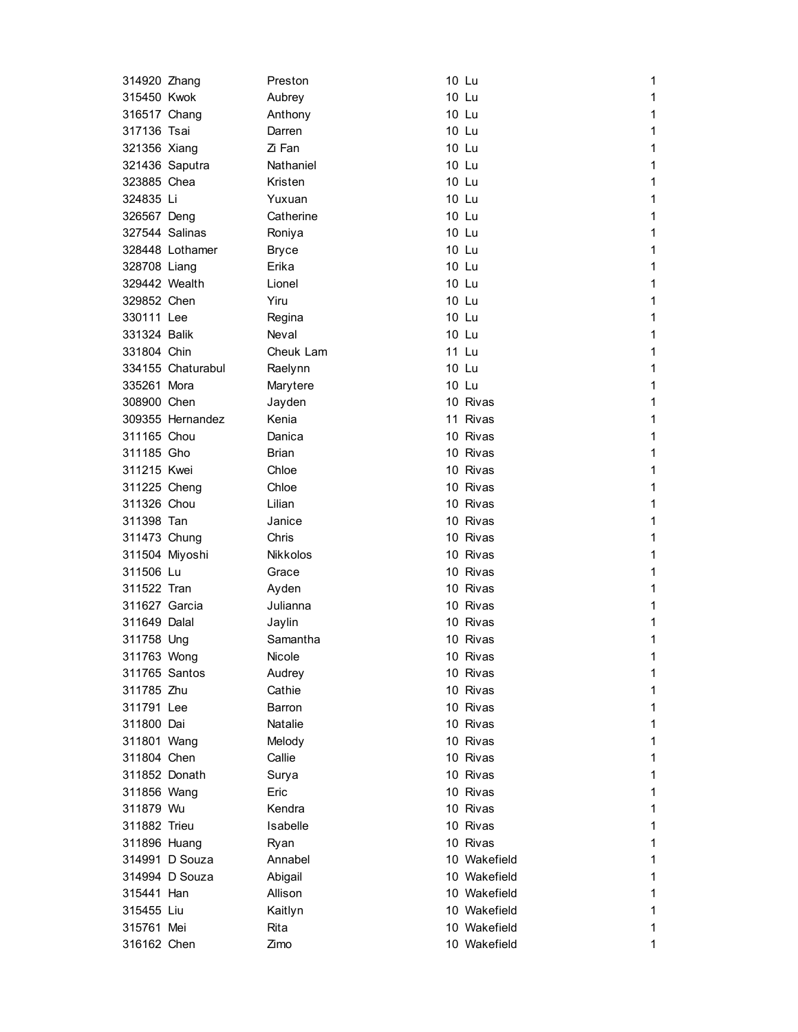| | | | | | |
|---|---|---|---|---|---|
| 314920 | Zhang | Preston | 10 | Lu | 1 |
| 315450 | Kwok | Aubrey | 10 | Lu | 1 |
| 316517 | Chang | Anthony | 10 | Lu | 1 |
| 317136 | Tsai | Darren | 10 | Lu | 1 |
| 321356 | Xiang | Zi Fan | 10 | Lu | 1 |
| 321436 | Saputra | Nathaniel | 10 | Lu | 1 |
| 323885 | Chea | Kristen | 10 | Lu | 1 |
| 324835 | Li | Yuxuan | 10 | Lu | 1 |
| 326567 | Deng | Catherine | 10 | Lu | 1 |
| 327544 | Salinas | Roniya | 10 | Lu | 1 |
| 328448 | Lothamer | Bryce | 10 | Lu | 1 |
| 328708 | Liang | Erika | 10 | Lu | 1 |
| 329442 | Wealth | Lionel | 10 | Lu | 1 |
| 329852 | Chen | Yiru | 10 | Lu | 1 |
| 330111 | Lee | Regina | 10 | Lu | 1 |
| 331324 | Balik | Neval | 10 | Lu | 1 |
| 331804 | Chin | Cheuk Lam | 11 | Lu | 1 |
| 334155 | Chaturabul | Raelynn | 10 | Lu | 1 |
| 335261 | Mora | Marytere | 10 | Lu | 1 |
| 308900 | Chen | Jayden | 10 | Rivas | 1 |
| 309355 | Hernandez | Kenia | 11 | Rivas | 1 |
| 311165 | Chou | Danica | 10 | Rivas | 1 |
| 311185 | Gho | Brian | 10 | Rivas | 1 |
| 311215 | Kwei | Chloe | 10 | Rivas | 1 |
| 311225 | Cheng | Chloe | 10 | Rivas | 1 |
| 311326 | Chou | Lilian | 10 | Rivas | 1 |
| 311398 | Tan | Janice | 10 | Rivas | 1 |
| 311473 | Chung | Chris | 10 | Rivas | 1 |
| 311504 | Miyoshi | Nikkolos | 10 | Rivas | 1 |
| 311506 | Lu | Grace | 10 | Rivas | 1 |
| 311522 | Tran | Ayden | 10 | Rivas | 1 |
| 311627 | Garcia | Julianna | 10 | Rivas | 1 |
| 311649 | Dalal | Jaylin | 10 | Rivas | 1 |
| 311758 | Ung | Samantha | 10 | Rivas | 1 |
| 311763 | Wong | Nicole | 10 | Rivas | 1 |
| 311765 | Santos | Audrey | 10 | Rivas | 1 |
| 311785 | Zhu | Cathie | 10 | Rivas | 1 |
| 311791 | Lee | Barron | 10 | Rivas | 1 |
| 311800 | Dai | Natalie | 10 | Rivas | 1 |
| 311801 | Wang | Melody | 10 | Rivas | 1 |
| 311804 | Chen | Callie | 10 | Rivas | 1 |
| 311852 | Donath | Surya | 10 | Rivas | 1 |
| 311856 | Wang | Eric | 10 | Rivas | 1 |
| 311879 | Wu | Kendra | 10 | Rivas | 1 |
| 311882 | Trieu | Isabelle | 10 | Rivas | 1 |
| 311896 | Huang | Ryan | 10 | Rivas | 1 |
| 314991 | D Souza | Annabel | 10 | Wakefield | 1 |
| 314994 | D Souza | Abigail | 10 | Wakefield | 1 |
| 315441 | Han | Allison | 10 | Wakefield | 1 |
| 315455 | Liu | Kaitlyn | 10 | Wakefield | 1 |
| 315761 | Mei | Rita | 10 | Wakefield | 1 |
| 316162 | Chen | Zimo | 10 | Wakefield | 1 |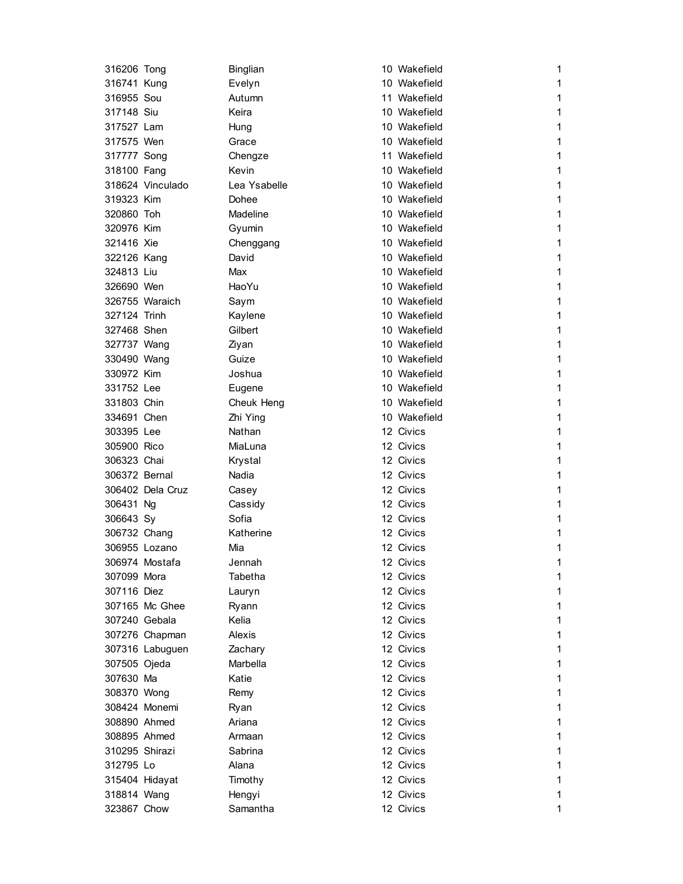| | | | | | |
|---|---|---|---|---|---|
| 316206 | Tong | Binglian | 10 | Wakefield | 1 |
| 316741 | Kung | Evelyn | 10 | Wakefield | 1 |
| 316955 | Sou | Autumn | 11 | Wakefield | 1 |
| 317148 | Siu | Keira | 10 | Wakefield | 1 |
| 317527 | Lam | Hung | 10 | Wakefield | 1 |
| 317575 | Wen | Grace | 10 | Wakefield | 1 |
| 317777 | Song | Chengze | 11 | Wakefield | 1 |
| 318100 | Fang | Kevin | 10 | Wakefield | 1 |
| 318624 | Vinculado | Lea Ysabelle | 10 | Wakefield | 1 |
| 319323 | Kim | Dohee | 10 | Wakefield | 1 |
| 320860 | Toh | Madeline | 10 | Wakefield | 1 |
| 320976 | Kim | Gyumin | 10 | Wakefield | 1 |
| 321416 | Xie | Chenggang | 10 | Wakefield | 1 |
| 322126 | Kang | David | 10 | Wakefield | 1 |
| 324813 | Liu | Max | 10 | Wakefield | 1 |
| 326690 | Wen | HaoYu | 10 | Wakefield | 1 |
| 326755 | Waraich | Saym | 10 | Wakefield | 1 |
| 327124 | Trinh | Kaylene | 10 | Wakefield | 1 |
| 327468 | Shen | Gilbert | 10 | Wakefield | 1 |
| 327737 | Wang | Ziyan | 10 | Wakefield | 1 |
| 330490 | Wang | Guize | 10 | Wakefield | 1 |
| 330972 | Kim | Joshua | 10 | Wakefield | 1 |
| 331752 | Lee | Eugene | 10 | Wakefield | 1 |
| 331803 | Chin | Cheuk Heng | 10 | Wakefield | 1 |
| 334691 | Chen | Zhi Ying | 10 | Wakefield | 1 |
| 303395 | Lee | Nathan | 12 | Civics | 1 |
| 305900 | Rico | MiaLuna | 12 | Civics | 1 |
| 306323 | Chai | Krystal | 12 | Civics | 1 |
| 306372 | Bernal | Nadia | 12 | Civics | 1 |
| 306402 | Dela Cruz | Casey | 12 | Civics | 1 |
| 306431 | Ng | Cassidy | 12 | Civics | 1 |
| 306643 | Sy | Sofia | 12 | Civics | 1 |
| 306732 | Chang | Katherine | 12 | Civics | 1 |
| 306955 | Lozano | Mia | 12 | Civics | 1 |
| 306974 | Mostafa | Jennah | 12 | Civics | 1 |
| 307099 | Mora | Tabetha | 12 | Civics | 1 |
| 307116 | Diez | Lauryn | 12 | Civics | 1 |
| 307165 | Mc Ghee | Ryann | 12 | Civics | 1 |
| 307240 | Gebala | Kelia | 12 | Civics | 1 |
| 307276 | Chapman | Alexis | 12 | Civics | 1 |
| 307316 | Labuguen | Zachary | 12 | Civics | 1 |
| 307505 | Ojeda | Marbella | 12 | Civics | 1 |
| 307630 | Ma | Katie | 12 | Civics | 1 |
| 308370 | Wong | Remy | 12 | Civics | 1 |
| 308424 | Monemi | Ryan | 12 | Civics | 1 |
| 308890 | Ahmed | Ariana | 12 | Civics | 1 |
| 308895 | Ahmed | Armaan | 12 | Civics | 1 |
| 310295 | Shirazi | Sabrina | 12 | Civics | 1 |
| 312795 | Lo | Alana | 12 | Civics | 1 |
| 315404 | Hidayat | Timothy | 12 | Civics | 1 |
| 318814 | Wang | Hengyi | 12 | Civics | 1 |
| 323867 | Chow | Samantha | 12 | Civics | 1 |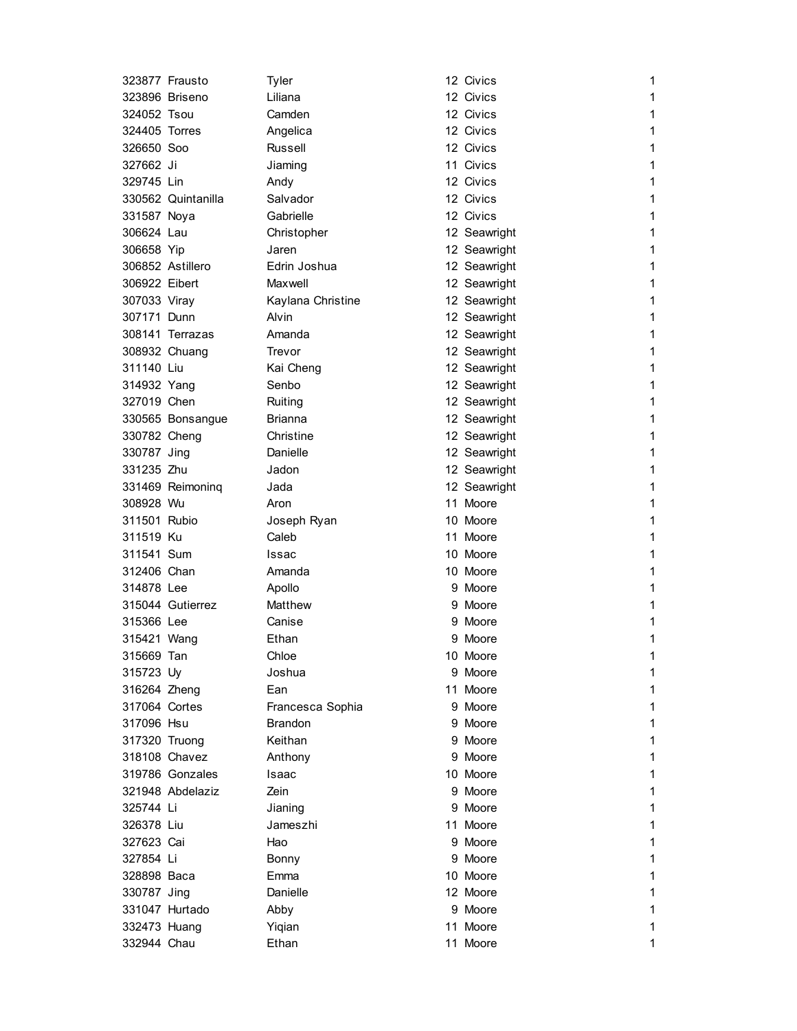| | | | | | |
|---|---|---|---|---|---|
| 323877 | Frausto | Tyler | 12 | Civics | 1 |
| 323896 | Briseno | Liliana | 12 | Civics | 1 |
| 324052 | Tsou | Camden | 12 | Civics | 1 |
| 324405 | Torres | Angelica | 12 | Civics | 1 |
| 326650 | Soo | Russell | 12 | Civics | 1 |
| 327662 | Ji | Jiaming | 11 | Civics | 1 |
| 329745 | Lin | Andy | 12 | Civics | 1 |
| 330562 | Quintanilla | Salvador | 12 | Civics | 1 |
| 331587 | Noya | Gabrielle | 12 | Civics | 1 |
| 306624 | Lau | Christopher | 12 | Seawright | 1 |
| 306658 | Yip | Jaren | 12 | Seawright | 1 |
| 306852 | Astillero | Edrin Joshua | 12 | Seawright | 1 |
| 306922 | Eibert | Maxwell | 12 | Seawright | 1 |
| 307033 | Viray | Kaylana Christine | 12 | Seawright | 1 |
| 307171 | Dunn | Alvin | 12 | Seawright | 1 |
| 308141 | Terrazas | Amanda | 12 | Seawright | 1 |
| 308932 | Chuang | Trevor | 12 | Seawright | 1 |
| 311140 | Liu | Kai Cheng | 12 | Seawright | 1 |
| 314932 | Yang | Senbo | 12 | Seawright | 1 |
| 327019 | Chen | Ruiting | 12 | Seawright | 1 |
| 330565 | Bonsangue | Brianna | 12 | Seawright | 1 |
| 330782 | Cheng | Christine | 12 | Seawright | 1 |
| 330787 | Jing | Danielle | 12 | Seawright | 1 |
| 331235 | Zhu | Jadon | 12 | Seawright | 1 |
| 331469 | Reimoninq | Jada | 12 | Seawright | 1 |
| 308928 | Wu | Aron | 11 | Moore | 1 |
| 311501 | Rubio | Joseph Ryan | 10 | Moore | 1 |
| 311519 | Ku | Caleb | 11 | Moore | 1 |
| 311541 | Sum | Issac | 10 | Moore | 1 |
| 312406 | Chan | Amanda | 10 | Moore | 1 |
| 314878 | Lee | Apollo | 9 | Moore | 1 |
| 315044 | Gutierrez | Matthew | 9 | Moore | 1 |
| 315366 | Lee | Canise | 9 | Moore | 1 |
| 315421 | Wang | Ethan | 9 | Moore | 1 |
| 315669 | Tan | Chloe | 10 | Moore | 1 |
| 315723 | Uy | Joshua | 9 | Moore | 1 |
| 316264 | Zheng | Ean | 11 | Moore | 1 |
| 317064 | Cortes | Francesca Sophia | 9 | Moore | 1 |
| 317096 | Hsu | Brandon | 9 | Moore | 1 |
| 317320 | Truong | Keithan | 9 | Moore | 1 |
| 318108 | Chavez | Anthony | 9 | Moore | 1 |
| 319786 | Gonzales | Isaac | 10 | Moore | 1 |
| 321948 | Abdelaziz | Zein | 9 | Moore | 1 |
| 325744 | Li | Jianing | 9 | Moore | 1 |
| 326378 | Liu | Jameszhi | 11 | Moore | 1 |
| 327623 | Cai | Hao | 9 | Moore | 1 |
| 327854 | Li | Bonny | 9 | Moore | 1 |
| 328898 | Baca | Emma | 10 | Moore | 1 |
| 330787 | Jing | Danielle | 12 | Moore | 1 |
| 331047 | Hurtado | Abby | 9 | Moore | 1 |
| 332473 | Huang | Yiqian | 11 | Moore | 1 |
| 332944 | Chau | Ethan | 11 | Moore | 1 |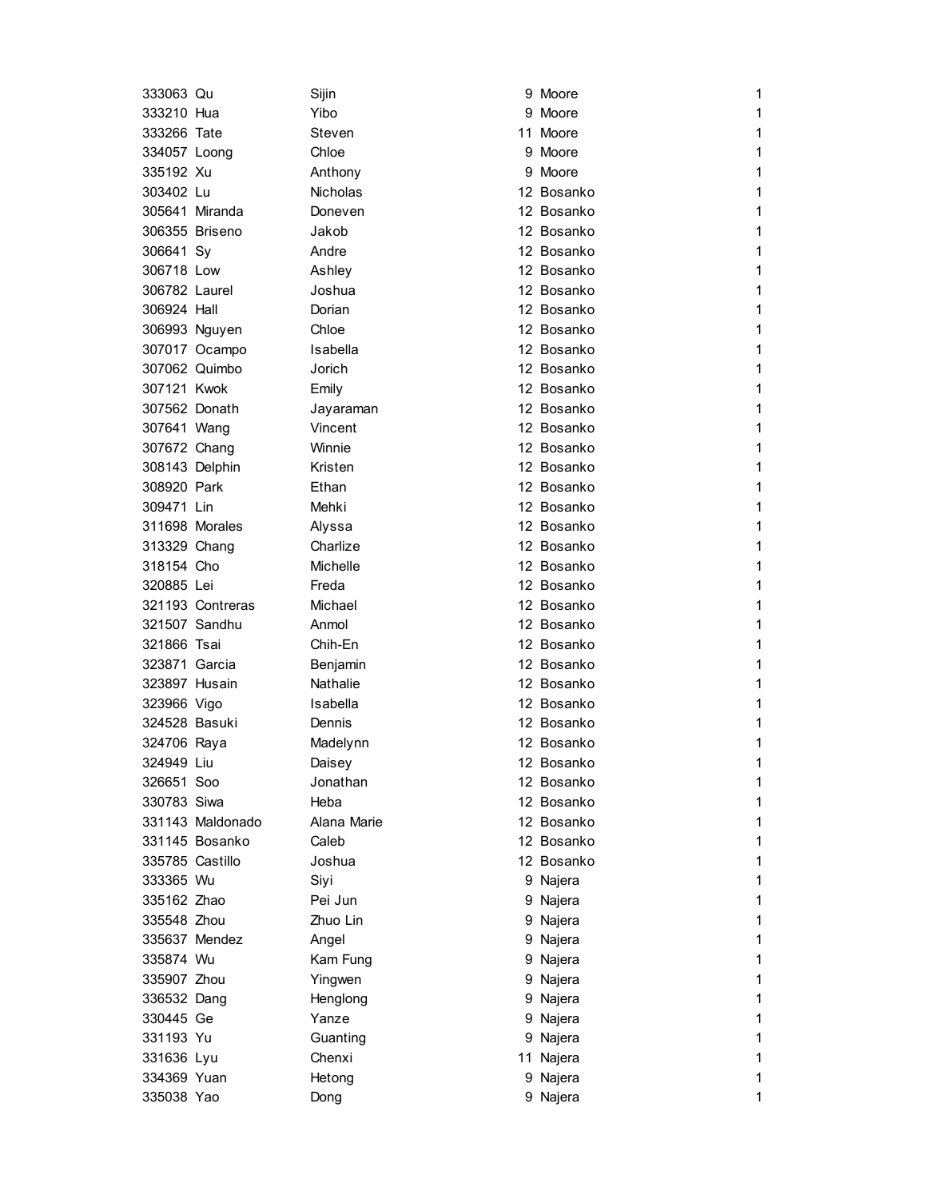| | | | | | |
|---|---|---|---|---|---|
| 333063 | Qu | Sijin | 9 | Moore | 1 |
| 333210 | Hua | Yibo | 9 | Moore | 1 |
| 333266 | Tate | Steven | 11 | Moore | 1 |
| 334057 | Loong | Chloe | 9 | Moore | 1 |
| 335192 | Xu | Anthony | 9 | Moore | 1 |
| 303402 | Lu | Nicholas | 12 | Bosanko | 1 |
| 305641 | Miranda | Doneven | 12 | Bosanko | 1 |
| 306355 | Briseno | Jakob | 12 | Bosanko | 1 |
| 306641 | Sy | Andre | 12 | Bosanko | 1 |
| 306718 | Low | Ashley | 12 | Bosanko | 1 |
| 306782 | Laurel | Joshua | 12 | Bosanko | 1 |
| 306924 | Hall | Dorian | 12 | Bosanko | 1 |
| 306993 | Nguyen | Chloe | 12 | Bosanko | 1 |
| 307017 | Ocampo | Isabella | 12 | Bosanko | 1 |
| 307062 | Quimbo | Jorich | 12 | Bosanko | 1 |
| 307121 | Kwok | Emily | 12 | Bosanko | 1 |
| 307562 | Donath | Jayaraman | 12 | Bosanko | 1 |
| 307641 | Wang | Vincent | 12 | Bosanko | 1 |
| 307672 | Chang | Winnie | 12 | Bosanko | 1 |
| 308143 | Delphin | Kristen | 12 | Bosanko | 1 |
| 308920 | Park | Ethan | 12 | Bosanko | 1 |
| 309471 | Lin | Mehki | 12 | Bosanko | 1 |
| 311698 | Morales | Alyssa | 12 | Bosanko | 1 |
| 313329 | Chang | Charlize | 12 | Bosanko | 1 |
| 318154 | Cho | Michelle | 12 | Bosanko | 1 |
| 320885 | Lei | Freda | 12 | Bosanko | 1 |
| 321193 | Contreras | Michael | 12 | Bosanko | 1 |
| 321507 | Sandhu | Anmol | 12 | Bosanko | 1 |
| 321866 | Tsai | Chih-En | 12 | Bosanko | 1 |
| 323871 | Garcia | Benjamin | 12 | Bosanko | 1 |
| 323897 | Husain | Nathalie | 12 | Bosanko | 1 |
| 323966 | Vigo | Isabella | 12 | Bosanko | 1 |
| 324528 | Basuki | Dennis | 12 | Bosanko | 1 |
| 324706 | Raya | Madelynn | 12 | Bosanko | 1 |
| 324949 | Liu | Daisey | 12 | Bosanko | 1 |
| 326651 | Soo | Jonathan | 12 | Bosanko | 1 |
| 330783 | Siwa | Heba | 12 | Bosanko | 1 |
| 331143 | Maldonado | Alana Marie | 12 | Bosanko | 1 |
| 331145 | Bosanko | Caleb | 12 | Bosanko | 1 |
| 335785 | Castillo | Joshua | 12 | Bosanko | 1 |
| 333365 | Wu | Siyi | 9 | Najera | 1 |
| 335162 | Zhao | Pei Jun | 9 | Najera | 1 |
| 335548 | Zhou | Zhuo Lin | 9 | Najera | 1 |
| 335637 | Mendez | Angel | 9 | Najera | 1 |
| 335874 | Wu | Kam Fung | 9 | Najera | 1 |
| 335907 | Zhou | Yingwen | 9 | Najera | 1 |
| 336532 | Dang | Henglong | 9 | Najera | 1 |
| 330445 | Ge | Yanze | 9 | Najera | 1 |
| 331193 | Yu | Guanting | 9 | Najera | 1 |
| 331636 | Lyu | Chenxi | 11 | Najera | 1 |
| 334369 | Yuan | Hetong | 9 | Najera | 1 |
| 335038 | Yao | Dong | 9 | Najera | 1 |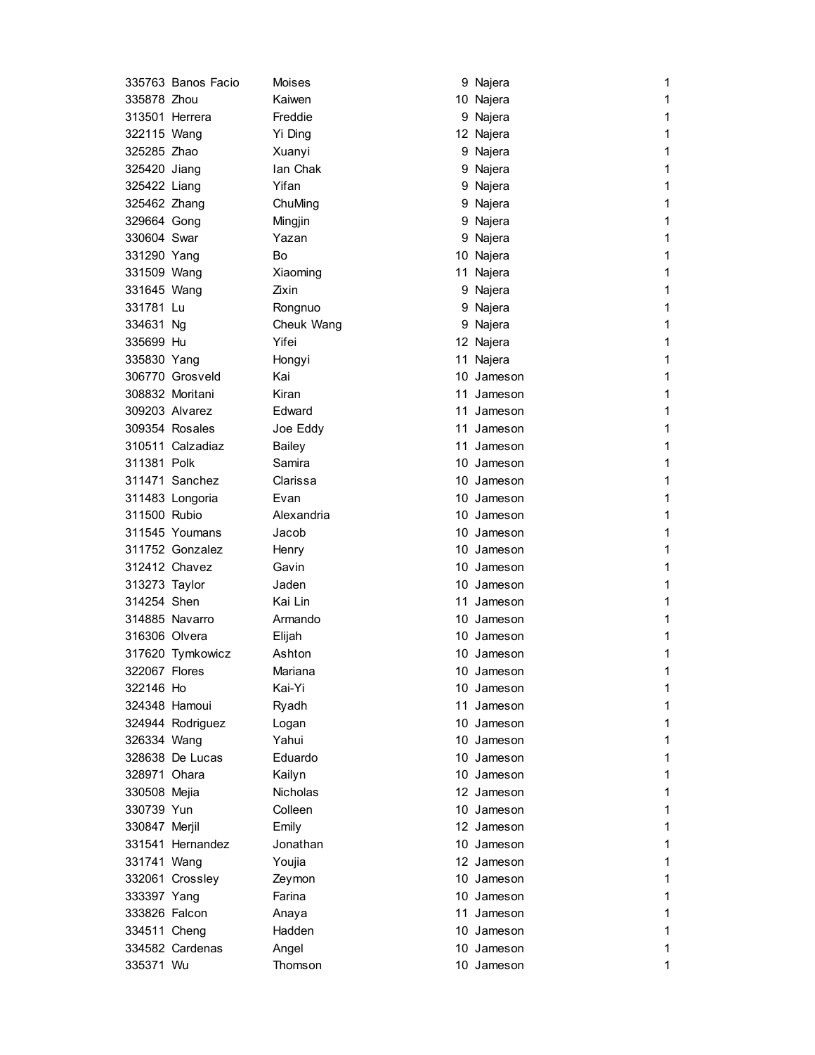| | | | | | |
|---|---|---|---|---|---|
| 335763 | Banos Facio | Moises | 9 | Najera | 1 |
| 335878 | Zhou | Kaiwen | 10 | Najera | 1 |
| 313501 | Herrera | Freddie | 9 | Najera | 1 |
| 322115 | Wang | Yi Ding | 12 | Najera | 1 |
| 325285 | Zhao | Xuanyi | 9 | Najera | 1 |
| 325420 | Jiang | Ian Chak | 9 | Najera | 1 |
| 325422 | Liang | Yifan | 9 | Najera | 1 |
| 325462 | Zhang | ChuMing | 9 | Najera | 1 |
| 329664 | Gong | Mingjin | 9 | Najera | 1 |
| 330604 | Swar | Yazan | 9 | Najera | 1 |
| 331290 | Yang | Bo | 10 | Najera | 1 |
| 331509 | Wang | Xiaoming | 11 | Najera | 1 |
| 331645 | Wang | Zixin | 9 | Najera | 1 |
| 331781 | Lu | Rongnuo | 9 | Najera | 1 |
| 334631 | Ng | Cheuk Wang | 9 | Najera | 1 |
| 335699 | Hu | Yifei | 12 | Najera | 1 |
| 335830 | Yang | Hongyi | 11 | Najera | 1 |
| 306770 | Grosveld | Kai | 10 | Jameson | 1 |
| 308832 | Moritani | Kiran | 11 | Jameson | 1 |
| 309203 | Alvarez | Edward | 11 | Jameson | 1 |
| 309354 | Rosales | Joe Eddy | 11 | Jameson | 1 |
| 310511 | Calzadiaz | Bailey | 11 | Jameson | 1 |
| 311381 | Polk | Samira | 10 | Jameson | 1 |
| 311471 | Sanchez | Clarissa | 10 | Jameson | 1 |
| 311483 | Longoria | Evan | 10 | Jameson | 1 |
| 311500 | Rubio | Alexandria | 10 | Jameson | 1 |
| 311545 | Youmans | Jacob | 10 | Jameson | 1 |
| 311752 | Gonzalez | Henry | 10 | Jameson | 1 |
| 312412 | Chavez | Gavin | 10 | Jameson | 1 |
| 313273 | Taylor | Jaden | 10 | Jameson | 1 |
| 314254 | Shen | Kai Lin | 11 | Jameson | 1 |
| 314885 | Navarro | Armando | 10 | Jameson | 1 |
| 316306 | Olvera | Elijah | 10 | Jameson | 1 |
| 317620 | Tymkowicz | Ashton | 10 | Jameson | 1 |
| 322067 | Flores | Mariana | 10 | Jameson | 1 |
| 322146 | Ho | Kai-Yi | 10 | Jameson | 1 |
| 324348 | Hamoui | Ryadh | 11 | Jameson | 1 |
| 324944 | Rodriguez | Logan | 10 | Jameson | 1 |
| 326334 | Wang | Yahui | 10 | Jameson | 1 |
| 328638 | De Lucas | Eduardo | 10 | Jameson | 1 |
| 328971 | Ohara | Kailyn | 10 | Jameson | 1 |
| 330508 | Mejia | Nicholas | 12 | Jameson | 1 |
| 330739 | Yun | Colleen | 10 | Jameson | 1 |
| 330847 | Merjil | Emily | 12 | Jameson | 1 |
| 331541 | Hernandez | Jonathan | 10 | Jameson | 1 |
| 331741 | Wang | Youjia | 12 | Jameson | 1 |
| 332061 | Crossley | Zeymon | 10 | Jameson | 1 |
| 333397 | Yang | Farina | 10 | Jameson | 1 |
| 333826 | Falcon | Anaya | 11 | Jameson | 1 |
| 334511 | Cheng | Hadden | 10 | Jameson | 1 |
| 334582 | Cardenas | Angel | 10 | Jameson | 1 |
| 335371 | Wu | Thomson | 10 | Jameson | 1 |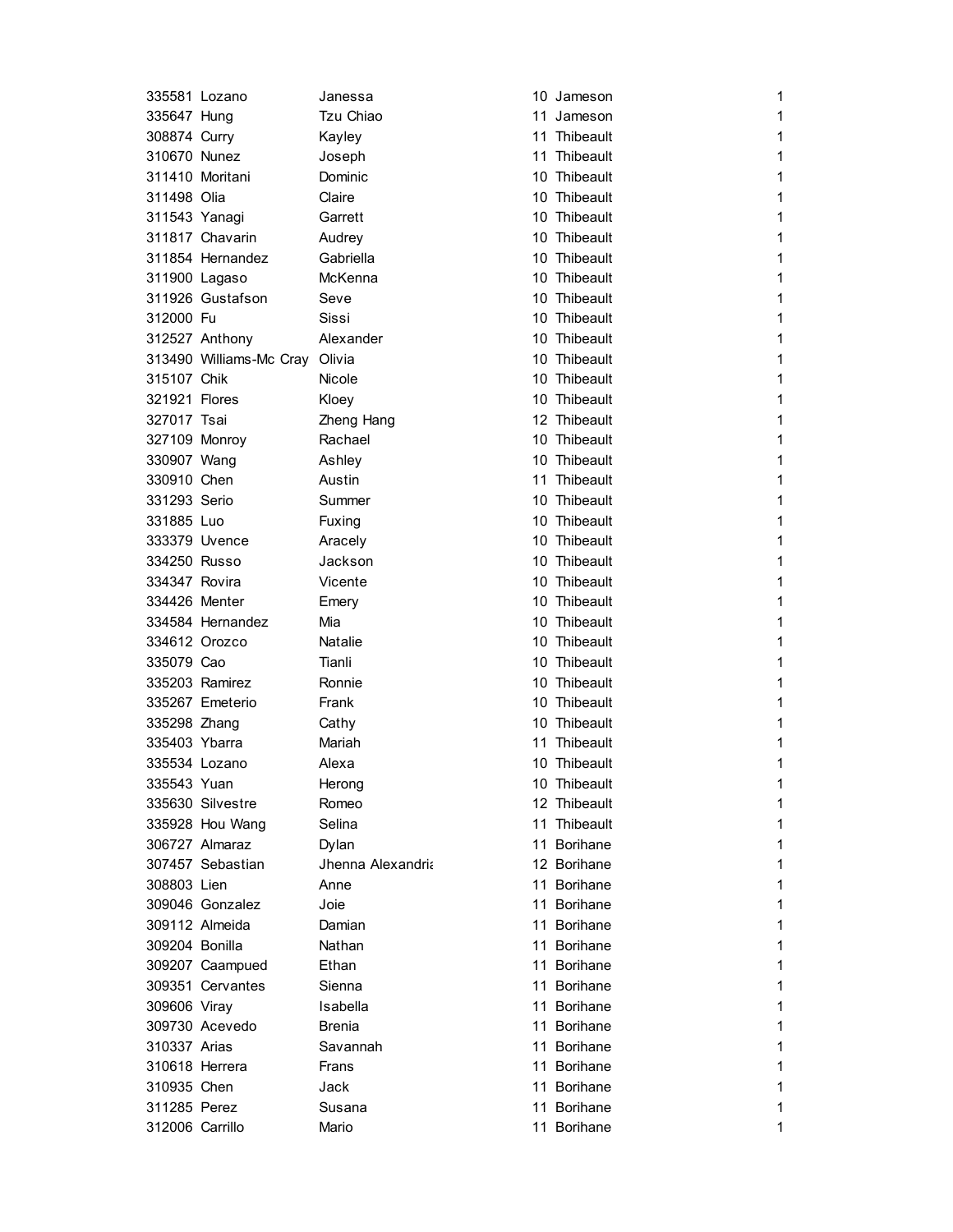| | | | | | |
|---|---|---|---|---|---|
| 335581 | Lozano | Janessa | 10 | Jameson | 1 |
| 335647 | Hung | Tzu Chiao | 11 | Jameson | 1 |
| 308874 | Curry | Kayley | 11 | Thibeault | 1 |
| 310670 | Nunez | Joseph | 11 | Thibeault | 1 |
| 311410 | Moritani | Dominic | 10 | Thibeault | 1 |
| 311498 | Olia | Claire | 10 | Thibeault | 1 |
| 311543 | Yanagi | Garrett | 10 | Thibeault | 1 |
| 311817 | Chavarin | Audrey | 10 | Thibeault | 1 |
| 311854 | Hernandez | Gabriella | 10 | Thibeault | 1 |
| 311900 | Lagaso | McKenna | 10 | Thibeault | 1 |
| 311926 | Gustafson | Seve | 10 | Thibeault | 1 |
| 312000 | Fu | Sissi | 10 | Thibeault | 1 |
| 312527 | Anthony | Alexander | 10 | Thibeault | 1 |
| 313490 | Williams-Mc Cray | Olivia | 10 | Thibeault | 1 |
| 315107 | Chik | Nicole | 10 | Thibeault | 1 |
| 321921 | Flores | Kloey | 10 | Thibeault | 1 |
| 327017 | Tsai | Zheng Hang | 12 | Thibeault | 1 |
| 327109 | Monroy | Rachael | 10 | Thibeault | 1 |
| 330907 | Wang | Ashley | 10 | Thibeault | 1 |
| 330910 | Chen | Austin | 11 | Thibeault | 1 |
| 331293 | Serio | Summer | 10 | Thibeault | 1 |
| 331885 | Luo | Fuxing | 10 | Thibeault | 1 |
| 333379 | Uvence | Aracely | 10 | Thibeault | 1 |
| 334250 | Russo | Jackson | 10 | Thibeault | 1 |
| 334347 | Rovira | Vicente | 10 | Thibeault | 1 |
| 334426 | Menter | Emery | 10 | Thibeault | 1 |
| 334584 | Hernandez | Mia | 10 | Thibeault | 1 |
| 334612 | Orozco | Natalie | 10 | Thibeault | 1 |
| 335079 | Cao | Tianli | 10 | Thibeault | 1 |
| 335203 | Ramirez | Ronnie | 10 | Thibeault | 1 |
| 335267 | Emeterio | Frank | 10 | Thibeault | 1 |
| 335298 | Zhang | Cathy | 10 | Thibeault | 1 |
| 335403 | Ybarra | Mariah | 11 | Thibeault | 1 |
| 335534 | Lozano | Alexa | 10 | Thibeault | 1 |
| 335543 | Yuan | Herong | 10 | Thibeault | 1 |
| 335630 | Silvestre | Romeo | 12 | Thibeault | 1 |
| 335928 | Hou Wang | Selina | 11 | Thibeault | 1 |
| 306727 | Almaraz | Dylan | 11 | Borihane | 1 |
| 307457 | Sebastian | Jhenna Alexandria | 12 | Borihane | 1 |
| 308803 | Lien | Anne | 11 | Borihane | 1 |
| 309046 | Gonzalez | Joie | 11 | Borihane | 1 |
| 309112 | Almeida | Damian | 11 | Borihane | 1 |
| 309204 | Bonilla | Nathan | 11 | Borihane | 1 |
| 309207 | Caampued | Ethan | 11 | Borihane | 1 |
| 309351 | Cervantes | Sienna | 11 | Borihane | 1 |
| 309606 | Viray | Isabella | 11 | Borihane | 1 |
| 309730 | Acevedo | Brenia | 11 | Borihane | 1 |
| 310337 | Arias | Savannah | 11 | Borihane | 1 |
| 310618 | Herrera | Frans | 11 | Borihane | 1 |
| 310935 | Chen | Jack | 11 | Borihane | 1 |
| 311285 | Perez | Susana | 11 | Borihane | 1 |
| 312006 | Carrillo | Mario | 11 | Borihane | 1 |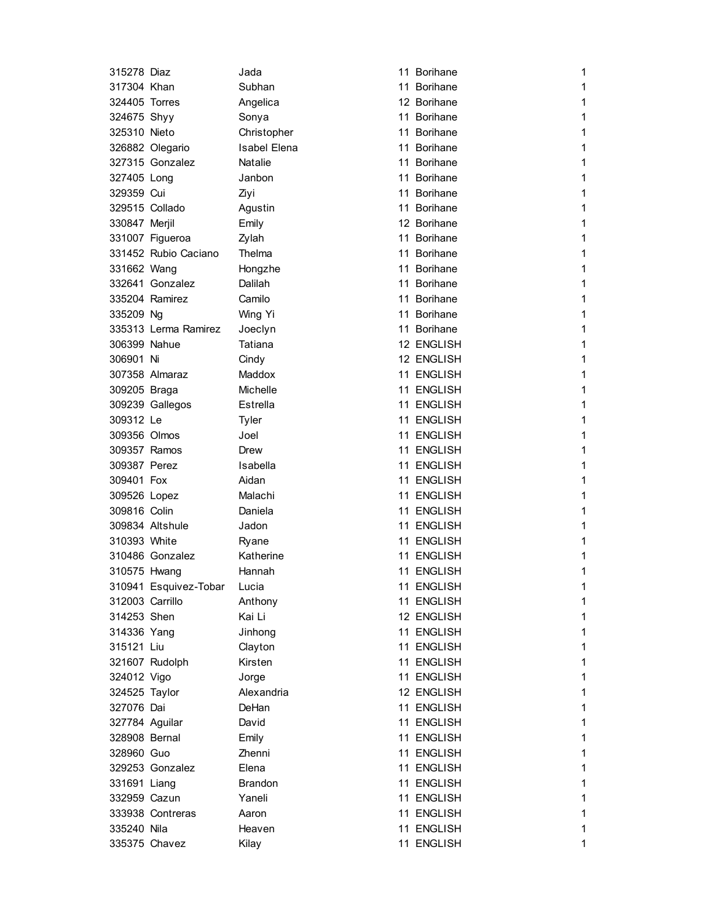| | | | | | |
|---|---|---|---|---|---|
| 315278 | Diaz | Jada | 11 | Borihane | 1 |
| 317304 | Khan | Subhan | 11 | Borihane | 1 |
| 324405 | Torres | Angelica | 12 | Borihane | 1 |
| 324675 | Shyy | Sonya | 11 | Borihane | 1 |
| 325310 | Nieto | Christopher | 11 | Borihane | 1 |
| 326882 | Olegario | Isabel Elena | 11 | Borihane | 1 |
| 327315 | Gonzalez | Natalie | 11 | Borihane | 1 |
| 327405 | Long | Janbon | 11 | Borihane | 1 |
| 329359 | Cui | Ziyi | 11 | Borihane | 1 |
| 329515 | Collado | Agustin | 11 | Borihane | 1 |
| 330847 | Merjil | Emily | 12 | Borihane | 1 |
| 331007 | Figueroa | Zylah | 11 | Borihane | 1 |
| 331452 | Rubio Caciano | Thelma | 11 | Borihane | 1 |
| 331662 | Wang | Hongzhe | 11 | Borihane | 1 |
| 332641 | Gonzalez | Dalilah | 11 | Borihane | 1 |
| 335204 | Ramirez | Camilo | 11 | Borihane | 1 |
| 335209 | Ng | Wing Yi | 11 | Borihane | 1 |
| 335313 | Lerma Ramirez | Joeclyn | 11 | Borihane | 1 |
| 306399 | Nahue | Tatiana | 12 | ENGLISH | 1 |
| 306901 | Ni | Cindy | 12 | ENGLISH | 1 |
| 307358 | Almaraz | Maddox | 11 | ENGLISH | 1 |
| 309205 | Braga | Michelle | 11 | ENGLISH | 1 |
| 309239 | Gallegos | Estrella | 11 | ENGLISH | 1 |
| 309312 | Le | Tyler | 11 | ENGLISH | 1 |
| 309356 | Olmos | Joel | 11 | ENGLISH | 1 |
| 309357 | Ramos | Drew | 11 | ENGLISH | 1 |
| 309387 | Perez | Isabella | 11 | ENGLISH | 1 |
| 309401 | Fox | Aidan | 11 | ENGLISH | 1 |
| 309526 | Lopez | Malachi | 11 | ENGLISH | 1 |
| 309816 | Colin | Daniela | 11 | ENGLISH | 1 |
| 309834 | Altshule | Jadon | 11 | ENGLISH | 1 |
| 310393 | White | Ryane | 11 | ENGLISH | 1 |
| 310486 | Gonzalez | Katherine | 11 | ENGLISH | 1 |
| 310575 | Hwang | Hannah | 11 | ENGLISH | 1 |
| 310941 | Esquivez-Tobar | Lucia | 11 | ENGLISH | 1 |
| 312003 | Carrillo | Anthony | 11 | ENGLISH | 1 |
| 314253 | Shen | Kai Li | 12 | ENGLISH | 1 |
| 314336 | Yang | Jinhong | 11 | ENGLISH | 1 |
| 315121 | Liu | Clayton | 11 | ENGLISH | 1 |
| 321607 | Rudolph | Kirsten | 11 | ENGLISH | 1 |
| 324012 | Vigo | Jorge | 11 | ENGLISH | 1 |
| 324525 | Taylor | Alexandria | 12 | ENGLISH | 1 |
| 327076 | Dai | DeHan | 11 | ENGLISH | 1 |
| 327784 | Aguilar | David | 11 | ENGLISH | 1 |
| 328908 | Bernal | Emily | 11 | ENGLISH | 1 |
| 328960 | Guo | Zhenni | 11 | ENGLISH | 1 |
| 329253 | Gonzalez | Elena | 11 | ENGLISH | 1 |
| 331691 | Liang | Brandon | 11 | ENGLISH | 1 |
| 332959 | Cazun | Yaneli | 11 | ENGLISH | 1 |
| 333938 | Contreras | Aaron | 11 | ENGLISH | 1 |
| 335240 | Nila | Heaven | 11 | ENGLISH | 1 |
| 335375 | Chavez | Kilay | 11 | ENGLISH | 1 |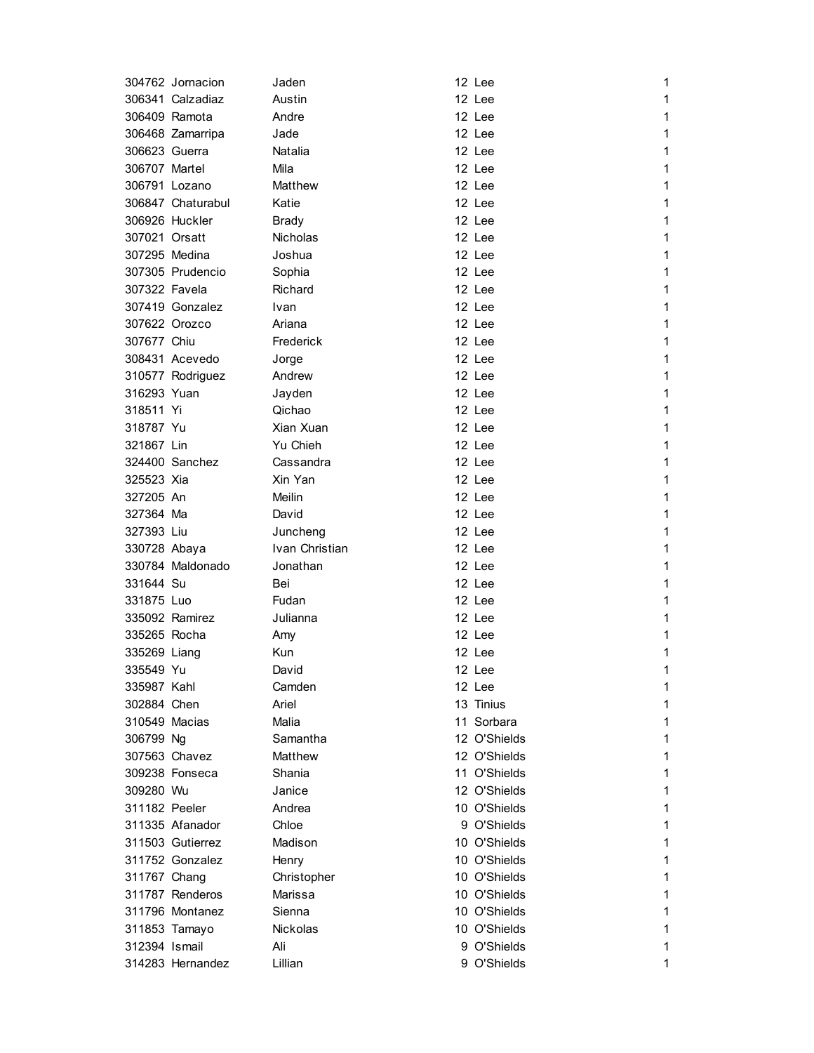| | | | | | |
|---|---|---|---|---|---|
| 304762 | Jornacion | Jaden | 12 | Lee | 1 |
| 306341 | Calzadiaz | Austin | 12 | Lee | 1 |
| 306409 | Ramota | Andre | 12 | Lee | 1 |
| 306468 | Zamarripa | Jade | 12 | Lee | 1 |
| 306623 | Guerra | Natalia | 12 | Lee | 1 |
| 306707 | Martel | Mila | 12 | Lee | 1 |
| 306791 | Lozano | Matthew | 12 | Lee | 1 |
| 306847 | Chaturabul | Katie | 12 | Lee | 1 |
| 306926 | Huckler | Brady | 12 | Lee | 1 |
| 307021 | Orsatt | Nicholas | 12 | Lee | 1 |
| 307295 | Medina | Joshua | 12 | Lee | 1 |
| 307305 | Prudencio | Sophia | 12 | Lee | 1 |
| 307322 | Favela | Richard | 12 | Lee | 1 |
| 307419 | Gonzalez | Ivan | 12 | Lee | 1 |
| 307622 | Orozco | Ariana | 12 | Lee | 1 |
| 307677 | Chiu | Frederick | 12 | Lee | 1 |
| 308431 | Acevedo | Jorge | 12 | Lee | 1 |
| 310577 | Rodriguez | Andrew | 12 | Lee | 1 |
| 316293 | Yuan | Jayden | 12 | Lee | 1 |
| 318511 | Yi | Qichao | 12 | Lee | 1 |
| 318787 | Yu | Xian Xuan | 12 | Lee | 1 |
| 321867 | Lin | Yu Chieh | 12 | Lee | 1 |
| 324400 | Sanchez | Cassandra | 12 | Lee | 1 |
| 325523 | Xia | Xin Yan | 12 | Lee | 1 |
| 327205 | An | Meilin | 12 | Lee | 1 |
| 327364 | Ma | David | 12 | Lee | 1 |
| 327393 | Liu | Juncheng | 12 | Lee | 1 |
| 330728 | Abaya | Ivan Christian | 12 | Lee | 1 |
| 330784 | Maldonado | Jonathan | 12 | Lee | 1 |
| 331644 | Su | Bei | 12 | Lee | 1 |
| 331875 | Luo | Fudan | 12 | Lee | 1 |
| 335092 | Ramirez | Julianna | 12 | Lee | 1 |
| 335265 | Rocha | Amy | 12 | Lee | 1 |
| 335269 | Liang | Kun | 12 | Lee | 1 |
| 335549 | Yu | David | 12 | Lee | 1 |
| 335987 | Kahl | Camden | 12 | Lee | 1 |
| 302884 | Chen | Ariel | 13 | Tinius | 1 |
| 310549 | Macias | Malia | 11 | Sorbara | 1 |
| 306799 | Ng | Samantha | 12 | O'Shields | 1 |
| 307563 | Chavez | Matthew | 12 | O'Shields | 1 |
| 309238 | Fonseca | Shania | 11 | O'Shields | 1 |
| 309280 | Wu | Janice | 12 | O'Shields | 1 |
| 311182 | Peeler | Andrea | 10 | O'Shields | 1 |
| 311335 | Afanador | Chloe | 9 | O'Shields | 1 |
| 311503 | Gutierrez | Madison | 10 | O'Shields | 1 |
| 311752 | Gonzalez | Henry | 10 | O'Shields | 1 |
| 311767 | Chang | Christopher | 10 | O'Shields | 1 |
| 311787 | Renderos | Marissa | 10 | O'Shields | 1 |
| 311796 | Montanez | Sienna | 10 | O'Shields | 1 |
| 311853 | Tamayo | Nickolas | 10 | O'Shields | 1 |
| 312394 | Ismail | Ali | 9 | O'Shields | 1 |
| 314283 | Hernandez | Lillian | 9 | O'Shields | 1 |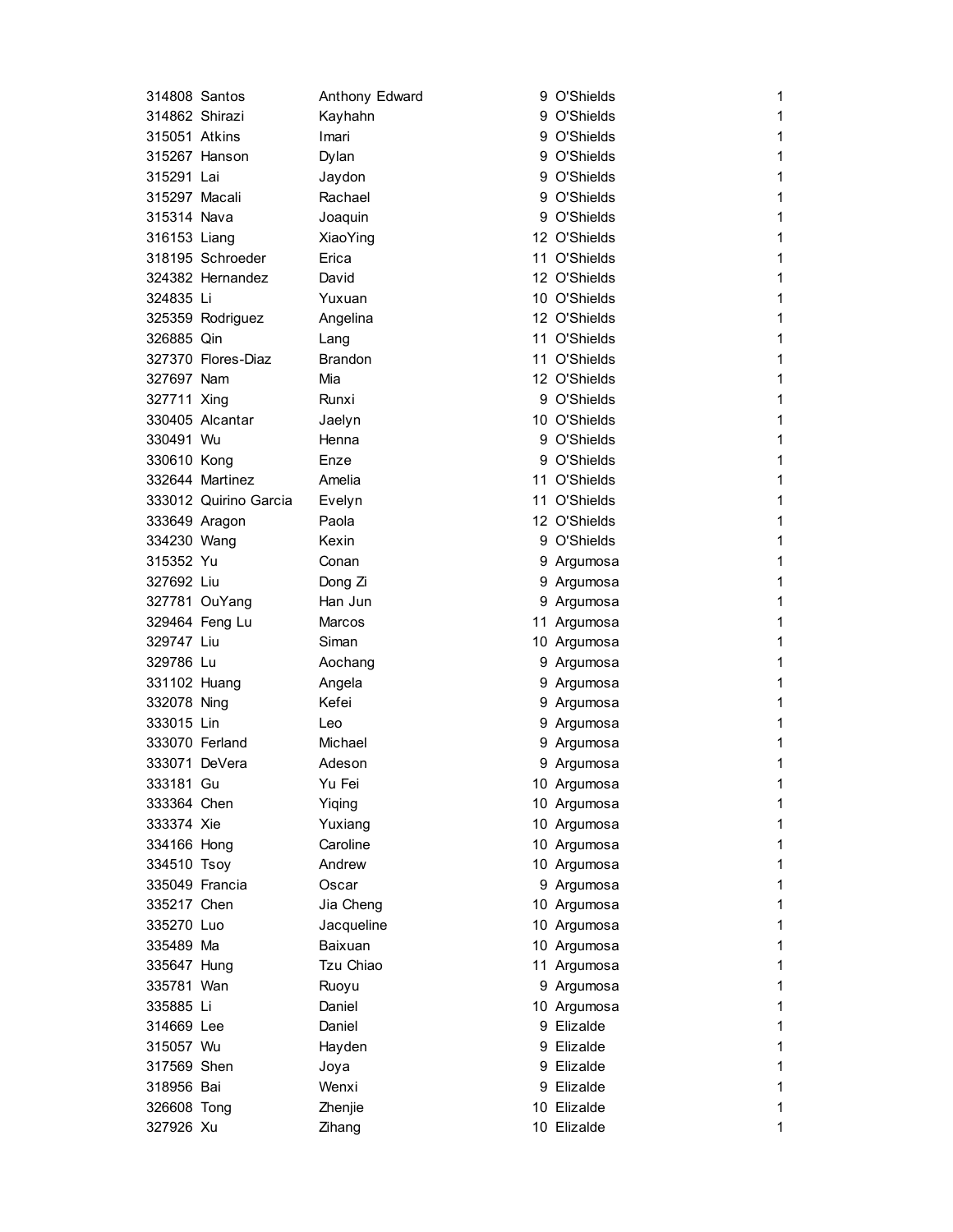| | | | | | |
|---|---|---|---|---|---|
| 314808 | Santos | Anthony Edward | 9 | O'Shields | 1 |
| 314862 | Shirazi | Kayhahn | 9 | O'Shields | 1 |
| 315051 | Atkins | Imari | 9 | O'Shields | 1 |
| 315267 | Hanson | Dylan | 9 | O'Shields | 1 |
| 315291 | Lai | Jaydon | 9 | O'Shields | 1 |
| 315297 | Macali | Rachael | 9 | O'Shields | 1 |
| 315314 | Nava | Joaquin | 9 | O'Shields | 1 |
| 316153 | Liang | XiaoYing | 12 | O'Shields | 1 |
| 318195 | Schroeder | Erica | 11 | O'Shields | 1 |
| 324382 | Hernandez | David | 12 | O'Shields | 1 |
| 324835 | Li | Yuxuan | 10 | O'Shields | 1 |
| 325359 | Rodriguez | Angelina | 12 | O'Shields | 1 |
| 326885 | Qin | Lang | 11 | O'Shields | 1 |
| 327370 | Flores-Diaz | Brandon | 11 | O'Shields | 1 |
| 327697 | Nam | Mia | 12 | O'Shields | 1 |
| 327711 | Xing | Runxi | 9 | O'Shields | 1 |
| 330405 | Alcantar | Jaelyn | 10 | O'Shields | 1 |
| 330491 | Wu | Henna | 9 | O'Shields | 1 |
| 330610 | Kong | Enze | 9 | O'Shields | 1 |
| 332644 | Martinez | Amelia | 11 | O'Shields | 1 |
| 333012 | Quirino Garcia | Evelyn | 11 | O'Shields | 1 |
| 333649 | Aragon | Paola | 12 | O'Shields | 1 |
| 334230 | Wang | Kexin | 9 | O'Shields | 1 |
| 315352 | Yu | Conan | 9 | Argumosa | 1 |
| 327692 | Liu | Dong Zi | 9 | Argumosa | 1 |
| 327781 | OuYang | Han Jun | 9 | Argumosa | 1 |
| 329464 | Feng Lu | Marcos | 11 | Argumosa | 1 |
| 329747 | Liu | Siman | 10 | Argumosa | 1 |
| 329786 | Lu | Aochang | 9 | Argumosa | 1 |
| 331102 | Huang | Angela | 9 | Argumosa | 1 |
| 332078 | Ning | Kefei | 9 | Argumosa | 1 |
| 333015 | Lin | Leo | 9 | Argumosa | 1 |
| 333070 | Ferland | Michael | 9 | Argumosa | 1 |
| 333071 | DeVera | Adeson | 9 | Argumosa | 1 |
| 333181 | Gu | Yu Fei | 10 | Argumosa | 1 |
| 333364 | Chen | Yiqing | 10 | Argumosa | 1 |
| 333374 | Xie | Yuxiang | 10 | Argumosa | 1 |
| 334166 | Hong | Caroline | 10 | Argumosa | 1 |
| 334510 | Tsoy | Andrew | 10 | Argumosa | 1 |
| 335049 | Francia | Oscar | 9 | Argumosa | 1 |
| 335217 | Chen | Jia Cheng | 10 | Argumosa | 1 |
| 335270 | Luo | Jacqueline | 10 | Argumosa | 1 |
| 335489 | Ma | Baixuan | 10 | Argumosa | 1 |
| 335647 | Hung | Tzu Chiao | 11 | Argumosa | 1 |
| 335781 | Wan | Ruoyu | 9 | Argumosa | 1 |
| 335885 | Li | Daniel | 10 | Argumosa | 1 |
| 314669 | Lee | Daniel | 9 | Elizalde | 1 |
| 315057 | Wu | Hayden | 9 | Elizalde | 1 |
| 317569 | Shen | Joya | 9 | Elizalde | 1 |
| 318956 | Bai | Wenxi | 9 | Elizalde | 1 |
| 326608 | Tong | Zhenjie | 10 | Elizalde | 1 |
| 327926 | Xu | Zihang | 10 | Elizalde | 1 |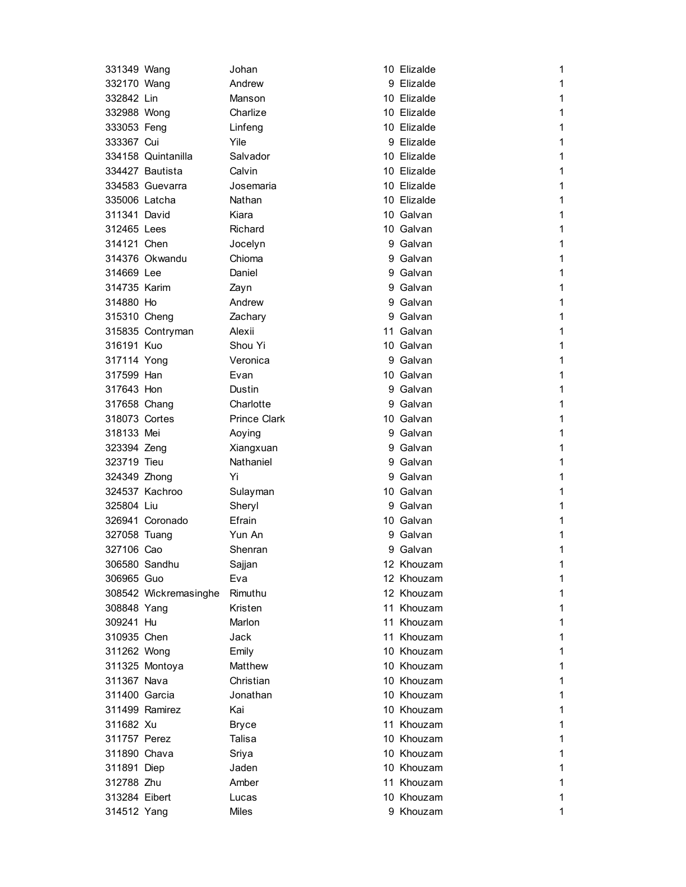| | | | | | |
|---|---|---|---|---|---|
| 331349 | Wang | Johan | 10 | Elizalde | 1 |
| 332170 | Wang | Andrew | 9 | Elizalde | 1 |
| 332842 | Lin | Manson | 10 | Elizalde | 1 |
| 332988 | Wong | Charlize | 10 | Elizalde | 1 |
| 333053 | Feng | Linfeng | 10 | Elizalde | 1 |
| 333367 | Cui | Yile | 9 | Elizalde | 1 |
| 334158 | Quintanilla | Salvador | 10 | Elizalde | 1 |
| 334427 | Bautista | Calvin | 10 | Elizalde | 1 |
| 334583 | Guevarra | Josemaria | 10 | Elizalde | 1 |
| 335006 | Latcha | Nathan | 10 | Elizalde | 1 |
| 311341 | David | Kiara | 10 | Galvan | 1 |
| 312465 | Lees | Richard | 10 | Galvan | 1 |
| 314121 | Chen | Jocelyn | 9 | Galvan | 1 |
| 314376 | Okwandu | Chioma | 9 | Galvan | 1 |
| 314669 | Lee | Daniel | 9 | Galvan | 1 |
| 314735 | Karim | Zayn | 9 | Galvan | 1 |
| 314880 | Ho | Andrew | 9 | Galvan | 1 |
| 315310 | Cheng | Zachary | 9 | Galvan | 1 |
| 315835 | Contryman | Alexii | 11 | Galvan | 1 |
| 316191 | Kuo | Shou Yi | 10 | Galvan | 1 |
| 317114 | Yong | Veronica | 9 | Galvan | 1 |
| 317599 | Han | Evan | 10 | Galvan | 1 |
| 317643 | Hon | Dustin | 9 | Galvan | 1 |
| 317658 | Chang | Charlotte | 9 | Galvan | 1 |
| 318073 | Cortes | Prince Clark | 10 | Galvan | 1 |
| 318133 | Mei | Aoying | 9 | Galvan | 1 |
| 323394 | Zeng | Xiangxuan | 9 | Galvan | 1 |
| 323719 | Tieu | Nathaniel | 9 | Galvan | 1 |
| 324349 | Zhong | Yi | 9 | Galvan | 1 |
| 324537 | Kachroo | Sulayman | 10 | Galvan | 1 |
| 325804 | Liu | Sheryl | 9 | Galvan | 1 |
| 326941 | Coronado | Efrain | 10 | Galvan | 1 |
| 327058 | Tuang | Yun An | 9 | Galvan | 1 |
| 327106 | Cao | Shenran | 9 | Galvan | 1 |
| 306580 | Sandhu | Sajjan | 12 | Khouzam | 1 |
| 306965 | Guo | Eva | 12 | Khouzam | 1 |
| 308542 | Wickremasinghe | Rimuthu | 12 | Khouzam | 1 |
| 308848 | Yang | Kristen | 11 | Khouzam | 1 |
| 309241 | Hu | Marlon | 11 | Khouzam | 1 |
| 310935 | Chen | Jack | 11 | Khouzam | 1 |
| 311262 | Wong | Emily | 10 | Khouzam | 1 |
| 311325 | Montoya | Matthew | 10 | Khouzam | 1 |
| 311367 | Nava | Christian | 10 | Khouzam | 1 |
| 311400 | Garcia | Jonathan | 10 | Khouzam | 1 |
| 311499 | Ramirez | Kai | 10 | Khouzam | 1 |
| 311682 | Xu | Bryce | 11 | Khouzam | 1 |
| 311757 | Perez | Talisa | 10 | Khouzam | 1 |
| 311890 | Chava | Sriya | 10 | Khouzam | 1 |
| 311891 | Diep | Jaden | 10 | Khouzam | 1 |
| 312788 | Zhu | Amber | 11 | Khouzam | 1 |
| 313284 | Eibert | Lucas | 10 | Khouzam | 1 |
| 314512 | Yang | Miles | 9 | Khouzam | 1 |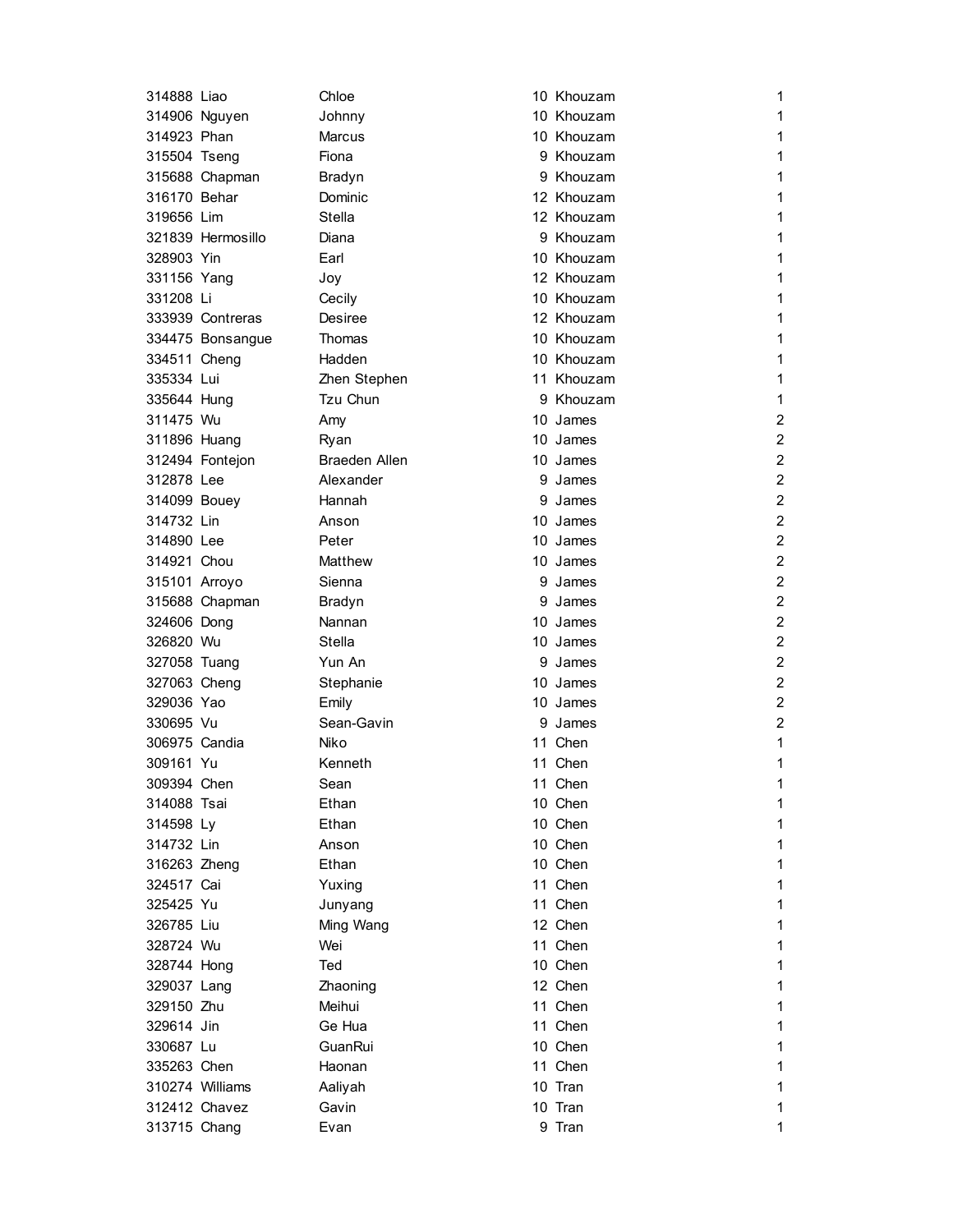| | | | | | |
|---|---|---|---|---|---|
| 314888 | Liao | Chloe | 10 | Khouzam | 1 |
| 314906 | Nguyen | Johnny | 10 | Khouzam | 1 |
| 314923 | Phan | Marcus | 10 | Khouzam | 1 |
| 315504 | Tseng | Fiona | 9 | Khouzam | 1 |
| 315688 | Chapman | Bradyn | 9 | Khouzam | 1 |
| 316170 | Behar | Dominic | 12 | Khouzam | 1 |
| 319656 | Lim | Stella | 12 | Khouzam | 1 |
| 321839 | Hermosillo | Diana | 9 | Khouzam | 1 |
| 328903 | Yin | Earl | 10 | Khouzam | 1 |
| 331156 | Yang | Joy | 12 | Khouzam | 1 |
| 331208 | Li | Cecily | 10 | Khouzam | 1 |
| 333939 | Contreras | Desiree | 12 | Khouzam | 1 |
| 334475 | Bonsangue | Thomas | 10 | Khouzam | 1 |
| 334511 | Cheng | Hadden | 10 | Khouzam | 1 |
| 335334 | Lui | Zhen Stephen | 11 | Khouzam | 1 |
| 335644 | Hung | Tzu Chun | 9 | Khouzam | 1 |
| 311475 | Wu | Amy | 10 | James | 2 |
| 311896 | Huang | Ryan | 10 | James | 2 |
| 312494 | Fontejon | Braeden Allen | 10 | James | 2 |
| 312878 | Lee | Alexander | 9 | James | 2 |
| 314099 | Bouey | Hannah | 9 | James | 2 |
| 314732 | Lin | Anson | 10 | James | 2 |
| 314890 | Lee | Peter | 10 | James | 2 |
| 314921 | Chou | Matthew | 10 | James | 2 |
| 315101 | Arroyo | Sienna | 9 | James | 2 |
| 315688 | Chapman | Bradyn | 9 | James | 2 |
| 324606 | Dong | Nannan | 10 | James | 2 |
| 326820 | Wu | Stella | 10 | James | 2 |
| 327058 | Tuang | Yun An | 9 | James | 2 |
| 327063 | Cheng | Stephanie | 10 | James | 2 |
| 329036 | Yao | Emily | 10 | James | 2 |
| 330695 | Vu | Sean-Gavin | 9 | James | 2 |
| 306975 | Candia | Niko | 11 | Chen | 1 |
| 309161 | Yu | Kenneth | 11 | Chen | 1 |
| 309394 | Chen | Sean | 11 | Chen | 1 |
| 314088 | Tsai | Ethan | 10 | Chen | 1 |
| 314598 | Ly | Ethan | 10 | Chen | 1 |
| 314732 | Lin | Anson | 10 | Chen | 1 |
| 316263 | Zheng | Ethan | 10 | Chen | 1 |
| 324517 | Cai | Yuxing | 11 | Chen | 1 |
| 325425 | Yu | Junyang | 11 | Chen | 1 |
| 326785 | Liu | Ming Wang | 12 | Chen | 1 |
| 328724 | Wu | Wei | 11 | Chen | 1 |
| 328744 | Hong | Ted | 10 | Chen | 1 |
| 329037 | Lang | Zhaoning | 12 | Chen | 1 |
| 329150 | Zhu | Meihui | 11 | Chen | 1 |
| 329614 | Jin | Ge Hua | 11 | Chen | 1 |
| 330687 | Lu | GuanRui | 10 | Chen | 1 |
| 335263 | Chen | Haonan | 11 | Chen | 1 |
| 310274 | Williams | Aaliyah | 10 | Tran | 1 |
| 312412 | Chavez | Gavin | 10 | Tran | 1 |
| 313715 | Chang | Evan | 9 | Tran | 1 |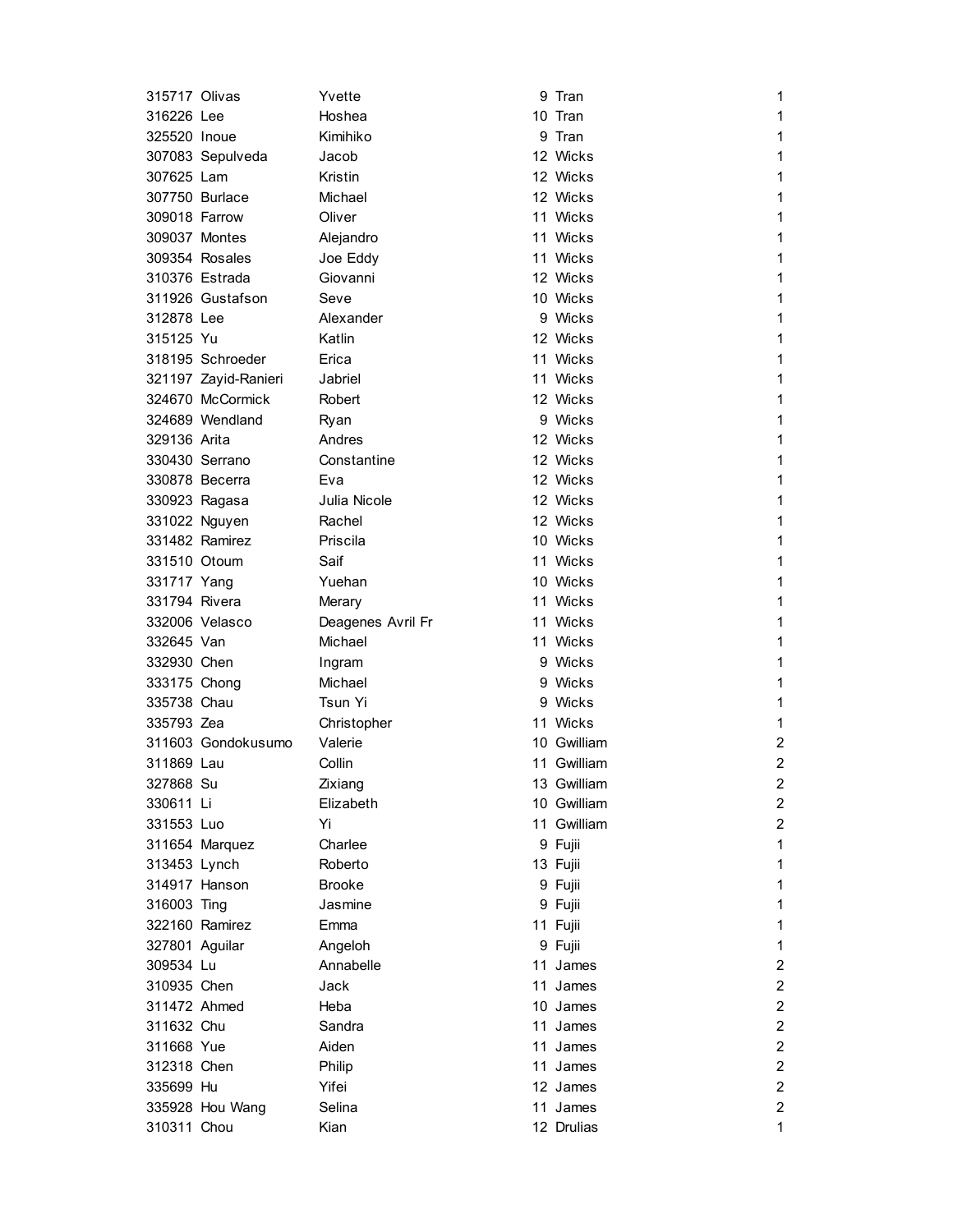| | | | | | |
|---|---|---|---|---|---|
| 315717 | Olivas | Yvette | 9 | Tran | 1 |
| 316226 | Lee | Hoshea | 10 | Tran | 1 |
| 325520 | Inoue | Kimihiko | 9 | Tran | 1 |
| 307083 | Sepulveda | Jacob | 12 | Wicks | 1 |
| 307625 | Lam | Kristin | 12 | Wicks | 1 |
| 307750 | Burlace | Michael | 12 | Wicks | 1 |
| 309018 | Farrow | Oliver | 11 | Wicks | 1 |
| 309037 | Montes | Alejandro | 11 | Wicks | 1 |
| 309354 | Rosales | Joe Eddy | 11 | Wicks | 1 |
| 310376 | Estrada | Giovanni | 12 | Wicks | 1 |
| 311926 | Gustafson | Seve | 10 | Wicks | 1 |
| 312878 | Lee | Alexander | 9 | Wicks | 1 |
| 315125 | Yu | Katlin | 12 | Wicks | 1 |
| 318195 | Schroeder | Erica | 11 | Wicks | 1 |
| 321197 | Zayid-Ranieri | Jabriel | 11 | Wicks | 1 |
| 324670 | McCormick | Robert | 12 | Wicks | 1 |
| 324689 | Wendland | Ryan | 9 | Wicks | 1 |
| 329136 | Arita | Andres | 12 | Wicks | 1 |
| 330430 | Serrano | Constantine | 12 | Wicks | 1 |
| 330878 | Becerra | Eva | 12 | Wicks | 1 |
| 330923 | Ragasa | Julia Nicole | 12 | Wicks | 1 |
| 331022 | Nguyen | Rachel | 12 | Wicks | 1 |
| 331482 | Ramirez | Priscila | 10 | Wicks | 1 |
| 331510 | Otoum | Saif | 11 | Wicks | 1 |
| 331717 | Yang | Yuehan | 10 | Wicks | 1 |
| 331794 | Rivera | Merary | 11 | Wicks | 1 |
| 332006 | Velasco | Deagenes Avril Fr | 11 | Wicks | 1 |
| 332645 | Van | Michael | 11 | Wicks | 1 |
| 332930 | Chen | Ingram | 9 | Wicks | 1 |
| 333175 | Chong | Michael | 9 | Wicks | 1 |
| 335738 | Chau | Tsun Yi | 9 | Wicks | 1 |
| 335793 | Zea | Christopher | 11 | Wicks | 1 |
| 311603 | Gondokusumo | Valerie | 10 | Gwilliam | 2 |
| 311869 | Lau | Collin | 11 | Gwilliam | 2 |
| 327868 | Su | Zixiang | 13 | Gwilliam | 2 |
| 330611 | Li | Elizabeth | 10 | Gwilliam | 2 |
| 331553 | Luo | Yi | 11 | Gwilliam | 2 |
| 311654 | Marquez | Charlee | 9 | Fujii | 1 |
| 313453 | Lynch | Roberto | 13 | Fujii | 1 |
| 314917 | Hanson | Brooke | 9 | Fujii | 1 |
| 316003 | Ting | Jasmine | 9 | Fujii | 1 |
| 322160 | Ramirez | Emma | 11 | Fujii | 1 |
| 327801 | Aguilar | Angeloh | 9 | Fujii | 1 |
| 309534 | Lu | Annabelle | 11 | James | 2 |
| 310935 | Chen | Jack | 11 | James | 2 |
| 311472 | Ahmed | Heba | 10 | James | 2 |
| 311632 | Chu | Sandra | 11 | James | 2 |
| 311668 | Yue | Aiden | 11 | James | 2 |
| 312318 | Chen | Philip | 11 | James | 2 |
| 335699 | Hu | Yifei | 12 | James | 2 |
| 335928 | Hou Wang | Selina | 11 | James | 2 |
| 310311 | Chou | Kian | 12 | Drulias | 1 |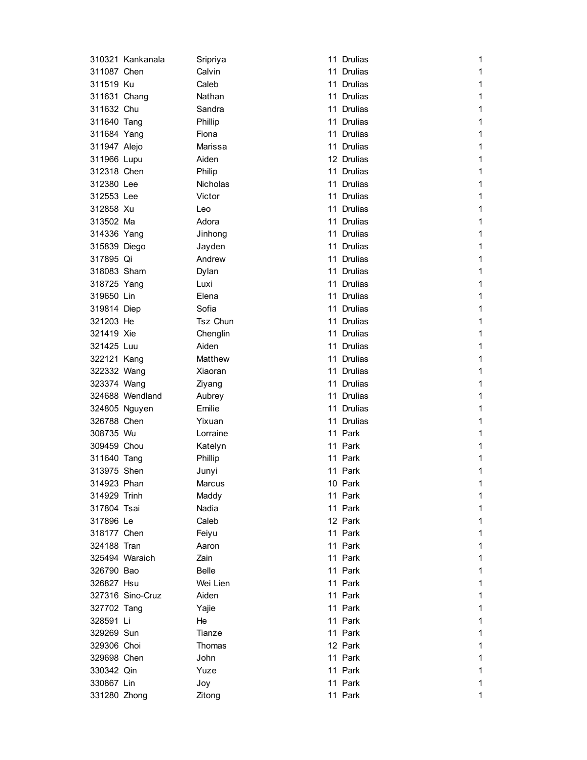| | | | | | |
|---|---|---|---|---|---|
| 310321 | Kankanala | Sripriya | 11 | Drulias | 1 |
| 311087 | Chen | Calvin | 11 | Drulias | 1 |
| 311519 | Ku | Caleb | 11 | Drulias | 1 |
| 311631 | Chang | Nathan | 11 | Drulias | 1 |
| 311632 | Chu | Sandra | 11 | Drulias | 1 |
| 311640 | Tang | Phillip | 11 | Drulias | 1 |
| 311684 | Yang | Fiona | 11 | Drulias | 1 |
| 311947 | Alejo | Marissa | 11 | Drulias | 1 |
| 311966 | Lupu | Aiden | 12 | Drulias | 1 |
| 312318 | Chen | Philip | 11 | Drulias | 1 |
| 312380 | Lee | Nicholas | 11 | Drulias | 1 |
| 312553 | Lee | Victor | 11 | Drulias | 1 |
| 312858 | Xu | Leo | 11 | Drulias | 1 |
| 313502 | Ma | Adora | 11 | Drulias | 1 |
| 314336 | Yang | Jinhong | 11 | Drulias | 1 |
| 315839 | Diego | Jayden | 11 | Drulias | 1 |
| 317895 | Qi | Andrew | 11 | Drulias | 1 |
| 318083 | Sham | Dylan | 11 | Drulias | 1 |
| 318725 | Yang | Luxi | 11 | Drulias | 1 |
| 319650 | Lin | Elena | 11 | Drulias | 1 |
| 319814 | Diep | Sofia | 11 | Drulias | 1 |
| 321203 | He | Tsz Chun | 11 | Drulias | 1 |
| 321419 | Xie | Chenglin | 11 | Drulias | 1 |
| 321425 | Luu | Aiden | 11 | Drulias | 1 |
| 322121 | Kang | Matthew | 11 | Drulias | 1 |
| 322332 | Wang | Xiaoran | 11 | Drulias | 1 |
| 323374 | Wang | Ziyang | 11 | Drulias | 1 |
| 324688 | Wendland | Aubrey | 11 | Drulias | 1 |
| 324805 | Nguyen | Emilie | 11 | Drulias | 1 |
| 326788 | Chen | Yixuan | 11 | Drulias | 1 |
| 308735 | Wu | Lorraine | 11 | Park | 1 |
| 309459 | Chou | Katelyn | 11 | Park | 1 |
| 311640 | Tang | Phillip | 11 | Park | 1 |
| 313975 | Shen | Junyi | 11 | Park | 1 |
| 314923 | Phan | Marcus | 10 | Park | 1 |
| 314929 | Trinh | Maddy | 11 | Park | 1 |
| 317804 | Tsai | Nadia | 11 | Park | 1 |
| 317896 | Le | Caleb | 12 | Park | 1 |
| 318177 | Chen | Feiyu | 11 | Park | 1 |
| 324188 | Tran | Aaron | 11 | Park | 1 |
| 325494 | Waraich | Zain | 11 | Park | 1 |
| 326790 | Bao | Belle | 11 | Park | 1 |
| 326827 | Hsu | Wei Lien | 11 | Park | 1 |
| 327316 | Sino-Cruz | Aiden | 11 | Park | 1 |
| 327702 | Tang | Yajie | 11 | Park | 1 |
| 328591 | Li | He | 11 | Park | 1 |
| 329269 | Sun | Tianze | 11 | Park | 1 |
| 329306 | Choi | Thomas | 12 | Park | 1 |
| 329698 | Chen | John | 11 | Park | 1 |
| 330342 | Qin | Yuze | 11 | Park | 1 |
| 330867 | Lin | Joy | 11 | Park | 1 |
| 331280 | Zhong | Zitong | 11 | Park | 1 |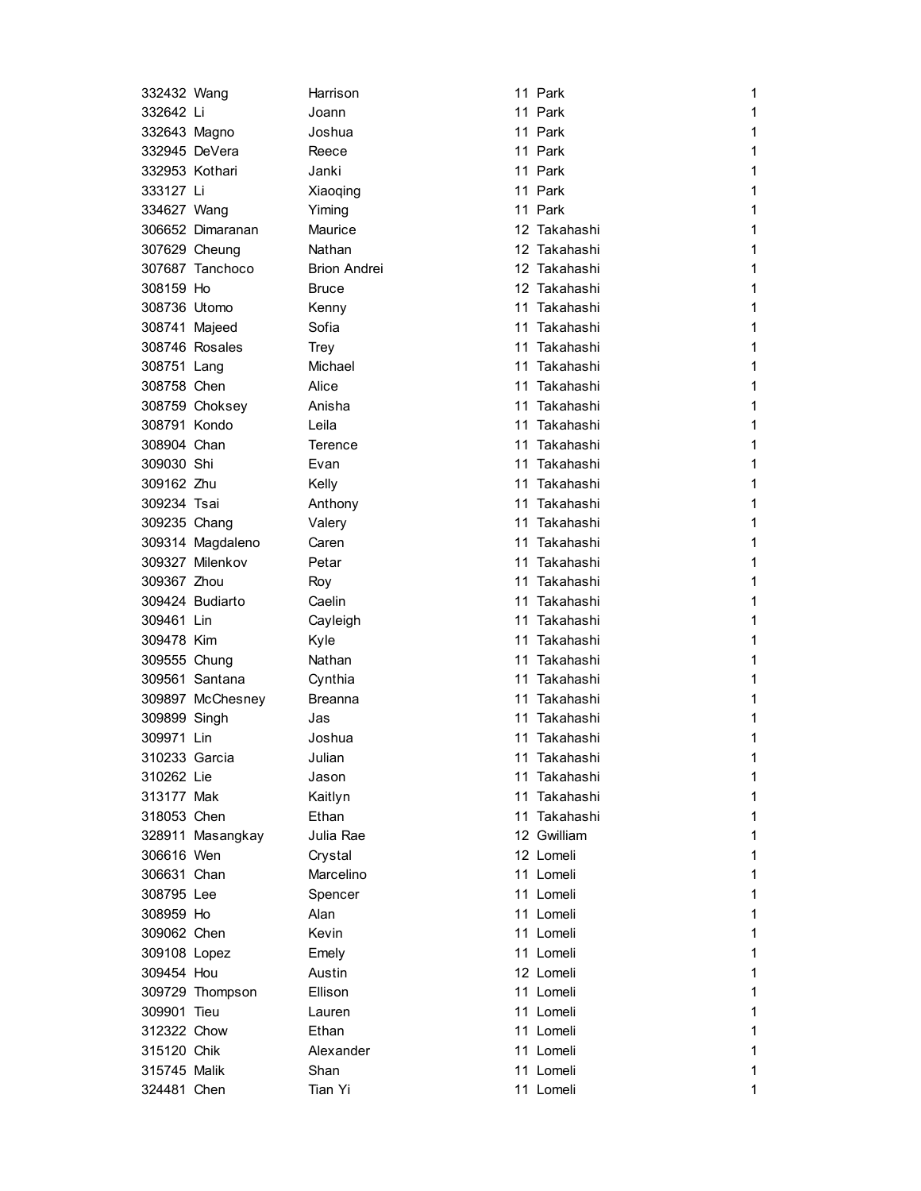| | | | | | |
|---|---|---|---|---|---|
| 332432 | Wang | Harrison | 11 | Park | 1 |
| 332642 | Li | Joann | 11 | Park | 1 |
| 332643 | Magno | Joshua | 11 | Park | 1 |
| 332945 | DeVera | Reece | 11 | Park | 1 |
| 332953 | Kothari | Janki | 11 | Park | 1 |
| 333127 | Li | Xiaoqing | 11 | Park | 1 |
| 334627 | Wang | Yiming | 11 | Park | 1 |
| 306652 | Dimaranan | Maurice | 12 | Takahashi | 1 |
| 307629 | Cheung | Nathan | 12 | Takahashi | 1 |
| 307687 | Tanchoco | Brion Andrei | 12 | Takahashi | 1 |
| 308159 | Ho | Bruce | 12 | Takahashi | 1 |
| 308736 | Utomo | Kenny | 11 | Takahashi | 1 |
| 308741 | Majeed | Sofia | 11 | Takahashi | 1 |
| 308746 | Rosales | Trey | 11 | Takahashi | 1 |
| 308751 | Lang | Michael | 11 | Takahashi | 1 |
| 308758 | Chen | Alice | 11 | Takahashi | 1 |
| 308759 | Choksey | Anisha | 11 | Takahashi | 1 |
| 308791 | Kondo | Leila | 11 | Takahashi | 1 |
| 308904 | Chan | Terence | 11 | Takahashi | 1 |
| 309030 | Shi | Evan | 11 | Takahashi | 1 |
| 309162 | Zhu | Kelly | 11 | Takahashi | 1 |
| 309234 | Tsai | Anthony | 11 | Takahashi | 1 |
| 309235 | Chang | Valery | 11 | Takahashi | 1 |
| 309314 | Magdaleno | Caren | 11 | Takahashi | 1 |
| 309327 | Milenkov | Petar | 11 | Takahashi | 1 |
| 309367 | Zhou | Roy | 11 | Takahashi | 1 |
| 309424 | Budiarto | Caelin | 11 | Takahashi | 1 |
| 309461 | Lin | Cayleigh | 11 | Takahashi | 1 |
| 309478 | Kim | Kyle | 11 | Takahashi | 1 |
| 309555 | Chung | Nathan | 11 | Takahashi | 1 |
| 309561 | Santana | Cynthia | 11 | Takahashi | 1 |
| 309897 | McChesney | Breanna | 11 | Takahashi | 1 |
| 309899 | Singh | Jas | 11 | Takahashi | 1 |
| 309971 | Lin | Joshua | 11 | Takahashi | 1 |
| 310233 | Garcia | Julian | 11 | Takahashi | 1 |
| 310262 | Lie | Jason | 11 | Takahashi | 1 |
| 313177 | Mak | Kaitlyn | 11 | Takahashi | 1 |
| 318053 | Chen | Ethan | 11 | Takahashi | 1 |
| 328911 | Masangkay | Julia Rae | 12 | Gwilliam | 1 |
| 306616 | Wen | Crystal | 12 | Lomeli | 1 |
| 306631 | Chan | Marcelino | 11 | Lomeli | 1 |
| 308795 | Lee | Spencer | 11 | Lomeli | 1 |
| 308959 | Ho | Alan | 11 | Lomeli | 1 |
| 309062 | Chen | Kevin | 11 | Lomeli | 1 |
| 309108 | Lopez | Emely | 11 | Lomeli | 1 |
| 309454 | Hou | Austin | 12 | Lomeli | 1 |
| 309729 | Thompson | Ellison | 11 | Lomeli | 1 |
| 309901 | Tieu | Lauren | 11 | Lomeli | 1 |
| 312322 | Chow | Ethan | 11 | Lomeli | 1 |
| 315120 | Chik | Alexander | 11 | Lomeli | 1 |
| 315745 | Malik | Shan | 11 | Lomeli | 1 |
| 324481 | Chen | Tian Yi | 11 | Lomeli | 1 |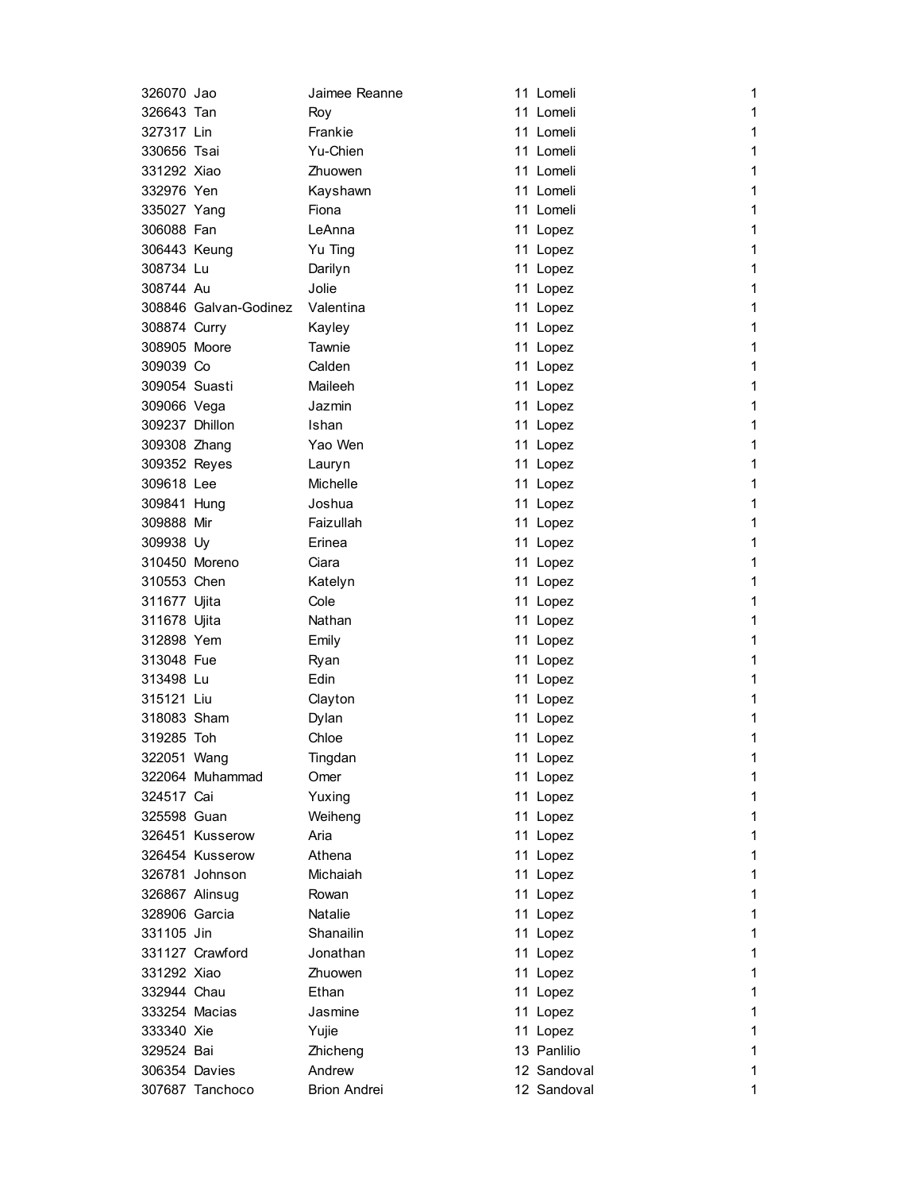| | | | | | |
|---|---|---|---|---|---|
| 326070 | Jao | Jaimee Reanne | 11 | Lomeli | 1 |
| 326643 | Tan | Roy | 11 | Lomeli | 1 |
| 327317 | Lin | Frankie | 11 | Lomeli | 1 |
| 330656 | Tsai | Yu-Chien | 11 | Lomeli | 1 |
| 331292 | Xiao | Zhuowen | 11 | Lomeli | 1 |
| 332976 | Yen | Kayshawn | 11 | Lomeli | 1 |
| 335027 | Yang | Fiona | 11 | Lomeli | 1 |
| 306088 | Fan | LeAnna | 11 | Lopez | 1 |
| 306443 | Keung | Yu Ting | 11 | Lopez | 1 |
| 308734 | Lu | Darilyn | 11 | Lopez | 1 |
| 308744 | Au | Jolie | 11 | Lopez | 1 |
| 308846 | Galvan-Godinez | Valentina | 11 | Lopez | 1 |
| 308874 | Curry | Kayley | 11 | Lopez | 1 |
| 308905 | Moore | Tawnie | 11 | Lopez | 1 |
| 309039 | Co | Calden | 11 | Lopez | 1 |
| 309054 | Suasti | Maileeh | 11 | Lopez | 1 |
| 309066 | Vega | Jazmin | 11 | Lopez | 1 |
| 309237 | Dhillon | Ishan | 11 | Lopez | 1 |
| 309308 | Zhang | Yao Wen | 11 | Lopez | 1 |
| 309352 | Reyes | Lauryn | 11 | Lopez | 1 |
| 309618 | Lee | Michelle | 11 | Lopez | 1 |
| 309841 | Hung | Joshua | 11 | Lopez | 1 |
| 309888 | Mir | Faizullah | 11 | Lopez | 1 |
| 309938 | Uy | Erinea | 11 | Lopez | 1 |
| 310450 | Moreno | Ciara | 11 | Lopez | 1 |
| 310553 | Chen | Katelyn | 11 | Lopez | 1 |
| 311677 | Ujita | Cole | 11 | Lopez | 1 |
| 311678 | Ujita | Nathan | 11 | Lopez | 1 |
| 312898 | Yem | Emily | 11 | Lopez | 1 |
| 313048 | Fue | Ryan | 11 | Lopez | 1 |
| 313498 | Lu | Edin | 11 | Lopez | 1 |
| 315121 | Liu | Clayton | 11 | Lopez | 1 |
| 318083 | Sham | Dylan | 11 | Lopez | 1 |
| 319285 | Toh | Chloe | 11 | Lopez | 1 |
| 322051 | Wang | Tingdan | 11 | Lopez | 1 |
| 322064 | Muhammad | Omer | 11 | Lopez | 1 |
| 324517 | Cai | Yuxing | 11 | Lopez | 1 |
| 325598 | Guan | Weiheng | 11 | Lopez | 1 |
| 326451 | Kusserow | Aria | 11 | Lopez | 1 |
| 326454 | Kusserow | Athena | 11 | Lopez | 1 |
| 326781 | Johnson | Michaiah | 11 | Lopez | 1 |
| 326867 | Alinsug | Rowan | 11 | Lopez | 1 |
| 328906 | Garcia | Natalie | 11 | Lopez | 1 |
| 331105 | Jin | Shanailin | 11 | Lopez | 1 |
| 331127 | Crawford | Jonathan | 11 | Lopez | 1 |
| 331292 | Xiao | Zhuowen | 11 | Lopez | 1 |
| 332944 | Chau | Ethan | 11 | Lopez | 1 |
| 333254 | Macias | Jasmine | 11 | Lopez | 1 |
| 333340 | Xie | Yujie | 11 | Lopez | 1 |
| 329524 | Bai | Zhicheng | 13 | Panlilio | 1 |
| 306354 | Davies | Andrew | 12 | Sandoval | 1 |
| 307687 | Tanchoco | Brion Andrei | 12 | Sandoval | 1 |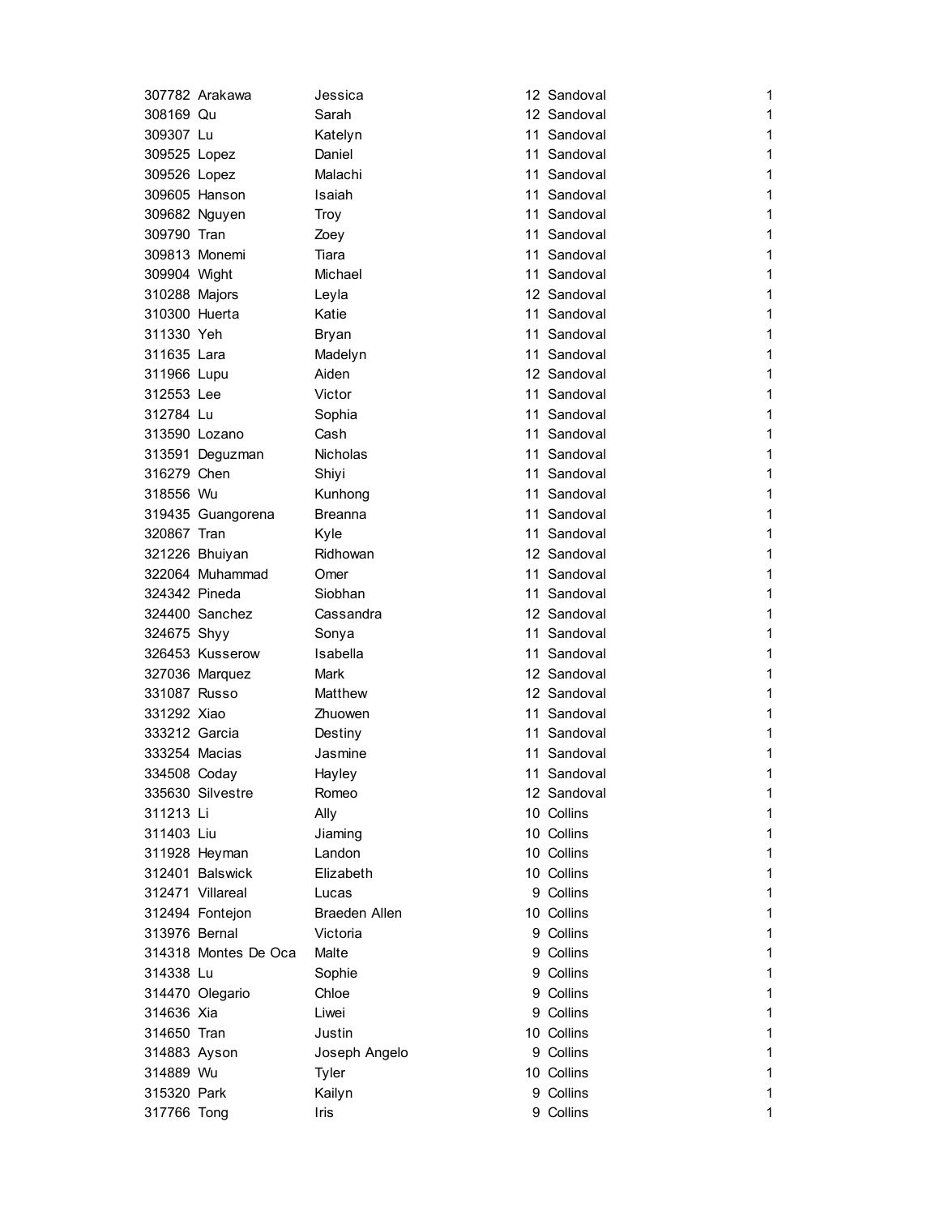| | | | | | |
|---|---|---|---|---|---|
| 307782 | Arakawa | Jessica | 12 | Sandoval | 1 |
| 308169 | Qu | Sarah | 12 | Sandoval | 1 |
| 309307 | Lu | Katelyn | 11 | Sandoval | 1 |
| 309525 | Lopez | Daniel | 11 | Sandoval | 1 |
| 309526 | Lopez | Malachi | 11 | Sandoval | 1 |
| 309605 | Hanson | Isaiah | 11 | Sandoval | 1 |
| 309682 | Nguyen | Troy | 11 | Sandoval | 1 |
| 309790 | Tran | Zoey | 11 | Sandoval | 1 |
| 309813 | Monemi | Tiara | 11 | Sandoval | 1 |
| 309904 | Wight | Michael | 11 | Sandoval | 1 |
| 310288 | Majors | Leyla | 12 | Sandoval | 1 |
| 310300 | Huerta | Katie | 11 | Sandoval | 1 |
| 311330 | Yeh | Bryan | 11 | Sandoval | 1 |
| 311635 | Lara | Madelyn | 11 | Sandoval | 1 |
| 311966 | Lupu | Aiden | 12 | Sandoval | 1 |
| 312553 | Lee | Victor | 11 | Sandoval | 1 |
| 312784 | Lu | Sophia | 11 | Sandoval | 1 |
| 313590 | Lozano | Cash | 11 | Sandoval | 1 |
| 313591 | Deguzman | Nicholas | 11 | Sandoval | 1 |
| 316279 | Chen | Shiyi | 11 | Sandoval | 1 |
| 318556 | Wu | Kunhong | 11 | Sandoval | 1 |
| 319435 | Guangorena | Breanna | 11 | Sandoval | 1 |
| 320867 | Tran | Kyle | 11 | Sandoval | 1 |
| 321226 | Bhuiyan | Ridhowan | 12 | Sandoval | 1 |
| 322064 | Muhammad | Omer | 11 | Sandoval | 1 |
| 324342 | Pineda | Siobhan | 11 | Sandoval | 1 |
| 324400 | Sanchez | Cassandra | 12 | Sandoval | 1 |
| 324675 | Shyy | Sonya | 11 | Sandoval | 1 |
| 326453 | Kusserow | Isabella | 11 | Sandoval | 1 |
| 327036 | Marquez | Mark | 12 | Sandoval | 1 |
| 331087 | Russo | Matthew | 12 | Sandoval | 1 |
| 331292 | Xiao | Zhuowen | 11 | Sandoval | 1 |
| 333212 | Garcia | Destiny | 11 | Sandoval | 1 |
| 333254 | Macias | Jasmine | 11 | Sandoval | 1 |
| 334508 | Coday | Hayley | 11 | Sandoval | 1 |
| 335630 | Silvestre | Romeo | 12 | Sandoval | 1 |
| 311213 | Li | Ally | 10 | Collins | 1 |
| 311403 | Liu | Jiaming | 10 | Collins | 1 |
| 311928 | Heyman | Landon | 10 | Collins | 1 |
| 312401 | Balswick | Elizabeth | 10 | Collins | 1 |
| 312471 | Villareal | Lucas | 9 | Collins | 1 |
| 312494 | Fontejon | Braeden Allen | 10 | Collins | 1 |
| 313976 | Bernal | Victoria | 9 | Collins | 1 |
| 314318 | Montes De Oca | Malte | 9 | Collins | 1 |
| 314338 | Lu | Sophie | 9 | Collins | 1 |
| 314470 | Olegario | Chloe | 9 | Collins | 1 |
| 314636 | Xia | Liwei | 9 | Collins | 1 |
| 314650 | Tran | Justin | 10 | Collins | 1 |
| 314883 | Ayson | Joseph Angelo | 9 | Collins | 1 |
| 314889 | Wu | Tyler | 10 | Collins | 1 |
| 315320 | Park | Kailyn | 9 | Collins | 1 |
| 317766 | Tong | Iris | 9 | Collins | 1 |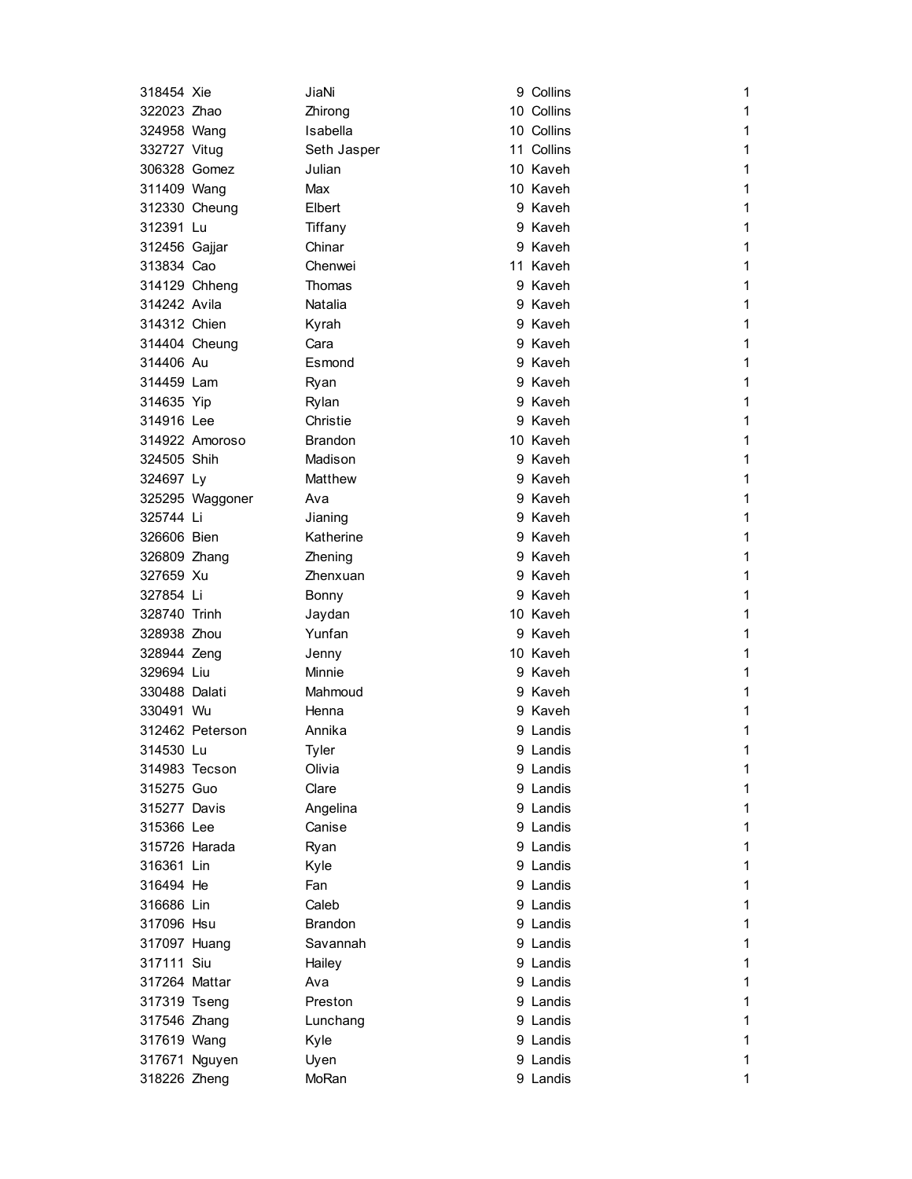| | | | | | |
|---|---|---|---|---|---|
| 318454 | Xie | JiaNi | 9 | Collins | 1 |
| 322023 | Zhao | Zhirong | 10 | Collins | 1 |
| 324958 | Wang | Isabella | 10 | Collins | 1 |
| 332727 | Vitug | Seth Jasper | 11 | Collins | 1 |
| 306328 | Gomez | Julian | 10 | Kaveh | 1 |
| 311409 | Wang | Max | 10 | Kaveh | 1 |
| 312330 | Cheung | Elbert | 9 | Kaveh | 1 |
| 312391 | Lu | Tiffany | 9 | Kaveh | 1 |
| 312456 | Gajjar | Chinar | 9 | Kaveh | 1 |
| 313834 | Cao | Chenwei | 11 | Kaveh | 1 |
| 314129 | Chheng | Thomas | 9 | Kaveh | 1 |
| 314242 | Avila | Natalia | 9 | Kaveh | 1 |
| 314312 | Chien | Kyrah | 9 | Kaveh | 1 |
| 314404 | Cheung | Cara | 9 | Kaveh | 1 |
| 314406 | Au | Esmond | 9 | Kaveh | 1 |
| 314459 | Lam | Ryan | 9 | Kaveh | 1 |
| 314635 | Yip | Rylan | 9 | Kaveh | 1 |
| 314916 | Lee | Christie | 9 | Kaveh | 1 |
| 314922 | Amoroso | Brandon | 10 | Kaveh | 1 |
| 324505 | Shih | Madison | 9 | Kaveh | 1 |
| 324697 | Ly | Matthew | 9 | Kaveh | 1 |
| 325295 | Waggoner | Ava | 9 | Kaveh | 1 |
| 325744 | Li | Jianing | 9 | Kaveh | 1 |
| 326606 | Bien | Katherine | 9 | Kaveh | 1 |
| 326809 | Zhang | Zhening | 9 | Kaveh | 1 |
| 327659 | Xu | Zhenxuan | 9 | Kaveh | 1 |
| 327854 | Li | Bonny | 9 | Kaveh | 1 |
| 328740 | Trinh | Jaydan | 10 | Kaveh | 1 |
| 328938 | Zhou | Yunfan | 9 | Kaveh | 1 |
| 328944 | Zeng | Jenny | 10 | Kaveh | 1 |
| 329694 | Liu | Minnie | 9 | Kaveh | 1 |
| 330488 | Dalati | Mahmoud | 9 | Kaveh | 1 |
| 330491 | Wu | Henna | 9 | Kaveh | 1 |
| 312462 | Peterson | Annika | 9 | Landis | 1 |
| 314530 | Lu | Tyler | 9 | Landis | 1 |
| 314983 | Tecson | Olivia | 9 | Landis | 1 |
| 315275 | Guo | Clare | 9 | Landis | 1 |
| 315277 | Davis | Angelina | 9 | Landis | 1 |
| 315366 | Lee | Canise | 9 | Landis | 1 |
| 315726 | Harada | Ryan | 9 | Landis | 1 |
| 316361 | Lin | Kyle | 9 | Landis | 1 |
| 316494 | He | Fan | 9 | Landis | 1 |
| 316686 | Lin | Caleb | 9 | Landis | 1 |
| 317096 | Hsu | Brandon | 9 | Landis | 1 |
| 317097 | Huang | Savannah | 9 | Landis | 1 |
| 317111 | Siu | Hailey | 9 | Landis | 1 |
| 317264 | Mattar | Ava | 9 | Landis | 1 |
| 317319 | Tseng | Preston | 9 | Landis | 1 |
| 317546 | Zhang | Lunchang | 9 | Landis | 1 |
| 317619 | Wang | Kyle | 9 | Landis | 1 |
| 317671 | Nguyen | Uyen | 9 | Landis | 1 |
| 318226 | Zheng | MoRan | 9 | Landis | 1 |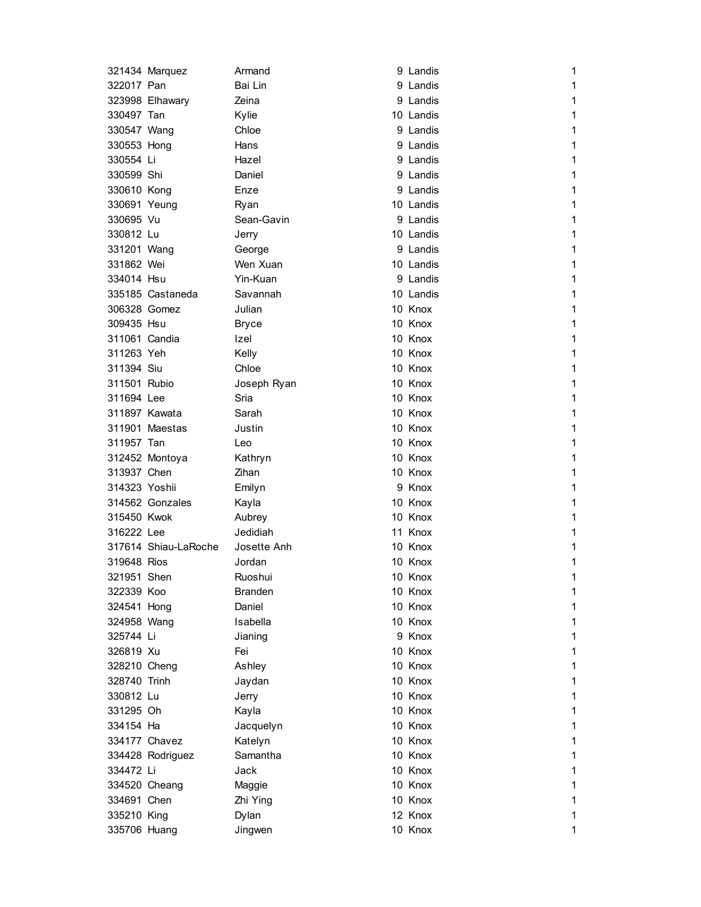| | | | | | |
|---|---|---|---|---|---|
| 321434 | Marquez | Armand | 9 | Landis | 1 |
| 322017 | Pan | Bai Lin | 9 | Landis | 1 |
| 323998 | Elhawary | Zeina | 9 | Landis | 1 |
| 330497 | Tan | Kylie | 10 | Landis | 1 |
| 330547 | Wang | Chloe | 9 | Landis | 1 |
| 330553 | Hong | Hans | 9 | Landis | 1 |
| 330554 | Li | Hazel | 9 | Landis | 1 |
| 330599 | Shi | Daniel | 9 | Landis | 1 |
| 330610 | Kong | Enze | 9 | Landis | 1 |
| 330691 | Yeung | Ryan | 10 | Landis | 1 |
| 330695 | Vu | Sean-Gavin | 9 | Landis | 1 |
| 330812 | Lu | Jerry | 10 | Landis | 1 |
| 331201 | Wang | George | 9 | Landis | 1 |
| 331862 | Wei | Wen Xuan | 10 | Landis | 1 |
| 334014 | Hsu | Yin-Kuan | 9 | Landis | 1 |
| 335185 | Castaneda | Savannah | 10 | Landis | 1 |
| 306328 | Gomez | Julian | 10 | Knox | 1 |
| 309435 | Hsu | Bryce | 10 | Knox | 1 |
| 311061 | Candia | Izel | 10 | Knox | 1 |
| 311263 | Yeh | Kelly | 10 | Knox | 1 |
| 311394 | Siu | Chloe | 10 | Knox | 1 |
| 311501 | Rubio | Joseph Ryan | 10 | Knox | 1 |
| 311694 | Lee | Sria | 10 | Knox | 1 |
| 311897 | Kawata | Sarah | 10 | Knox | 1 |
| 311901 | Maestas | Justin | 10 | Knox | 1 |
| 311957 | Tan | Leo | 10 | Knox | 1 |
| 312452 | Montoya | Kathryn | 10 | Knox | 1 |
| 313937 | Chen | Zihan | 10 | Knox | 1 |
| 314323 | Yoshii | Emilyn | 9 | Knox | 1 |
| 314562 | Gonzales | Kayla | 10 | Knox | 1 |
| 315450 | Kwok | Aubrey | 10 | Knox | 1 |
| 316222 | Lee | Jedidiah | 11 | Knox | 1 |
| 317614 | Shiau-LaRoche | Josette Anh | 10 | Knox | 1 |
| 319648 | Rios | Jordan | 10 | Knox | 1 |
| 321951 | Shen | Ruoshui | 10 | Knox | 1 |
| 322339 | Koo | Branden | 10 | Knox | 1 |
| 324541 | Hong | Daniel | 10 | Knox | 1 |
| 324958 | Wang | Isabella | 10 | Knox | 1 |
| 325744 | Li | Jianing | 9 | Knox | 1 |
| 326819 | Xu | Fei | 10 | Knox | 1 |
| 328210 | Cheng | Ashley | 10 | Knox | 1 |
| 328740 | Trinh | Jaydan | 10 | Knox | 1 |
| 330812 | Lu | Jerry | 10 | Knox | 1 |
| 331295 | Oh | Kayla | 10 | Knox | 1 |
| 334154 | Ha | Jacquelyn | 10 | Knox | 1 |
| 334177 | Chavez | Katelyn | 10 | Knox | 1 |
| 334428 | Rodriguez | Samantha | 10 | Knox | 1 |
| 334472 | Li | Jack | 10 | Knox | 1 |
| 334520 | Cheang | Maggie | 10 | Knox | 1 |
| 334691 | Chen | Zhi Ying | 10 | Knox | 1 |
| 335210 | King | Dylan | 12 | Knox | 1 |
| 335706 | Huang | Jingwen | 10 | Knox | 1 |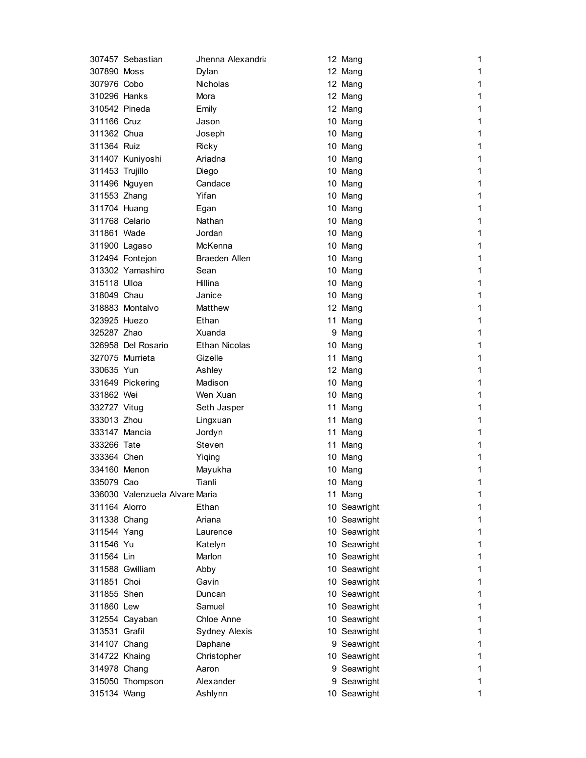| | | | | | |
|---|---|---|---|---|---|
| 307457 | Sebastian | Jhenna Alexandria | 12 | Mang | 1 |
| 307890 | Moss | Dylan | 12 | Mang | 1 |
| 307976 | Cobo | Nicholas | 12 | Mang | 1 |
| 310296 | Hanks | Mora | 12 | Mang | 1 |
| 310542 | Pineda | Emily | 12 | Mang | 1 |
| 311166 | Cruz | Jason | 10 | Mang | 1 |
| 311362 | Chua | Joseph | 10 | Mang | 1 |
| 311364 | Ruiz | Ricky | 10 | Mang | 1 |
| 311407 | Kuniyoshi | Ariadna | 10 | Mang | 1 |
| 311453 | Trujillo | Diego | 10 | Mang | 1 |
| 311496 | Nguyen | Candace | 10 | Mang | 1 |
| 311553 | Zhang | Yifan | 10 | Mang | 1 |
| 311704 | Huang | Egan | 10 | Mang | 1 |
| 311768 | Celario | Nathan | 10 | Mang | 1 |
| 311861 | Wade | Jordan | 10 | Mang | 1 |
| 311900 | Lagaso | McKenna | 10 | Mang | 1 |
| 312494 | Fontejon | Braeden Allen | 10 | Mang | 1 |
| 313302 | Yamashiro | Sean | 10 | Mang | 1 |
| 315118 | Ulloa | Hillina | 10 | Mang | 1 |
| 318049 | Chau | Janice | 10 | Mang | 1 |
| 318883 | Montalvo | Matthew | 12 | Mang | 1 |
| 323925 | Huezo | Ethan | 11 | Mang | 1 |
| 325287 | Zhao | Xuanda | 9 | Mang | 1 |
| 326958 | Del Rosario | Ethan Nicolas | 10 | Mang | 1 |
| 327075 | Murrieta | Gizelle | 11 | Mang | 1 |
| 330635 | Yun | Ashley | 12 | Mang | 1 |
| 331649 | Pickering | Madison | 10 | Mang | 1 |
| 331862 | Wei | Wen Xuan | 10 | Mang | 1 |
| 332727 | Vitug | Seth Jasper | 11 | Mang | 1 |
| 333013 | Zhou | Lingxuan | 11 | Mang | 1 |
| 333147 | Mancia | Jordyn | 11 | Mang | 1 |
| 333266 | Tate | Steven | 11 | Mang | 1 |
| 333364 | Chen | Yiqing | 10 | Mang | 1 |
| 334160 | Menon | Mayukha | 10 | Mang | 1 |
| 335079 | Cao | Tianli | 10 | Mang | 1 |
| 336030 | Valenzuela Alvare | Maria | 11 | Mang | 1 |
| 311164 | Alorro | Ethan | 10 | Seawright | 1 |
| 311338 | Chang | Ariana | 10 | Seawright | 1 |
| 311544 | Yang | Laurence | 10 | Seawright | 1 |
| 311546 | Yu | Katelyn | 10 | Seawright | 1 |
| 311564 | Lin | Marlon | 10 | Seawright | 1 |
| 311588 | Gwilliam | Abby | 10 | Seawright | 1 |
| 311851 | Choi | Gavin | 10 | Seawright | 1 |
| 311855 | Shen | Duncan | 10 | Seawright | 1 |
| 311860 | Lew | Samuel | 10 | Seawright | 1 |
| 312554 | Cayaban | Chloe Anne | 10 | Seawright | 1 |
| 313531 | Grafil | Sydney Alexis | 10 | Seawright | 1 |
| 314107 | Chang | Daphane | 9 | Seawright | 1 |
| 314722 | Khaing | Christopher | 10 | Seawright | 1 |
| 314978 | Chang | Aaron | 9 | Seawright | 1 |
| 315050 | Thompson | Alexander | 9 | Seawright | 1 |
| 315134 | Wang | Ashlynn | 10 | Seawright | 1 |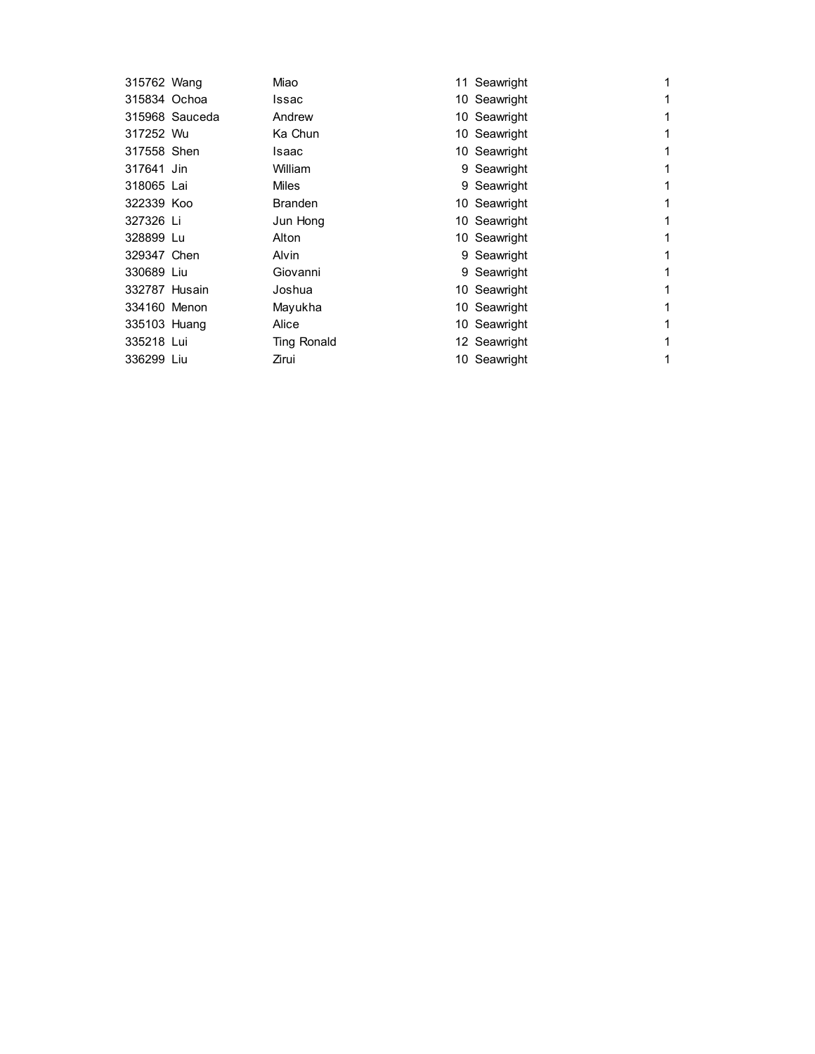| | | | | | |
|---|---|---|---|---|---|
| 315762 | Wang | Miao | 11 | Seawright | 1 |
| 315834 | Ochoa | Issac | 10 | Seawright | 1 |
| 315968 | Sauceda | Andrew | 10 | Seawright | 1 |
| 317252 | Wu | Ka Chun | 10 | Seawright | 1 |
| 317558 | Shen | Isaac | 10 | Seawright | 1 |
| 317641 | Jin | William | 9 | Seawright | 1 |
| 318065 | Lai | Miles | 9 | Seawright | 1 |
| 322339 | Koo | Branden | 10 | Seawright | 1 |
| 327326 | Li | Jun Hong | 10 | Seawright | 1 |
| 328899 | Lu | Alton | 10 | Seawright | 1 |
| 329347 | Chen | Alvin | 9 | Seawright | 1 |
| 330689 | Liu | Giovanni | 9 | Seawright | 1 |
| 332787 | Husain | Joshua | 10 | Seawright | 1 |
| 334160 | Menon | Mayukha | 10 | Seawright | 1 |
| 335103 | Huang | Alice | 10 | Seawright | 1 |
| 335218 | Lui | Ting Ronald | 12 | Seawright | 1 |
| 336299 | Liu | Zirui | 10 | Seawright | 1 |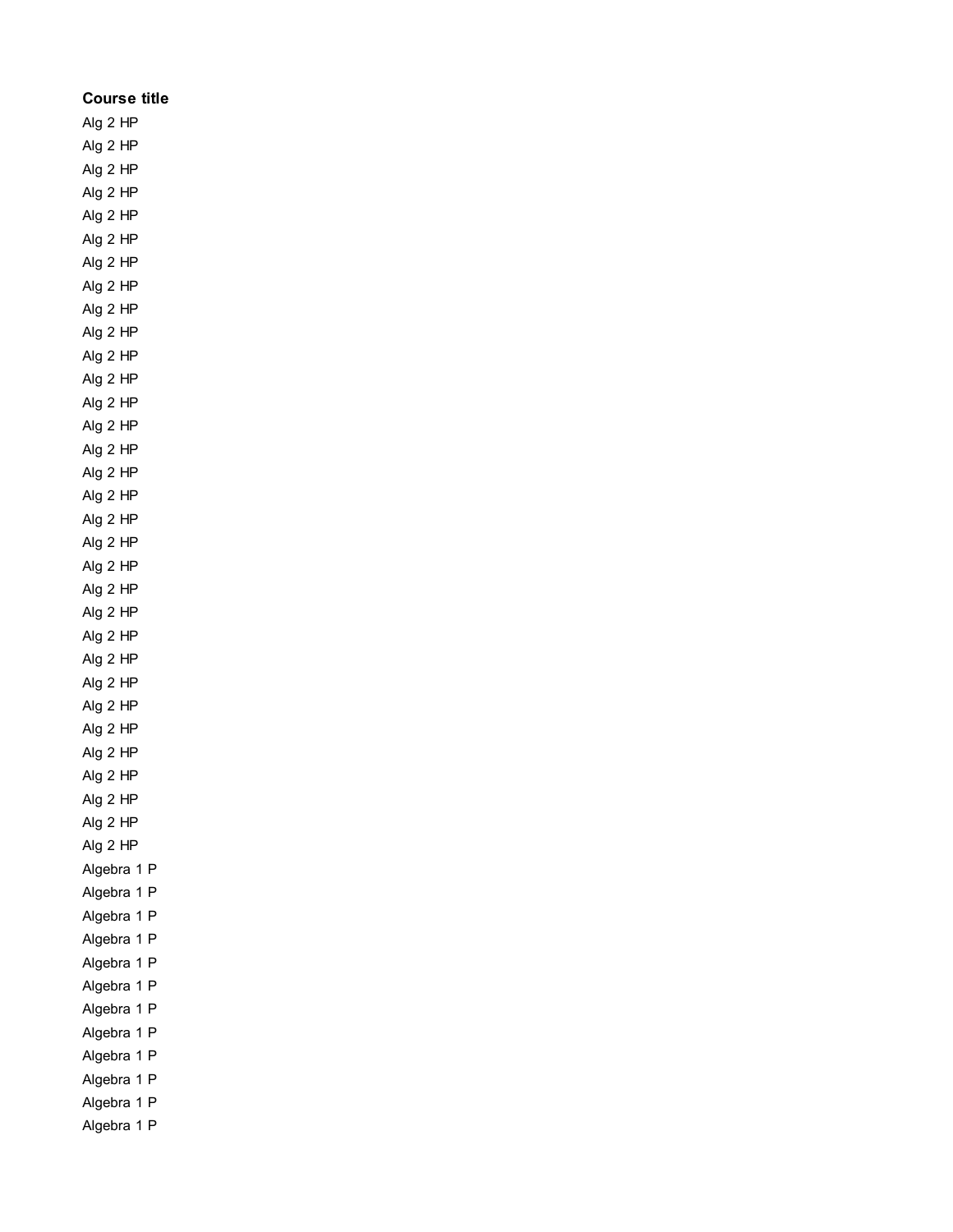| Course title |
| --- |
| Alg 2 HP |
| Alg 2 HP |
| Alg 2 HP |
| Alg 2 HP |
| Alg 2 HP |
| Alg 2 HP |
| Alg 2 HP |
| Alg 2 HP |
| Alg 2 HP |
| Alg 2 HP |
| Alg 2 HP |
| Alg 2 HP |
| Alg 2 HP |
| Alg 2 HP |
| Alg 2 HP |
| Alg 2 HP |
| Alg 2 HP |
| Alg 2 HP |
| Alg 2 HP |
| Alg 2 HP |
| Alg 2 HP |
| Alg 2 HP |
| Alg 2 HP |
| Alg 2 HP |
| Alg 2 HP |
| Alg 2 HP |
| Alg 2 HP |
| Alg 2 HP |
| Alg 2 HP |
| Alg 2 HP |
| Alg 2 HP |
| Alg 2 HP |
| Algebra 1 P |
| Algebra 1 P |
| Algebra 1 P |
| Algebra 1 P |
| Algebra 1 P |
| Algebra 1 P |
| Algebra 1 P |
| Algebra 1 P |
| Algebra 1 P |
| Algebra 1 P |
| Algebra 1 P |
| Algebra 1 P |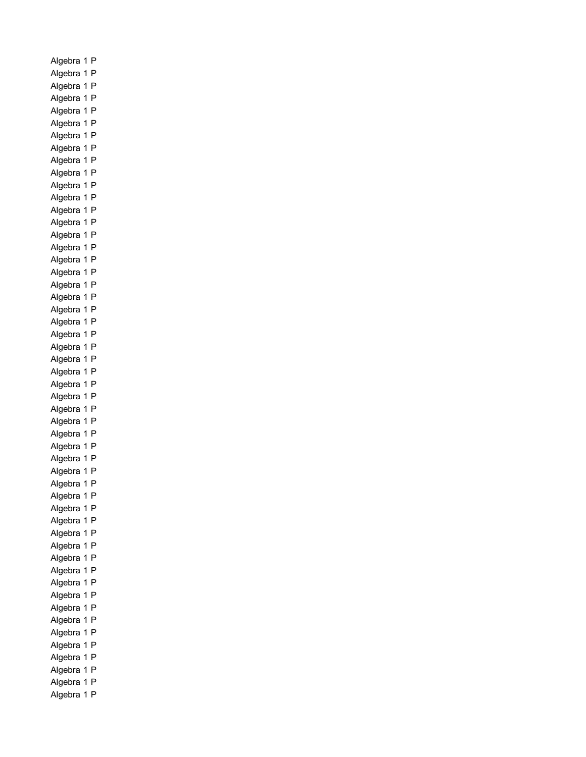Algebra 1 P
Algebra 1 P
Algebra 1 P
Algebra 1 P
Algebra 1 P
Algebra 1 P
Algebra 1 P
Algebra 1 P
Algebra 1 P
Algebra 1 P
Algebra 1 P
Algebra 1 P
Algebra 1 P
Algebra 1 P
Algebra 1 P
Algebra 1 P
Algebra 1 P
Algebra 1 P
Algebra 1 P
Algebra 1 P
Algebra 1 P
Algebra 1 P
Algebra 1 P
Algebra 1 P
Algebra 1 P
Algebra 1 P
Algebra 1 P
Algebra 1 P
Algebra 1 P
Algebra 1 P
Algebra 1 P
Algebra 1 P
Algebra 1 P
Algebra 1 P
Algebra 1 P
Algebra 1 P
Algebra 1 P
Algebra 1 P
Algebra 1 P
Algebra 1 P
Algebra 1 P
Algebra 1 P
Algebra 1 P
Algebra 1 P
Algebra 1 P
Algebra 1 P
Algebra 1 P
Algebra 1 P
Algebra 1 P
Algebra 1 P
Algebra 1 P
Algebra 1 P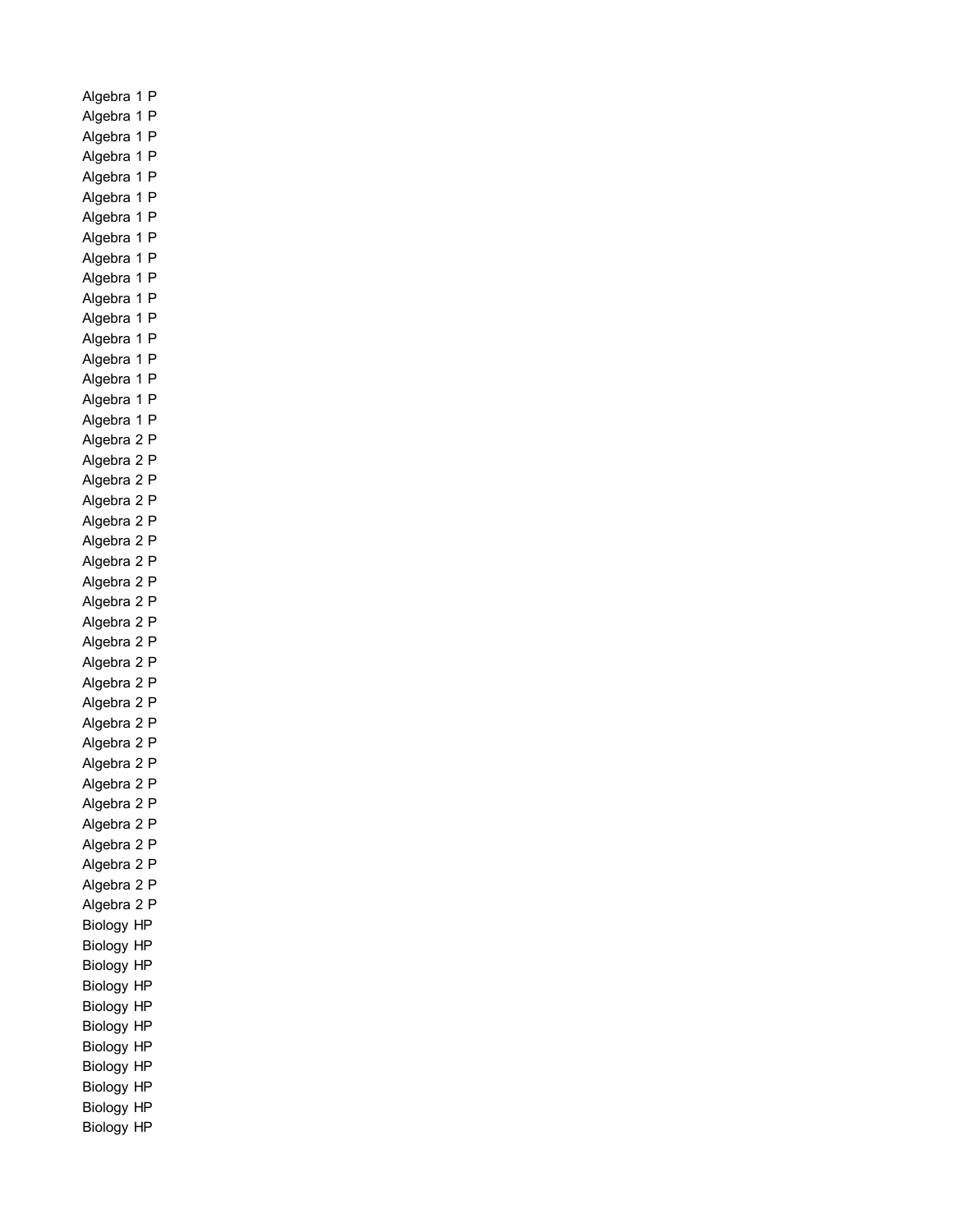Algebra 1 P
Algebra 1 P
Algebra 1 P
Algebra 1 P
Algebra 1 P
Algebra 1 P
Algebra 1 P
Algebra 1 P
Algebra 1 P
Algebra 1 P
Algebra 1 P
Algebra 1 P
Algebra 1 P
Algebra 1 P
Algebra 1 P
Algebra 1 P
Algebra 1 P
Algebra 2 P
Algebra 2 P
Algebra 2 P
Algebra 2 P
Algebra 2 P
Algebra 2 P
Algebra 2 P
Algebra 2 P
Algebra 2 P
Algebra 2 P
Algebra 2 P
Algebra 2 P
Algebra 2 P
Algebra 2 P
Algebra 2 P
Algebra 2 P
Algebra 2 P
Algebra 2 P
Algebra 2 P
Algebra 2 P
Algebra 2 P
Algebra 2 P
Algebra 2 P
Algebra 2 P
Biology HP
Biology HP
Biology HP
Biology HP
Biology HP
Biology HP
Biology HP
Biology HP
Biology HP
Biology HP
Biology HP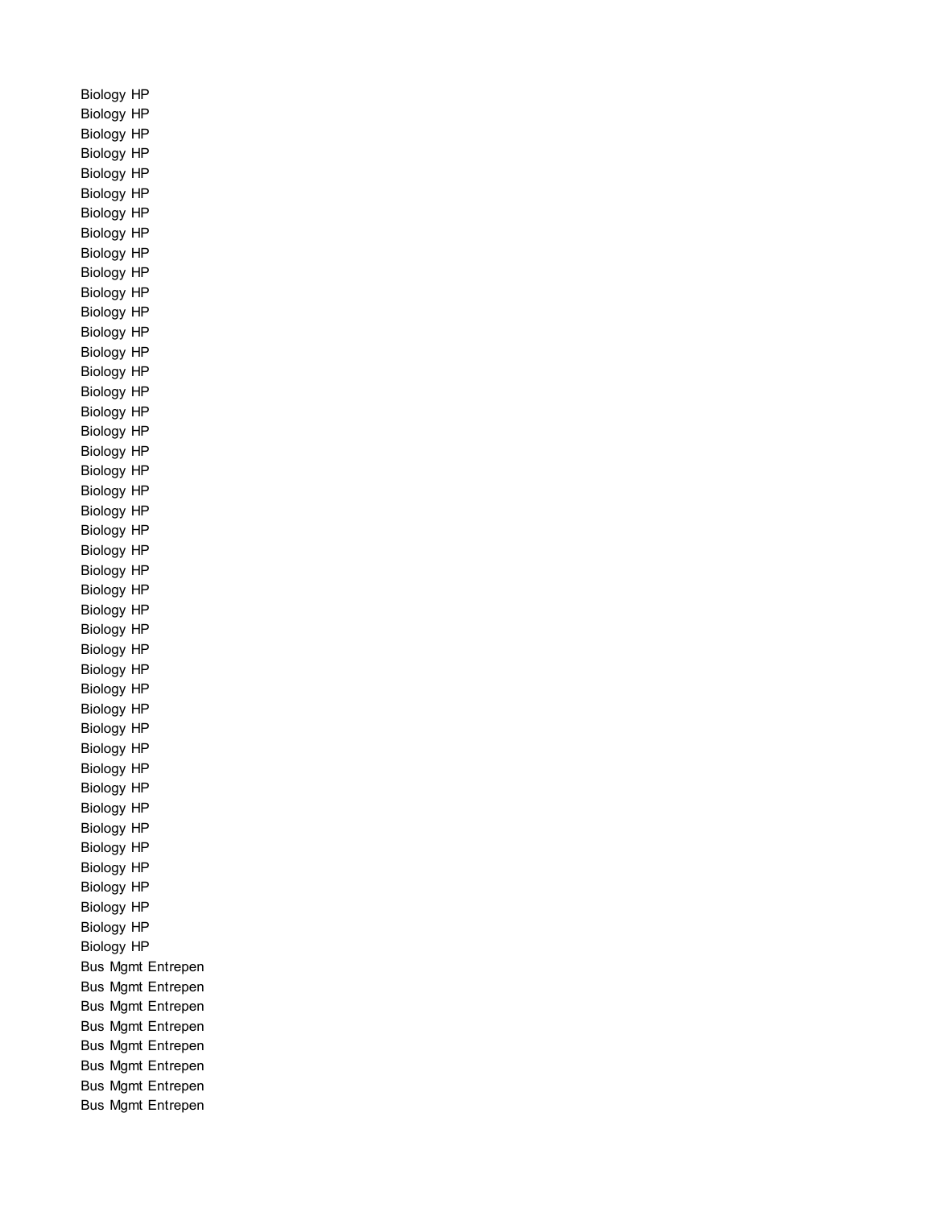Biology HP
Biology HP
Biology HP
Biology HP
Biology HP
Biology HP
Biology HP
Biology HP
Biology HP
Biology HP
Biology HP
Biology HP
Biology HP
Biology HP
Biology HP
Biology HP
Biology HP
Biology HP
Biology HP
Biology HP
Biology HP
Biology HP
Biology HP
Biology HP
Biology HP
Biology HP
Biology HP
Biology HP
Biology HP
Biology HP
Biology HP
Biology HP
Biology HP
Biology HP
Biology HP
Biology HP
Biology HP
Biology HP
Biology HP
Biology HP
Biology HP
Biology HP
Biology HP
Biology HP
Bus Mgmt Entrepen
Bus Mgmt Entrepen
Bus Mgmt Entrepen
Bus Mgmt Entrepen
Bus Mgmt Entrepen
Bus Mgmt Entrepen
Bus Mgmt Entrepen
Bus Mgmt Entrepen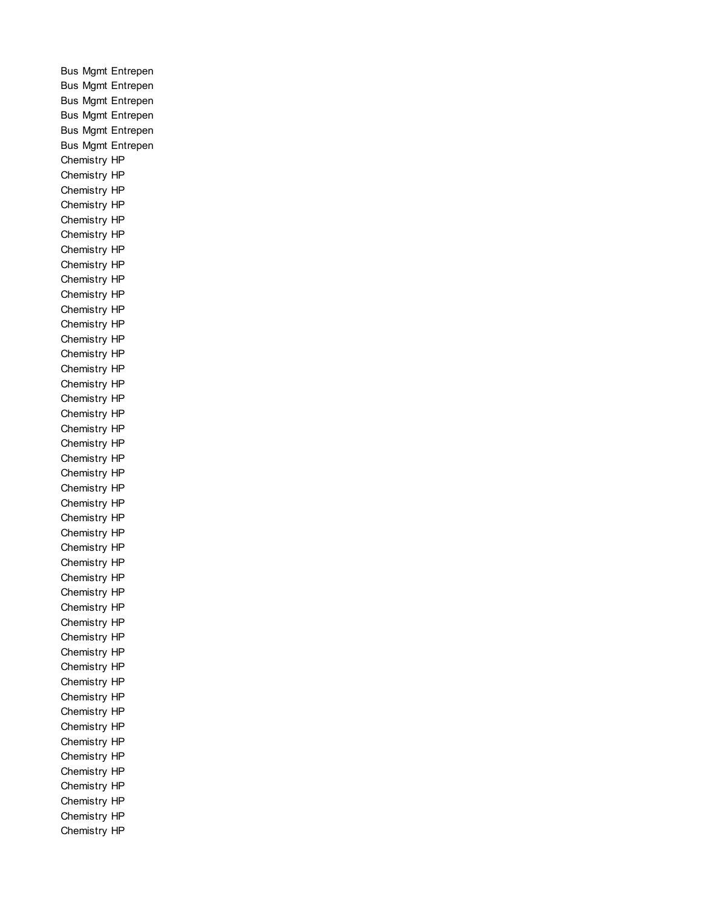Bus Mgmt Entrepen
Bus Mgmt Entrepen
Bus Mgmt Entrepen
Bus Mgmt Entrepen
Bus Mgmt Entrepen
Bus Mgmt Entrepen
Chemistry HP
Chemistry HP
Chemistry HP
Chemistry HP
Chemistry HP
Chemistry HP
Chemistry HP
Chemistry HP
Chemistry HP
Chemistry HP
Chemistry HP
Chemistry HP
Chemistry HP
Chemistry HP
Chemistry HP
Chemistry HP
Chemistry HP
Chemistry HP
Chemistry HP
Chemistry HP
Chemistry HP
Chemistry HP
Chemistry HP
Chemistry HP
Chemistry HP
Chemistry HP
Chemistry HP
Chemistry HP
Chemistry HP
Chemistry HP
Chemistry HP
Chemistry HP
Chemistry HP
Chemistry HP
Chemistry HP
Chemistry HP
Chemistry HP
Chemistry HP
Chemistry HP
Chemistry HP
Chemistry HP
Chemistry HP
Chemistry HP
Chemistry HP
Chemistry HP
Chemistry HP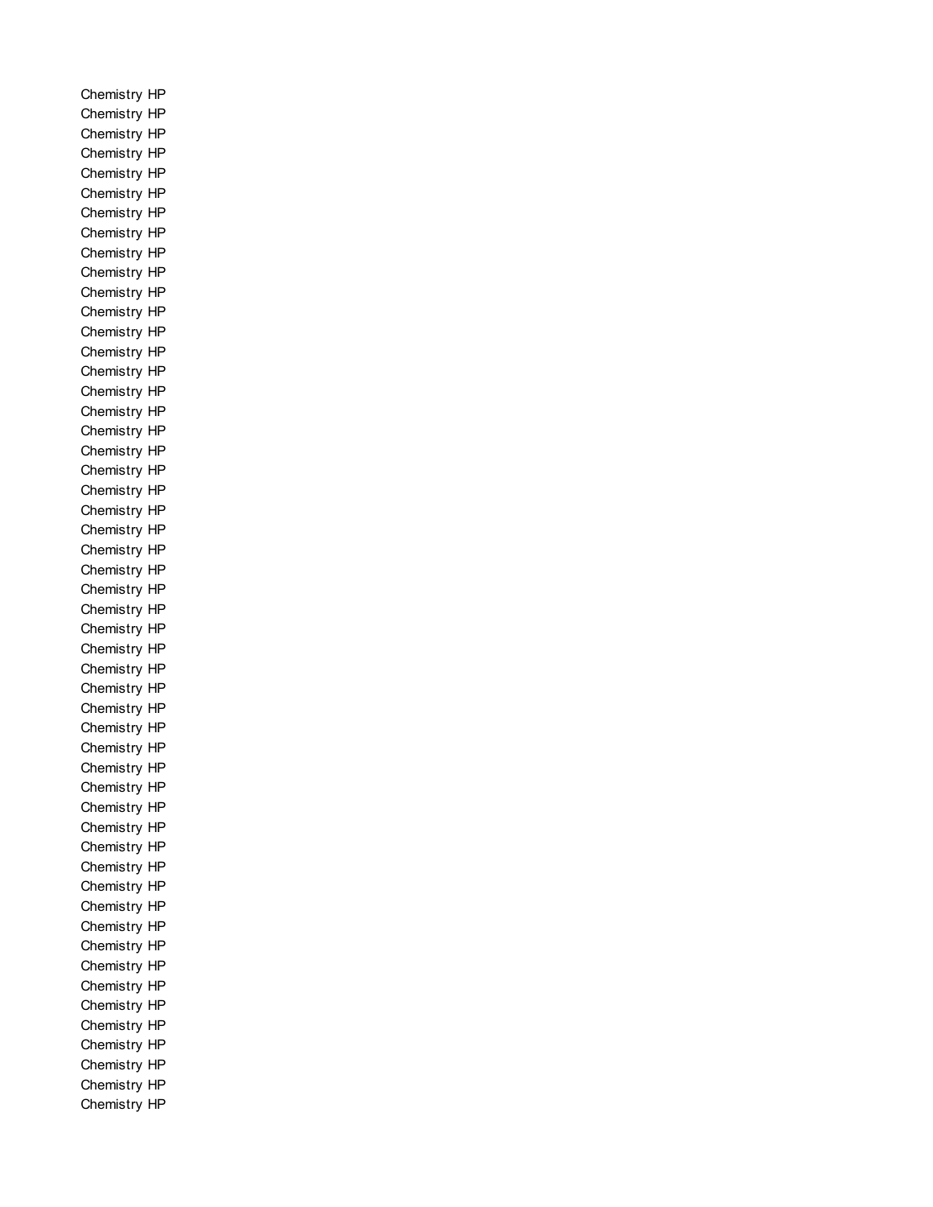Chemistry HP
Chemistry HP
Chemistry HP
Chemistry HP
Chemistry HP
Chemistry HP
Chemistry HP
Chemistry HP
Chemistry HP
Chemistry HP
Chemistry HP
Chemistry HP
Chemistry HP
Chemistry HP
Chemistry HP
Chemistry HP
Chemistry HP
Chemistry HP
Chemistry HP
Chemistry HP
Chemistry HP
Chemistry HP
Chemistry HP
Chemistry HP
Chemistry HP
Chemistry HP
Chemistry HP
Chemistry HP
Chemistry HP
Chemistry HP
Chemistry HP
Chemistry HP
Chemistry HP
Chemistry HP
Chemistry HP
Chemistry HP
Chemistry HP
Chemistry HP
Chemistry HP
Chemistry HP
Chemistry HP
Chemistry HP
Chemistry HP
Chemistry HP
Chemistry HP
Chemistry HP
Chemistry HP
Chemistry HP
Chemistry HP
Chemistry HP
Chemistry HP
Chemistry HP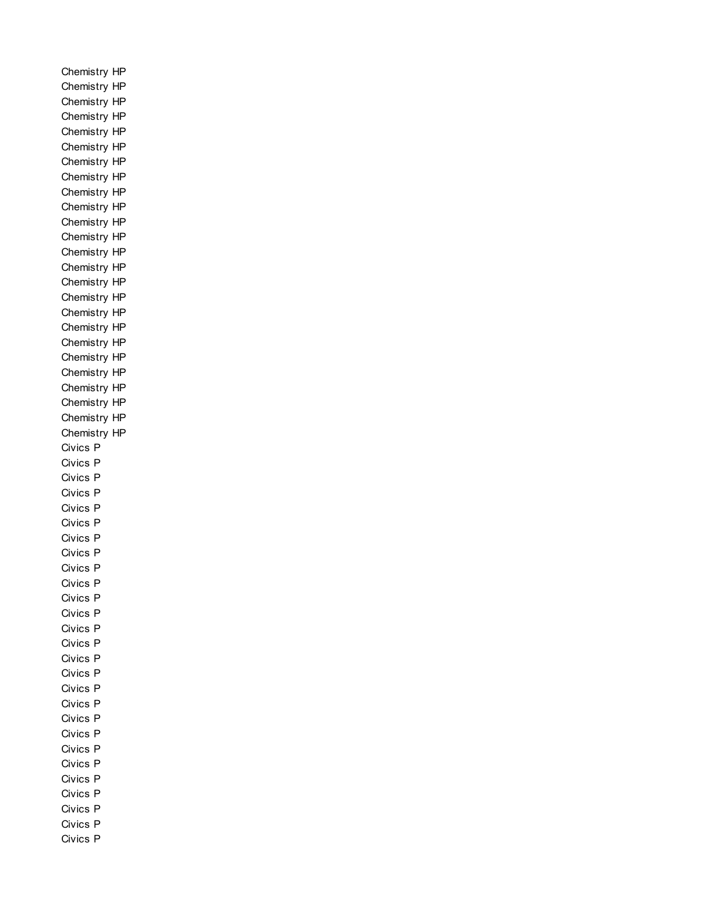Chemistry HP
Chemistry HP
Chemistry HP
Chemistry HP
Chemistry HP
Chemistry HP
Chemistry HP
Chemistry HP
Chemistry HP
Chemistry HP
Chemistry HP
Chemistry HP
Chemistry HP
Chemistry HP
Chemistry HP
Chemistry HP
Chemistry HP
Chemistry HP
Chemistry HP
Chemistry HP
Chemistry HP
Chemistry HP
Chemistry HP
Chemistry HP
Chemistry HP
Civics P
Civics P
Civics P
Civics P
Civics P
Civics P
Civics P
Civics P
Civics P
Civics P
Civics P
Civics P
Civics P
Civics P
Civics P
Civics P
Civics P
Civics P
Civics P
Civics P
Civics P
Civics P
Civics P
Civics P
Civics P
Civics P
Civics P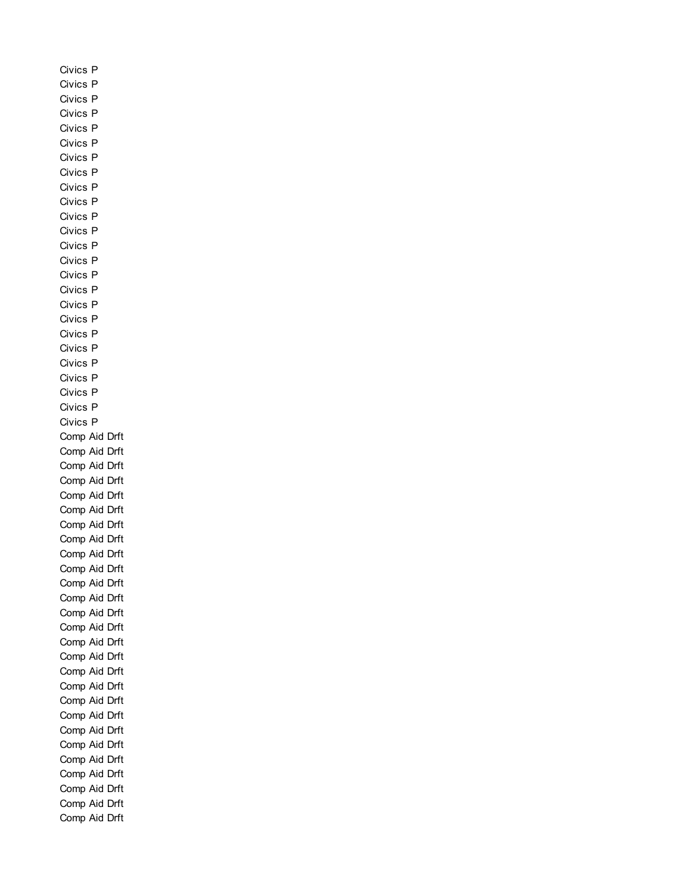Civics P
Civics P
Civics P
Civics P
Civics P
Civics P
Civics P
Civics P
Civics P
Civics P
Civics P
Civics P
Civics P
Civics P
Civics P
Civics P
Civics P
Civics P
Civics P
Civics P
Civics P
Civics P
Civics P
Civics P
Civics P
Comp Aid Drft
Comp Aid Drft
Comp Aid Drft
Comp Aid Drft
Comp Aid Drft
Comp Aid Drft
Comp Aid Drft
Comp Aid Drft
Comp Aid Drft
Comp Aid Drft
Comp Aid Drft
Comp Aid Drft
Comp Aid Drft
Comp Aid Drft
Comp Aid Drft
Comp Aid Drft
Comp Aid Drft
Comp Aid Drft
Comp Aid Drft
Comp Aid Drft
Comp Aid Drft
Comp Aid Drft
Comp Aid Drft
Comp Aid Drft
Comp Aid Drft
Comp Aid Drft
Comp Aid Drft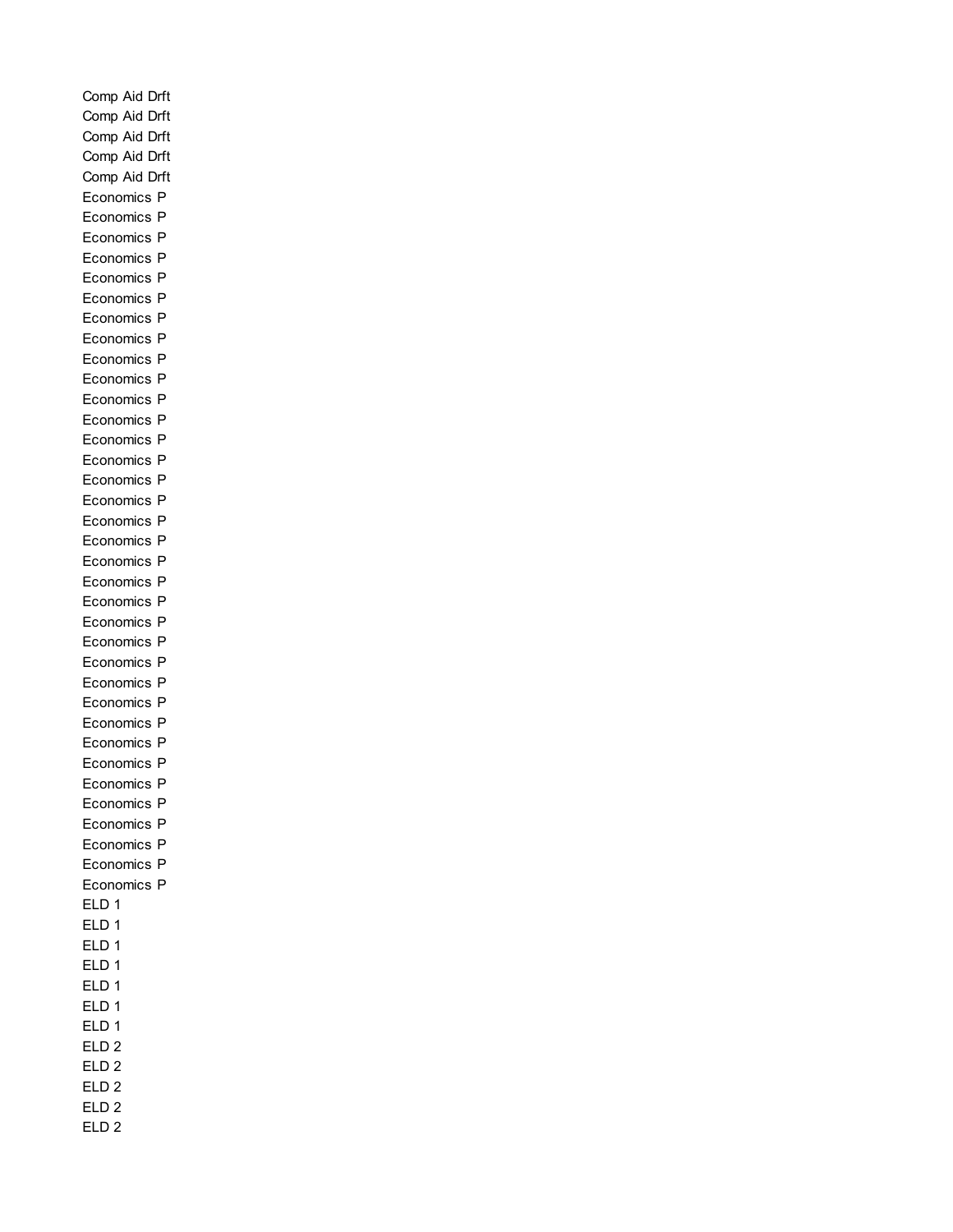Comp Aid Drft
Comp Aid Drft
Comp Aid Drft
Comp Aid Drft
Comp Aid Drft
Economics P
Economics P
Economics P
Economics P
Economics P
Economics P
Economics P
Economics P
Economics P
Economics P
Economics P
Economics P
Economics P
Economics P
Economics P
Economics P
Economics P
Economics P
Economics P
Economics P
Economics P
Economics P
Economics P
Economics P
Economics P
Economics P
Economics P
Economics P
Economics P
Economics P
Economics P
Economics P
Economics P
Economics P
Economics P
ELD 1
ELD 1
ELD 1
ELD 1
ELD 1
ELD 1
ELD 1
ELD 2
ELD 2
ELD 2
ELD 2
ELD 2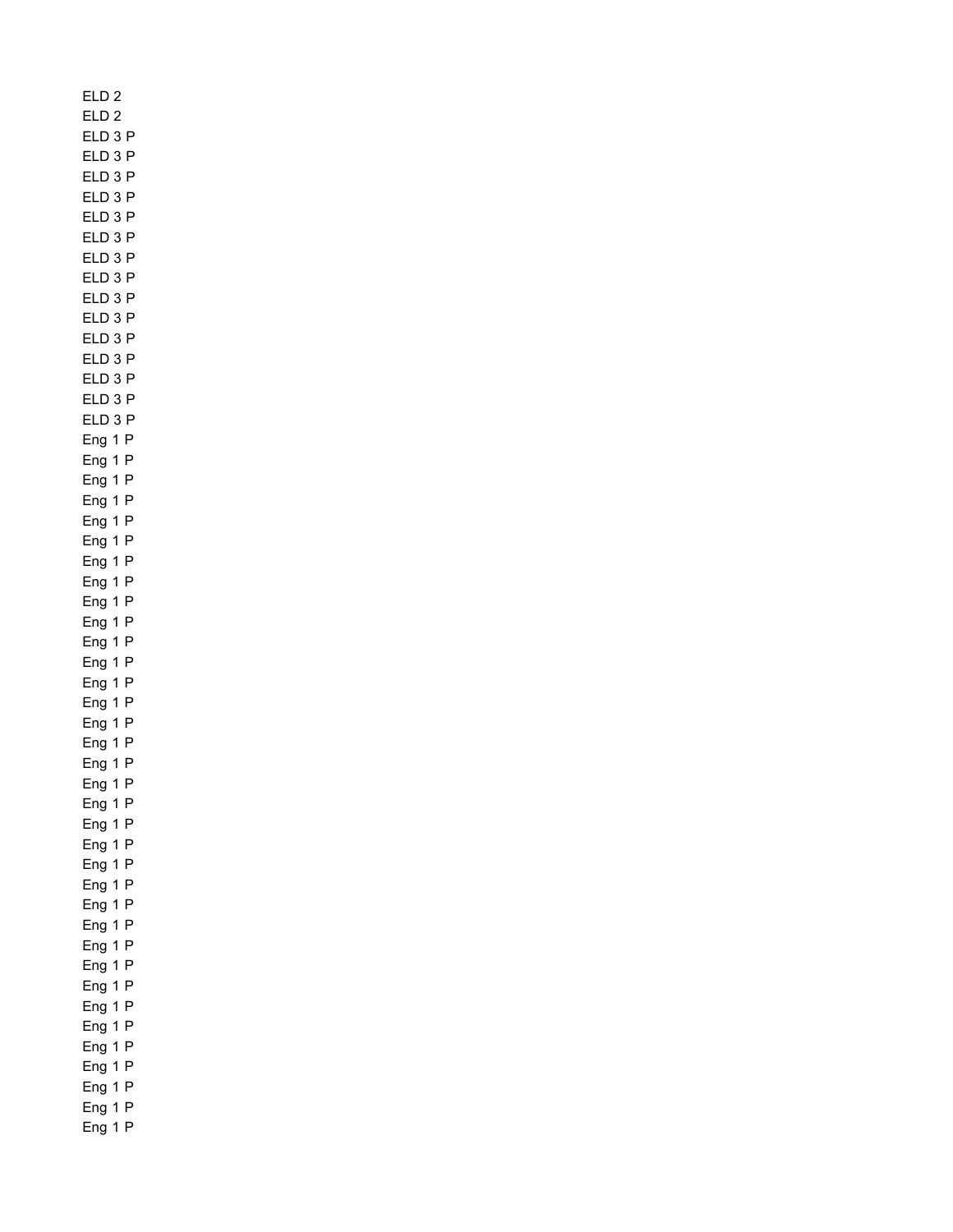ELD 2
ELD 2
ELD 3 P
ELD 3 P
ELD 3 P
ELD 3 P
ELD 3 P
ELD 3 P
ELD 3 P
ELD 3 P
ELD 3 P
ELD 3 P
ELD 3 P
ELD 3 P
ELD 3 P
ELD 3 P
ELD 3 P
Eng 1 P
Eng 1 P
Eng 1 P
Eng 1 P
Eng 1 P
Eng 1 P
Eng 1 P
Eng 1 P
Eng 1 P
Eng 1 P
Eng 1 P
Eng 1 P
Eng 1 P
Eng 1 P
Eng 1 P
Eng 1 P
Eng 1 P
Eng 1 P
Eng 1 P
Eng 1 P
Eng 1 P
Eng 1 P
Eng 1 P
Eng 1 P
Eng 1 P
Eng 1 P
Eng 1 P
Eng 1 P
Eng 1 P
Eng 1 P
Eng 1 P
Eng 1 P
Eng 1 P
Eng 1 P
Eng 1 P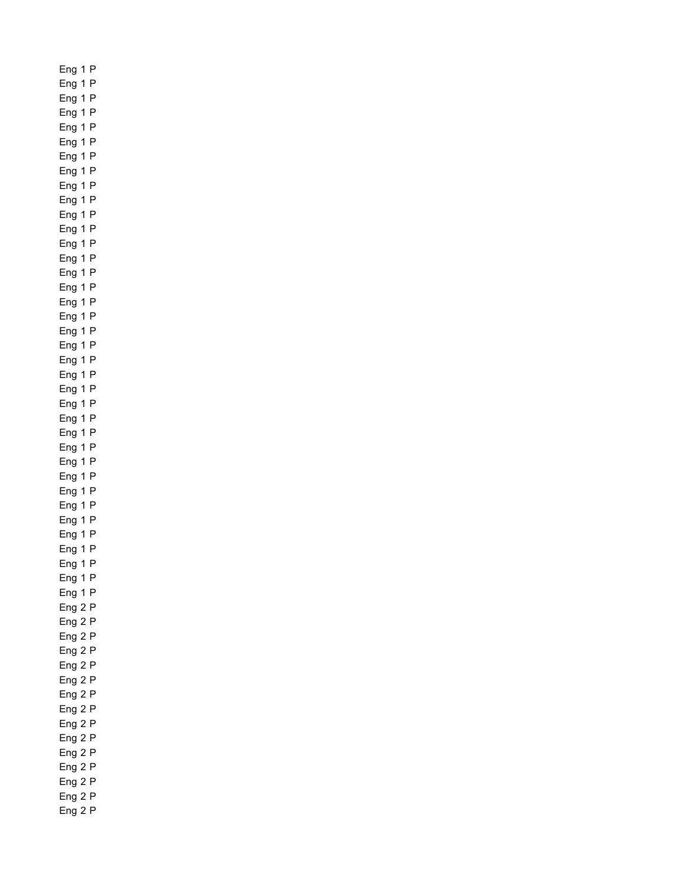Eng 1 P
Eng 1 P
Eng 1 P
Eng 1 P
Eng 1 P
Eng 1 P
Eng 1 P
Eng 1 P
Eng 1 P
Eng 1 P
Eng 1 P
Eng 1 P
Eng 1 P
Eng 1 P
Eng 1 P
Eng 1 P
Eng 1 P
Eng 1 P
Eng 1 P
Eng 1 P
Eng 1 P
Eng 1 P
Eng 1 P
Eng 1 P
Eng 1 P
Eng 1 P
Eng 1 P
Eng 1 P
Eng 1 P
Eng 1 P
Eng 1 P
Eng 1 P
Eng 1 P
Eng 1 P
Eng 1 P
Eng 1 P
Eng 1 P
Eng 2 P
Eng 2 P
Eng 2 P
Eng 2 P
Eng 2 P
Eng 2 P
Eng 2 P
Eng 2 P
Eng 2 P
Eng 2 P
Eng 2 P
Eng 2 P
Eng 2 P
Eng 2 P
Eng 2 P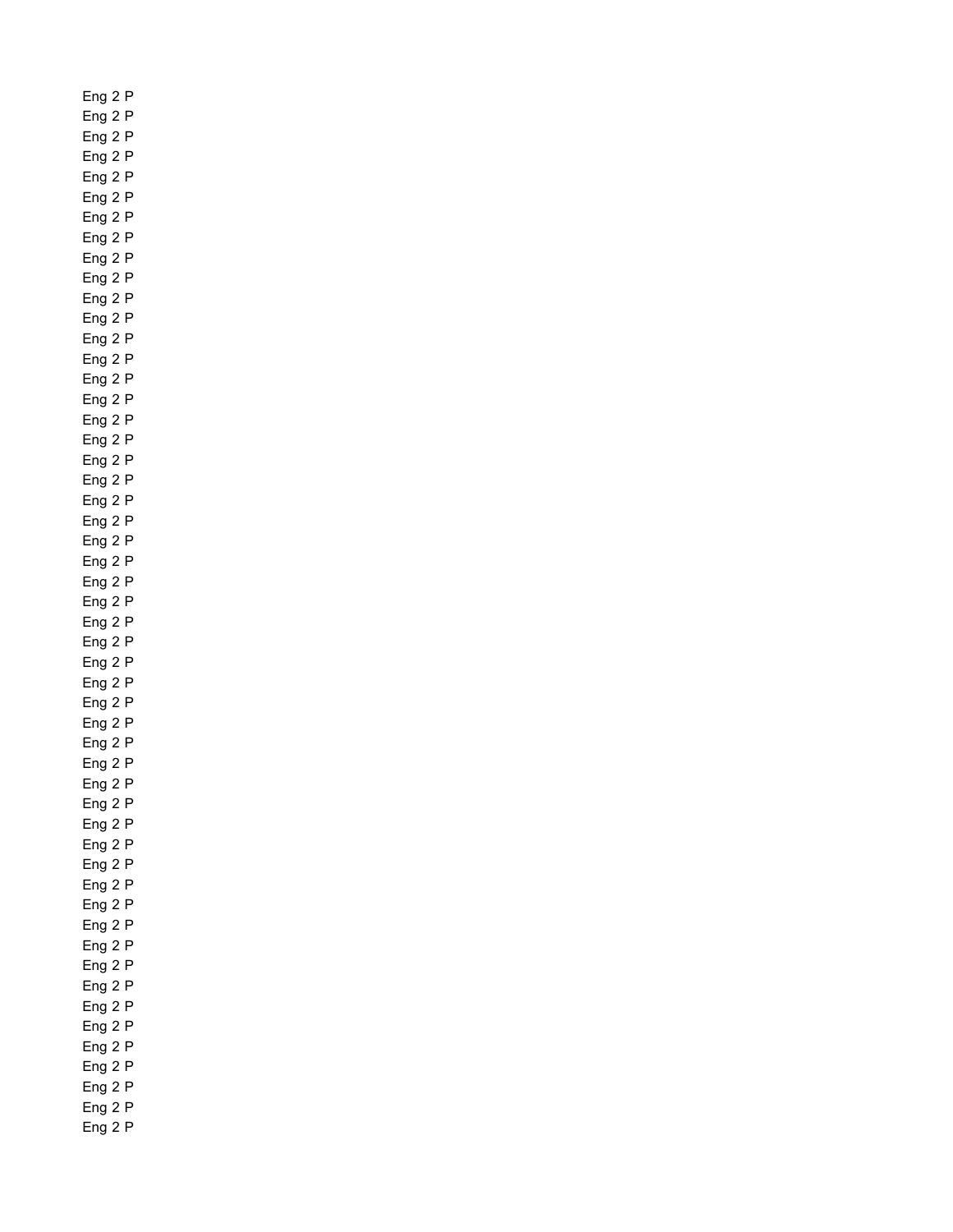Eng 2 P
Eng 2 P
Eng 2 P
Eng 2 P
Eng 2 P
Eng 2 P
Eng 2 P
Eng 2 P
Eng 2 P
Eng 2 P
Eng 2 P
Eng 2 P
Eng 2 P
Eng 2 P
Eng 2 P
Eng 2 P
Eng 2 P
Eng 2 P
Eng 2 P
Eng 2 P
Eng 2 P
Eng 2 P
Eng 2 P
Eng 2 P
Eng 2 P
Eng 2 P
Eng 2 P
Eng 2 P
Eng 2 P
Eng 2 P
Eng 2 P
Eng 2 P
Eng 2 P
Eng 2 P
Eng 2 P
Eng 2 P
Eng 2 P
Eng 2 P
Eng 2 P
Eng 2 P
Eng 2 P
Eng 2 P
Eng 2 P
Eng 2 P
Eng 2 P
Eng 2 P
Eng 2 P
Eng 2 P
Eng 2 P
Eng 2 P
Eng 2 P
Eng 2 P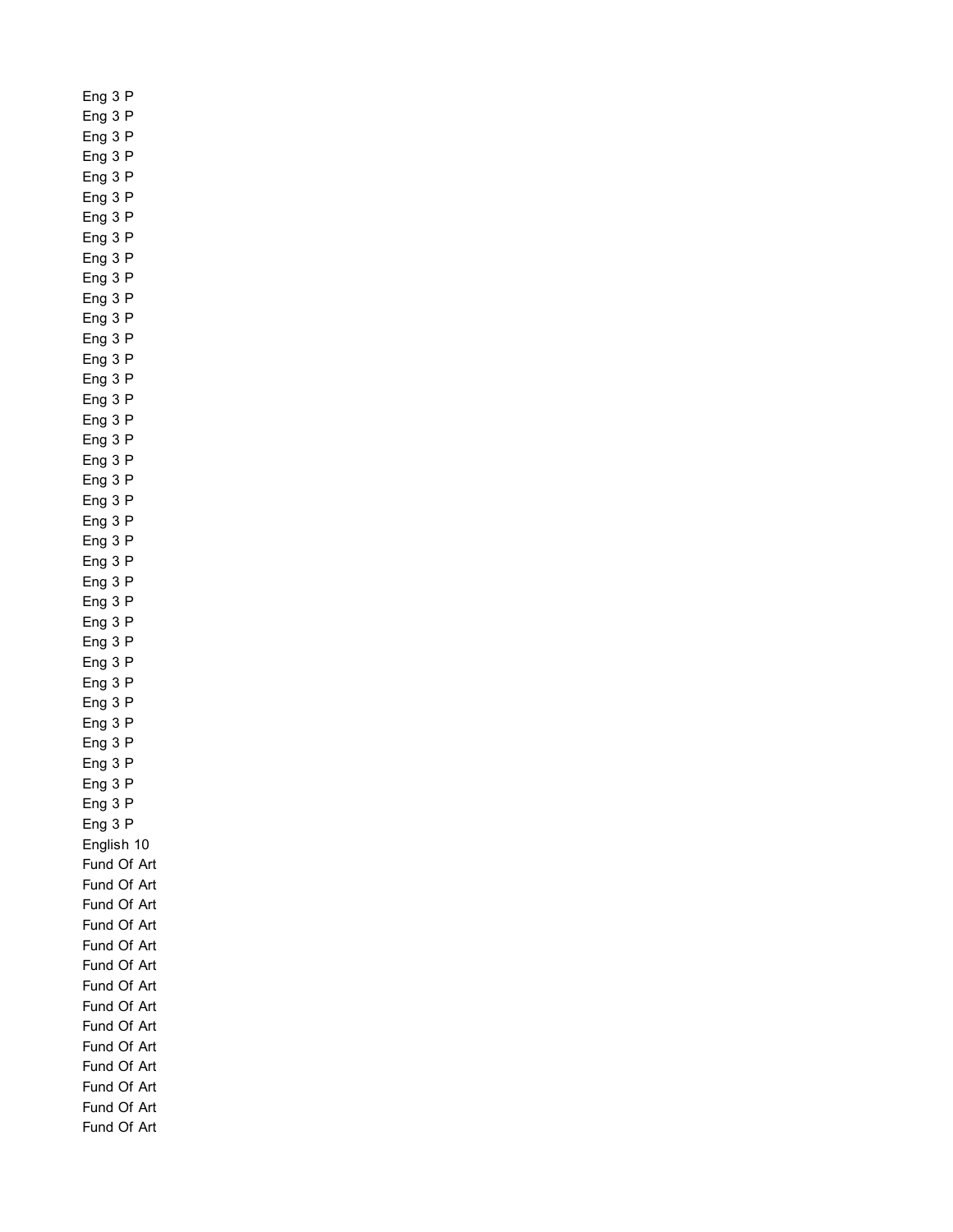Eng 3 P
Eng 3 P
Eng 3 P
Eng 3 P
Eng 3 P
Eng 3 P
Eng 3 P
Eng 3 P
Eng 3 P
Eng 3 P
Eng 3 P
Eng 3 P
Eng 3 P
Eng 3 P
Eng 3 P
Eng 3 P
Eng 3 P
Eng 3 P
Eng 3 P
Eng 3 P
Eng 3 P
Eng 3 P
Eng 3 P
Eng 3 P
Eng 3 P
Eng 3 P
Eng 3 P
Eng 3 P
Eng 3 P
Eng 3 P
Eng 3 P
Eng 3 P
Eng 3 P
Eng 3 P
Eng 3 P
Eng 3 P
Eng 3 P
English 10
Fund Of Art
Fund Of Art
Fund Of Art
Fund Of Art
Fund Of Art
Fund Of Art
Fund Of Art
Fund Of Art
Fund Of Art
Fund Of Art
Fund Of Art
Fund Of Art
Fund Of Art
Fund Of Art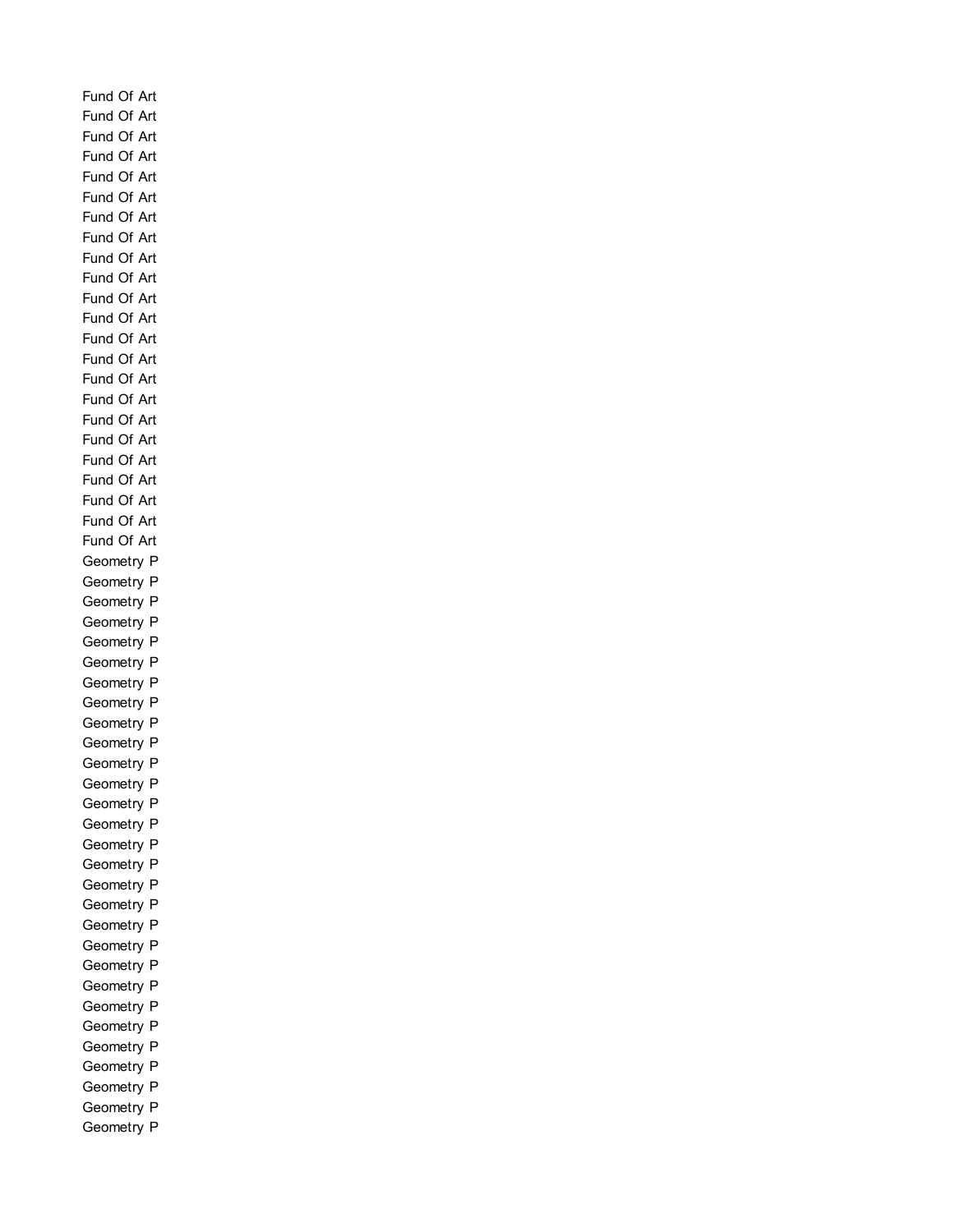Fund Of Art
Fund Of Art
Fund Of Art
Fund Of Art
Fund Of Art
Fund Of Art
Fund Of Art
Fund Of Art
Fund Of Art
Fund Of Art
Fund Of Art
Fund Of Art
Fund Of Art
Fund Of Art
Fund Of Art
Fund Of Art
Fund Of Art
Fund Of Art
Fund Of Art
Fund Of Art
Fund Of Art
Fund Of Art
Fund Of Art
Geometry P
Geometry P
Geometry P
Geometry P
Geometry P
Geometry P
Geometry P
Geometry P
Geometry P
Geometry P
Geometry P
Geometry P
Geometry P
Geometry P
Geometry P
Geometry P
Geometry P
Geometry P
Geometry P
Geometry P
Geometry P
Geometry P
Geometry P
Geometry P
Geometry P
Geometry P
Geometry P
Geometry P
Geometry P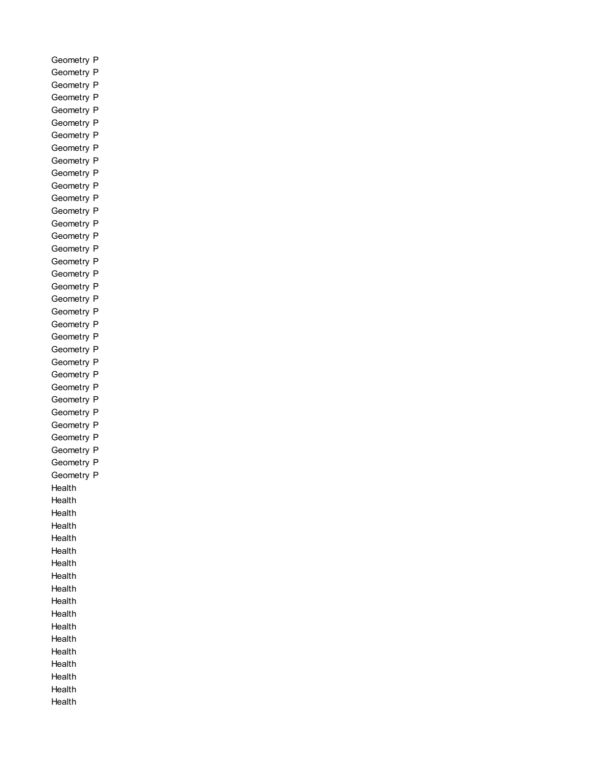Geometry P
Geometry P
Geometry P
Geometry P
Geometry P
Geometry P
Geometry P
Geometry P
Geometry P
Geometry P
Geometry P
Geometry P
Geometry P
Geometry P
Geometry P
Geometry P
Geometry P
Geometry P
Geometry P
Geometry P
Geometry P
Geometry P
Geometry P
Geometry P
Geometry P
Geometry P
Geometry P
Geometry P
Geometry P
Geometry P
Geometry P
Geometry P
Geometry P
Geometry P
Health
Health
Health
Health
Health
Health
Health
Health
Health
Health
Health
Health
Health
Health
Health
Health
Health
Health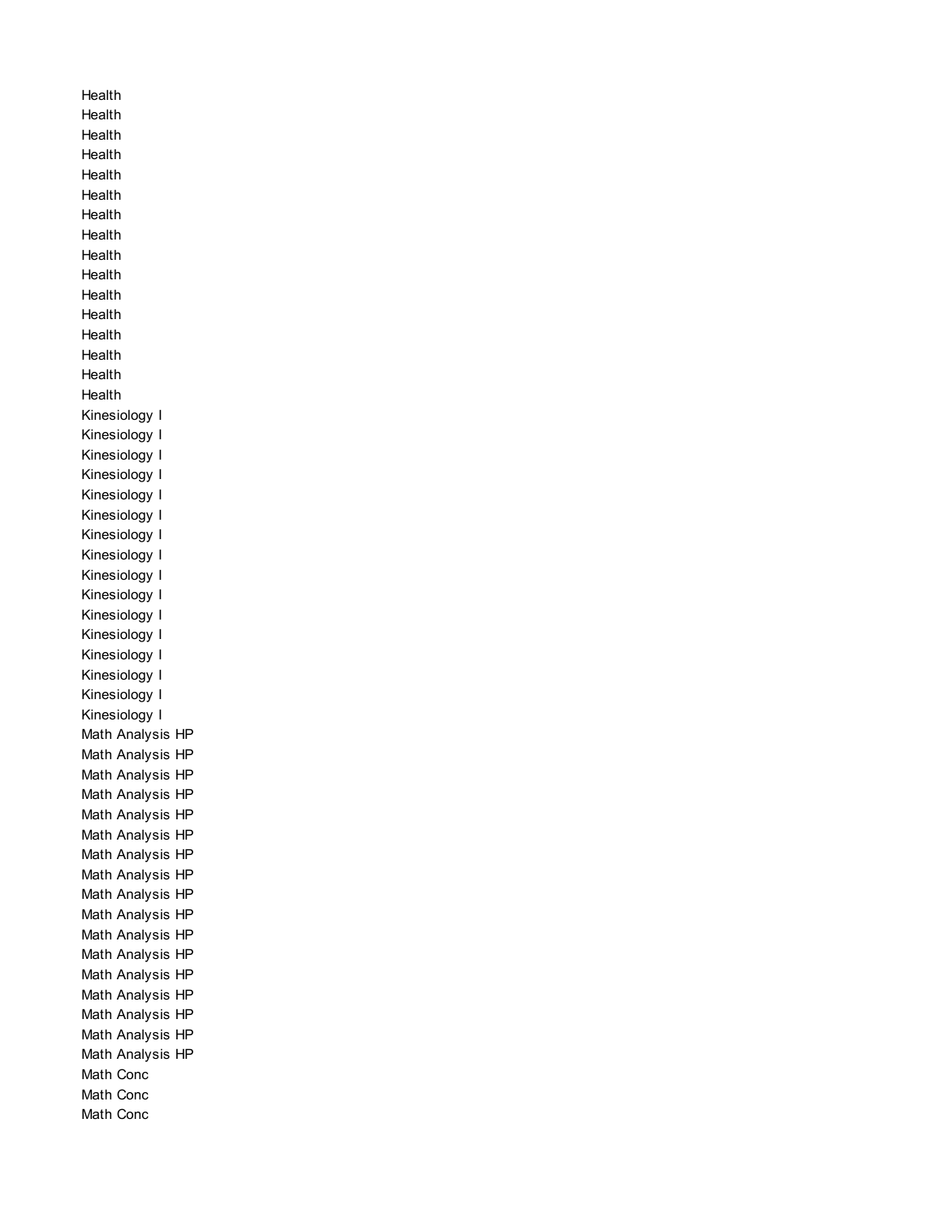Health
Health
Health
Health
Health
Health
Health
Health
Health
Health
Health
Health
Health
Health
Health
Health
Kinesiology I
Kinesiology I
Kinesiology I
Kinesiology I
Kinesiology I
Kinesiology I
Kinesiology I
Kinesiology I
Kinesiology I
Kinesiology I
Kinesiology I
Kinesiology I
Kinesiology I
Kinesiology I
Kinesiology I
Kinesiology I
Math Analysis HP
Math Analysis HP
Math Analysis HP
Math Analysis HP
Math Analysis HP
Math Analysis HP
Math Analysis HP
Math Analysis HP
Math Analysis HP
Math Analysis HP
Math Analysis HP
Math Analysis HP
Math Analysis HP
Math Analysis HP
Math Analysis HP
Math Analysis HP
Math Analysis HP
Math Conc
Math Conc
Math Conc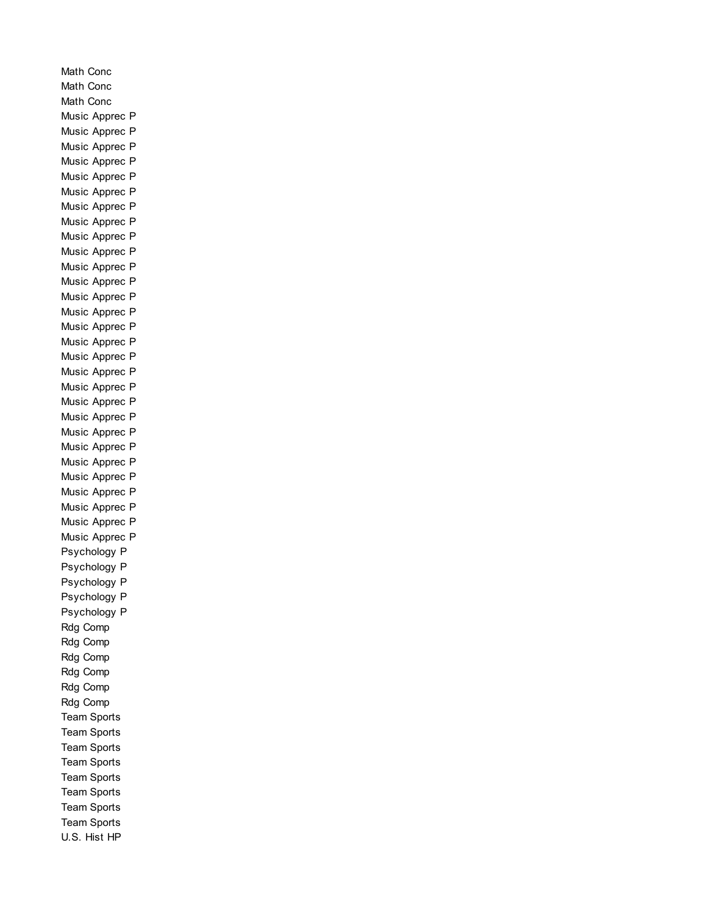Math Conc
Math Conc
Math Conc
Music Apprec P
Music Apprec P
Music Apprec P
Music Apprec P
Music Apprec P
Music Apprec P
Music Apprec P
Music Apprec P
Music Apprec P
Music Apprec P
Music Apprec P
Music Apprec P
Music Apprec P
Music Apprec P
Music Apprec P
Music Apprec P
Music Apprec P
Music Apprec P
Music Apprec P
Music Apprec P
Music Apprec P
Music Apprec P
Music Apprec P
Music Apprec P
Music Apprec P
Music Apprec P
Music Apprec P
Music Apprec P
Music Apprec P
Psychology P
Psychology P
Psychology P
Psychology P
Psychology P
Rdg Comp
Rdg Comp
Rdg Comp
Rdg Comp
Rdg Comp
Rdg Comp
Team Sports
Team Sports
Team Sports
Team Sports
Team Sports
Team Sports
Team Sports
Team Sports
U.S. Hist HP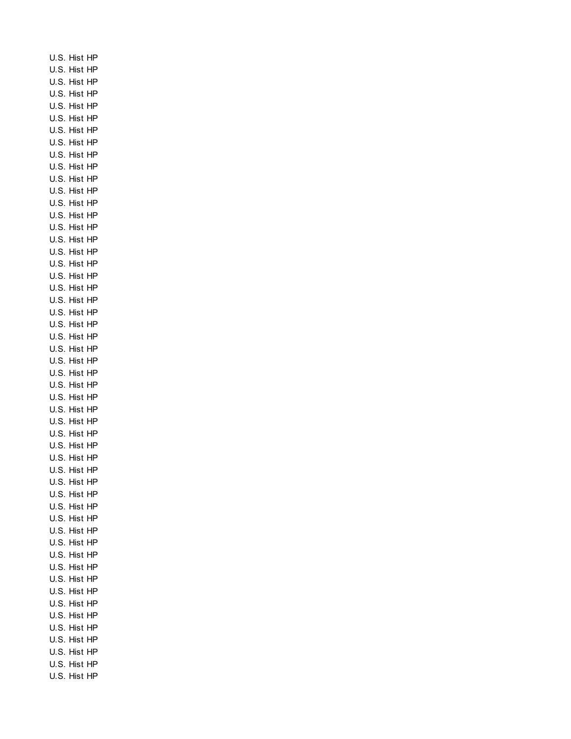U.S. Hist HP
U.S. Hist HP
U.S. Hist HP
U.S. Hist HP
U.S. Hist HP
U.S. Hist HP
U.S. Hist HP
U.S. Hist HP
U.S. Hist HP
U.S. Hist HP
U.S. Hist HP
U.S. Hist HP
U.S. Hist HP
U.S. Hist HP
U.S. Hist HP
U.S. Hist HP
U.S. Hist HP
U.S. Hist HP
U.S. Hist HP
U.S. Hist HP
U.S. Hist HP
U.S. Hist HP
U.S. Hist HP
U.S. Hist HP
U.S. Hist HP
U.S. Hist HP
U.S. Hist HP
U.S. Hist HP
U.S. Hist HP
U.S. Hist HP
U.S. Hist HP
U.S. Hist HP
U.S. Hist HP
U.S. Hist HP
U.S. Hist HP
U.S. Hist HP
U.S. Hist HP
U.S. Hist HP
U.S. Hist HP
U.S. Hist HP
U.S. Hist HP
U.S. Hist HP
U.S. Hist HP
U.S. Hist HP
U.S. Hist HP
U.S. Hist HP
U.S. Hist HP
U.S. Hist HP
U.S. Hist HP
U.S. Hist HP
U.S. Hist HP
U.S. Hist HP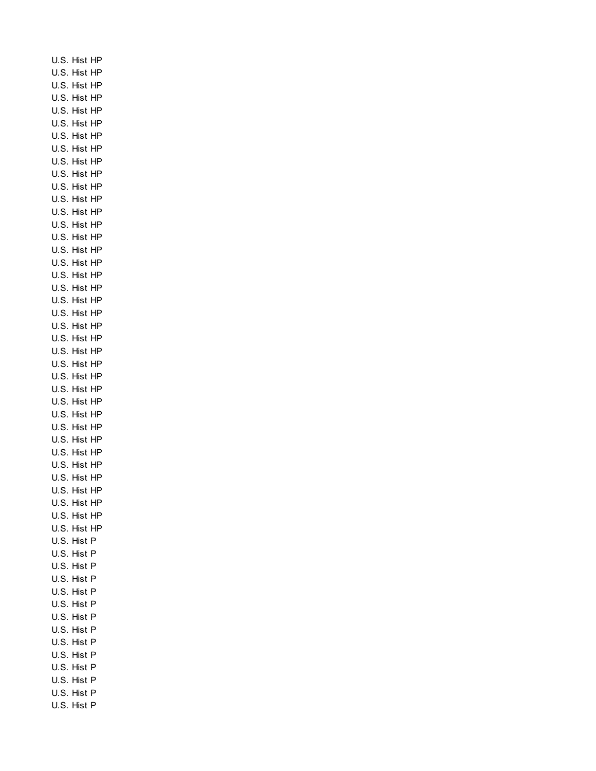U.S. Hist HP
U.S. Hist HP
U.S. Hist HP
U.S. Hist HP
U.S. Hist HP
U.S. Hist HP
U.S. Hist HP
U.S. Hist HP
U.S. Hist HP
U.S. Hist HP
U.S. Hist HP
U.S. Hist HP
U.S. Hist HP
U.S. Hist HP
U.S. Hist HP
U.S. Hist HP
U.S. Hist HP
U.S. Hist HP
U.S. Hist HP
U.S. Hist HP
U.S. Hist HP
U.S. Hist HP
U.S. Hist HP
U.S. Hist HP
U.S. Hist HP
U.S. Hist HP
U.S. Hist HP
U.S. Hist HP
U.S. Hist HP
U.S. Hist HP
U.S. Hist HP
U.S. Hist HP
U.S. Hist HP
U.S. Hist HP
U.S. Hist HP
U.S. Hist HP
U.S. Hist HP
U.S. Hist HP
U.S. Hist P
U.S. Hist P
U.S. Hist P
U.S. Hist P
U.S. Hist P
U.S. Hist P
U.S. Hist P
U.S. Hist P
U.S. Hist P
U.S. Hist P
U.S. Hist P
U.S. Hist P
U.S. Hist P
U.S. Hist P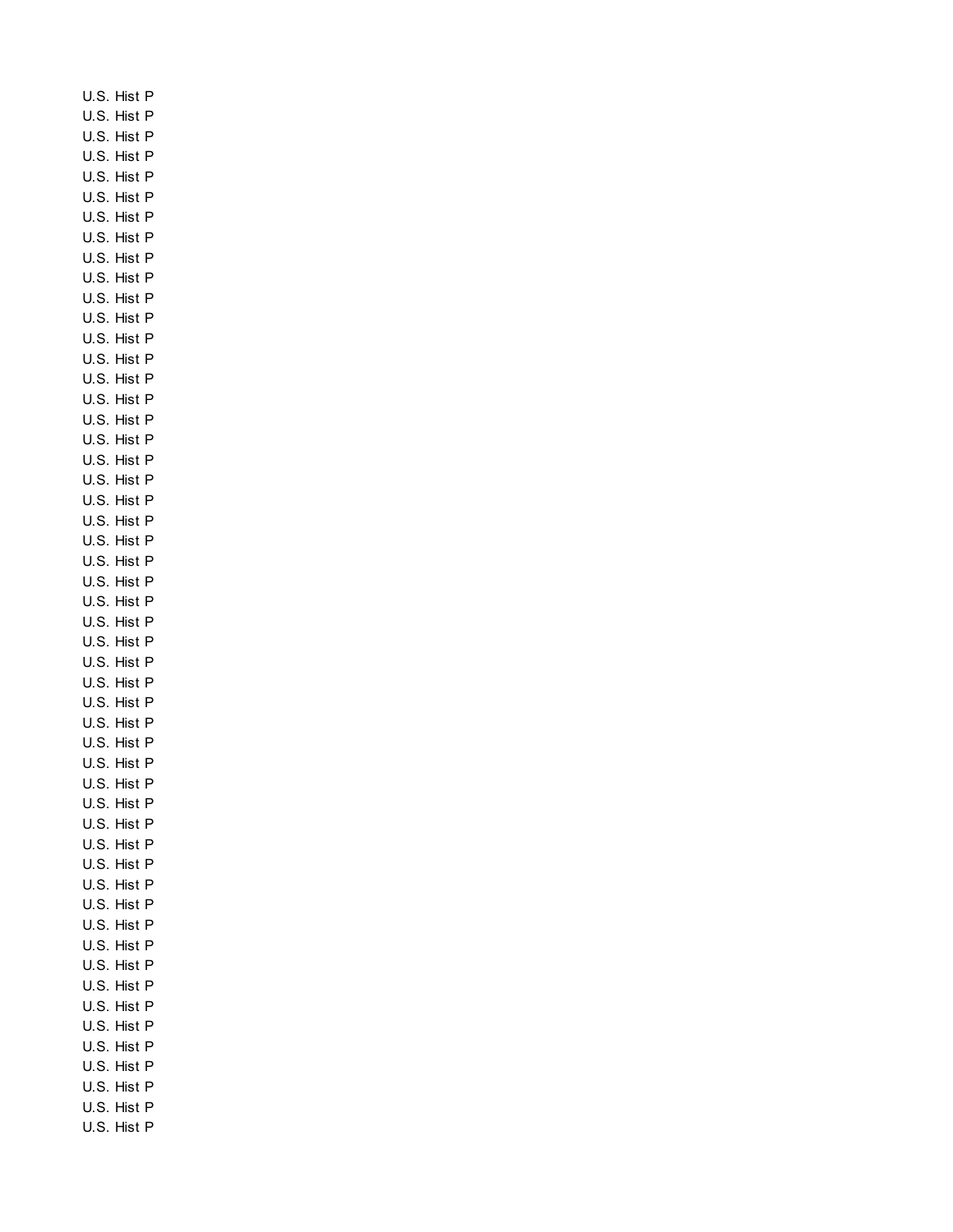U.S. Hist P
U.S. Hist P
U.S. Hist P
U.S. Hist P
U.S. Hist P
U.S. Hist P
U.S. Hist P
U.S. Hist P
U.S. Hist P
U.S. Hist P
U.S. Hist P
U.S. Hist P
U.S. Hist P
U.S. Hist P
U.S. Hist P
U.S. Hist P
U.S. Hist P
U.S. Hist P
U.S. Hist P
U.S. Hist P
U.S. Hist P
U.S. Hist P
U.S. Hist P
U.S. Hist P
U.S. Hist P
U.S. Hist P
U.S. Hist P
U.S. Hist P
U.S. Hist P
U.S. Hist P
U.S. Hist P
U.S. Hist P
U.S. Hist P
U.S. Hist P
U.S. Hist P
U.S. Hist P
U.S. Hist P
U.S. Hist P
U.S. Hist P
U.S. Hist P
U.S. Hist P
U.S. Hist P
U.S. Hist P
U.S. Hist P
U.S. Hist P
U.S. Hist P
U.S. Hist P
U.S. Hist P
U.S. Hist P
U.S. Hist P
U.S. Hist P
U.S. Hist P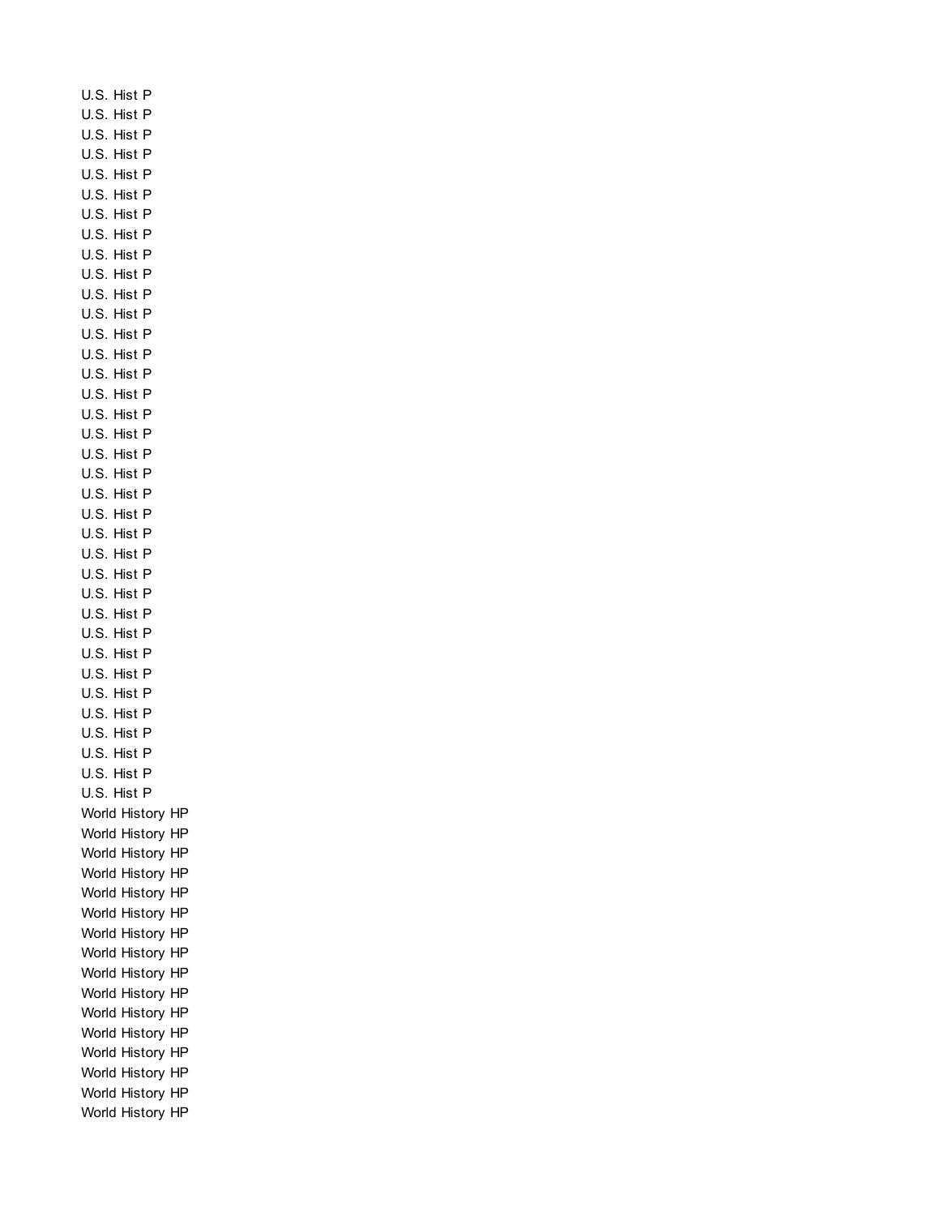U.S. Hist P
U.S. Hist P
U.S. Hist P
U.S. Hist P
U.S. Hist P
U.S. Hist P
U.S. Hist P
U.S. Hist P
U.S. Hist P
U.S. Hist P
U.S. Hist P
U.S. Hist P
U.S. Hist P
U.S. Hist P
U.S. Hist P
U.S. Hist P
U.S. Hist P
U.S. Hist P
U.S. Hist P
U.S. Hist P
U.S. Hist P
U.S. Hist P
U.S. Hist P
U.S. Hist P
U.S. Hist P
U.S. Hist P
U.S. Hist P
U.S. Hist P
U.S. Hist P
U.S. Hist P
U.S. Hist P
U.S. Hist P
U.S. Hist P
U.S. Hist P
U.S. Hist P
U.S. Hist P
World History HP
World History HP
World History HP
World History HP
World History HP
World History HP
World History HP
World History HP
World History HP
World History HP
World History HP
World History HP
World History HP
World History HP
World History HP
World History HP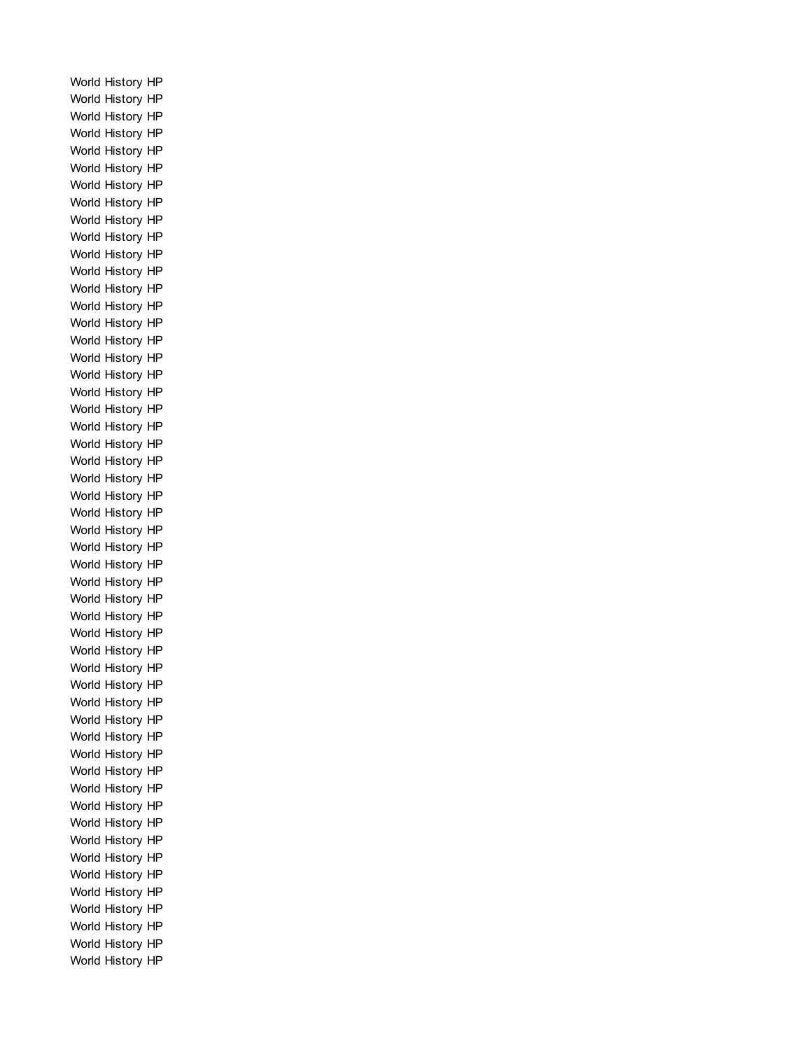World History HP
World History HP
World History HP
World History HP
World History HP
World History HP
World History HP
World History HP
World History HP
World History HP
World History HP
World History HP
World History HP
World History HP
World History HP
World History HP
World History HP
World History HP
World History HP
World History HP
World History HP
World History HP
World History HP
World History HP
World History HP
World History HP
World History HP
World History HP
World History HP
World History HP
World History HP
World History HP
World History HP
World History HP
World History HP
World History HP
World History HP
World History HP
World History HP
World History HP
World History HP
World History HP
World History HP
World History HP
World History HP
World History HP
World History HP
World History HP
World History HP
World History HP
World History HP
World History HP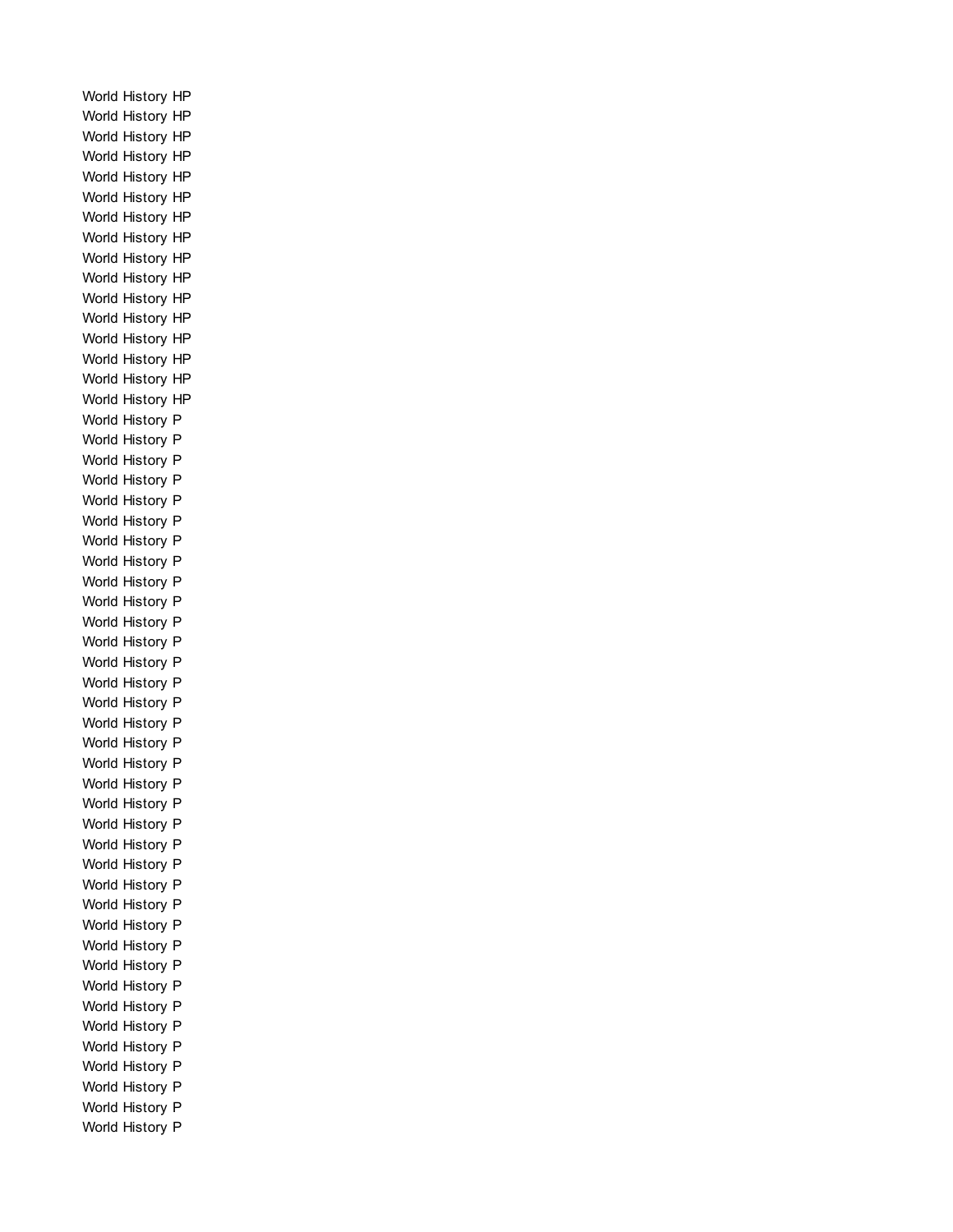World History HP
World History HP
World History HP
World History HP
World History HP
World History HP
World History HP
World History HP
World History HP
World History HP
World History HP
World History HP
World History HP
World History HP
World History HP
World History HP
World History P
World History P
World History P
World History P
World History P
World History P
World History P
World History P
World History P
World History P
World History P
World History P
World History P
World History P
World History P
World History P
World History P
World History P
World History P
World History P
World History P
World History P
World History P
World History P
World History P
World History P
World History P
World History P
World History P
World History P
World History P
World History P
World History P
World History P
World History P
World History P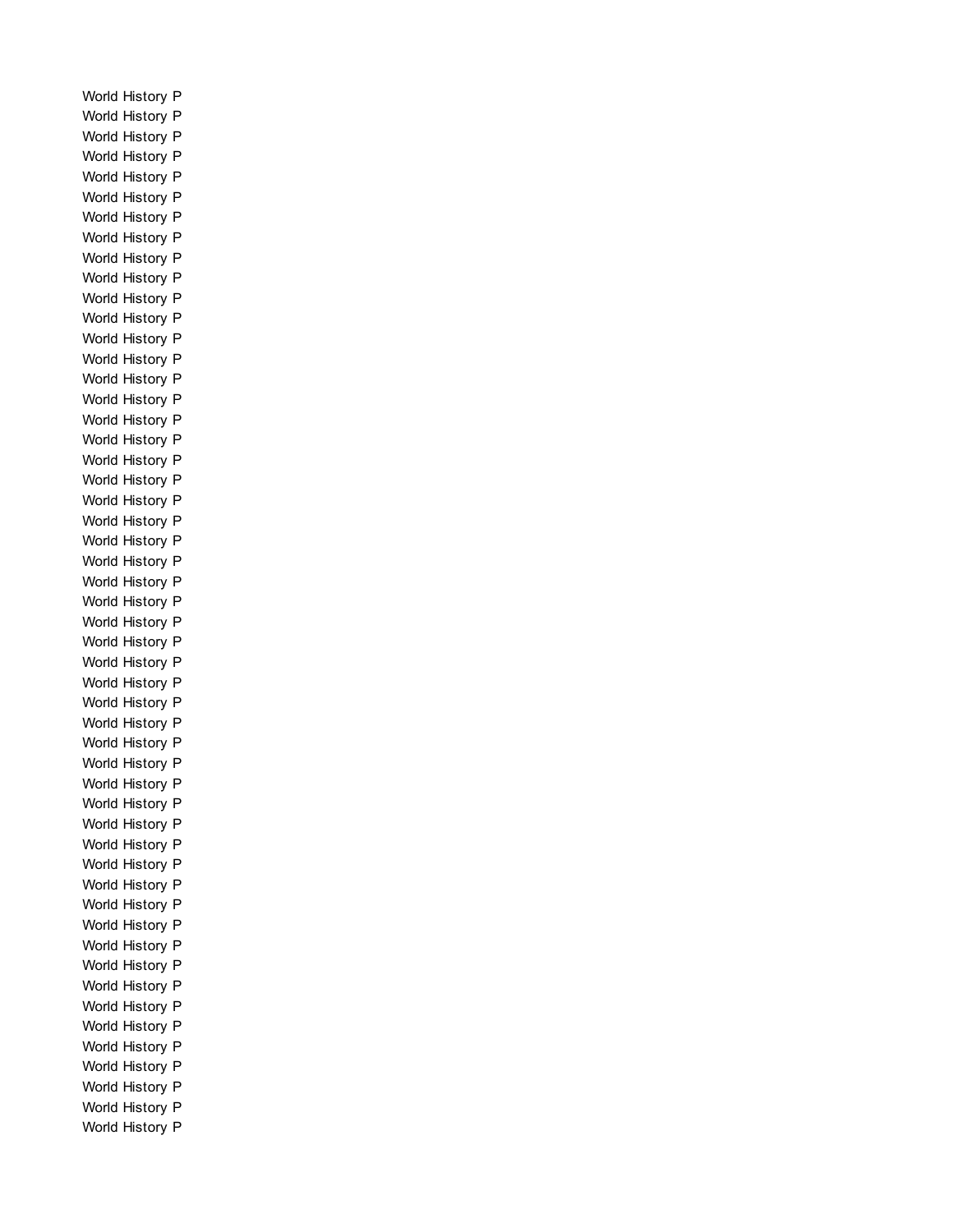World History P
World History P
World History P
World History P
World History P
World History P
World History P
World History P
World History P
World History P
World History P
World History P
World History P
World History P
World History P
World History P
World History P
World History P
World History P
World History P
World History P
World History P
World History P
World History P
World History P
World History P
World History P
World History P
World History P
World History P
World History P
World History P
World History P
World History P
World History P
World History P
World History P
World History P
World History P
World History P
World History P
World History P
World History P
World History P
World History P
World History P
World History P
World History P
World History P
World History P
World History P
World History P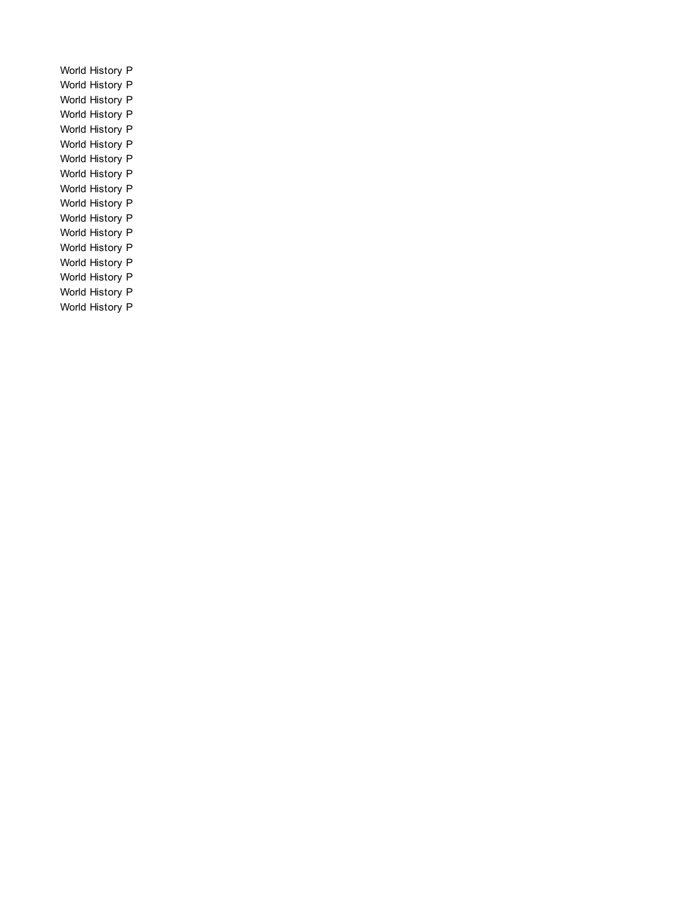World History P
World History P
World History P
World History P
World History P
World History P
World History P
World History P
World History P
World History P
World History P
World History P
World History P
World History P
World History P
World History P
World History P